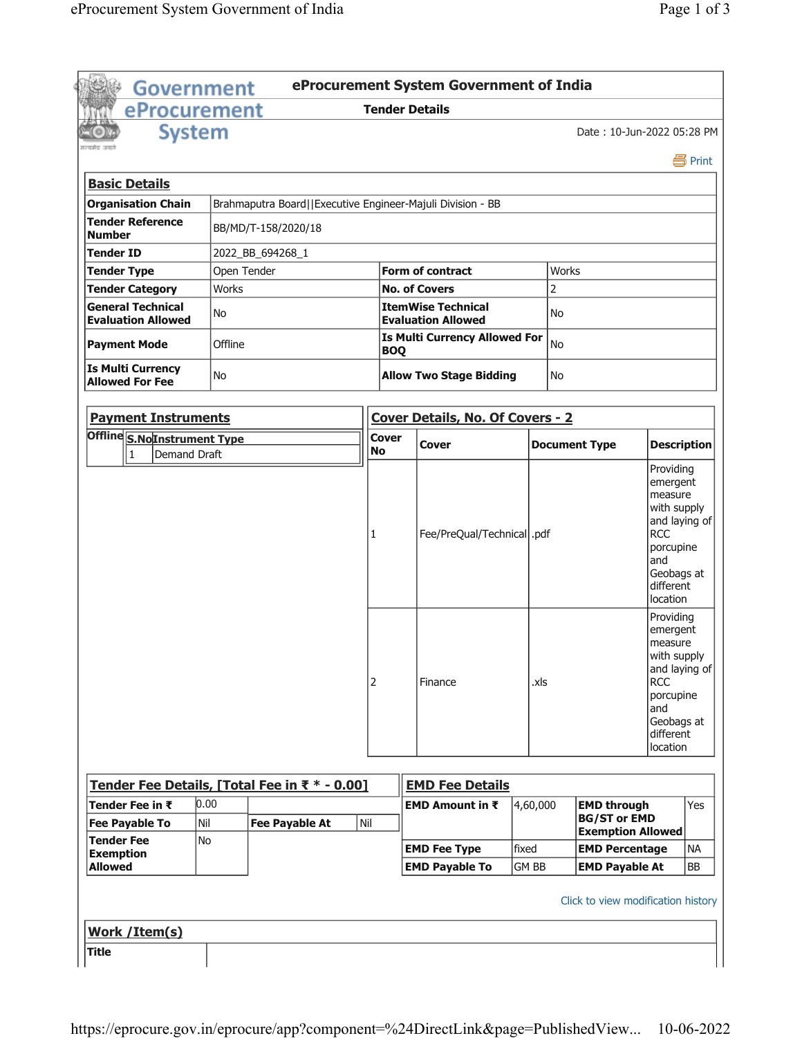# eProcurement System Government of India

## Tender Details

Date : 10-Jun-2022 05:28 PM

Print

### Basic Details

| | | | |
|---|---|---|---|
| **Organisation Chain** | Brahmaputra Board\|\|Executive Engineer-Majuli Division - BB | | |
| **Tender Reference Number** | BB/MD/T-158/2020/18 | | |
| **Tender ID** | 2022_BB_694268_1 | | |
| **Tender Type** | Open Tender | **Form of contract** | Works |
| **Tender Category** | Works | **No. of Covers** | 2 |
| **General Technical Evaluation Allowed** | No | **ItemWise Technical Evaluation Allowed** | No |
| **Payment Mode** | Offline | **Is Multi Currency Allowed For BOQ** | No |
| **Is Multi Currency Allowed For Fee** | No | **Allow Two Stage Bidding** | No |

### Payment Instruments

| | S.No | Instrument Type |
|---|---|---|
| **Offline** | 1 | Demand Draft |

### Cover Details, No. Of Covers - 2

| Cover No | Cover | Document Type | Description |
|---|---|---|---|
| 1 | Fee/PreQual/Technical | .pdf | Providing emergent measure with supply and laying of RCC porcupine and Geobags at different location |
| 2 | Finance | .xls | Providing emergent measure with supply and laying of RCC porcupine and Geobags at different location |

### Tender Fee Details, [Total Fee in ₹ * - 0.00]

| | | | |
|---|---|---|---|
| **Tender Fee in ₹** | 0.00 | | |
| **Fee Payable To** | Nil | **Fee Payable At** | Nil |
| **Tender Fee Exemption Allowed** | No | | |

### EMD Fee Details

| | | | |
|---|---|---|---|
| **EMD Amount in ₹** | 4,60,000 | **EMD through BG/ST or EMD Exemption Allowed** | Yes |
| **EMD Fee Type** | fixed | **EMD Percentage** | NA |
| **EMD Payable To** | GM BB | **EMD Payable At** | BB |

Click to view modification history

### Work /Item(s)

| | |
|---|---|
| **Title** | |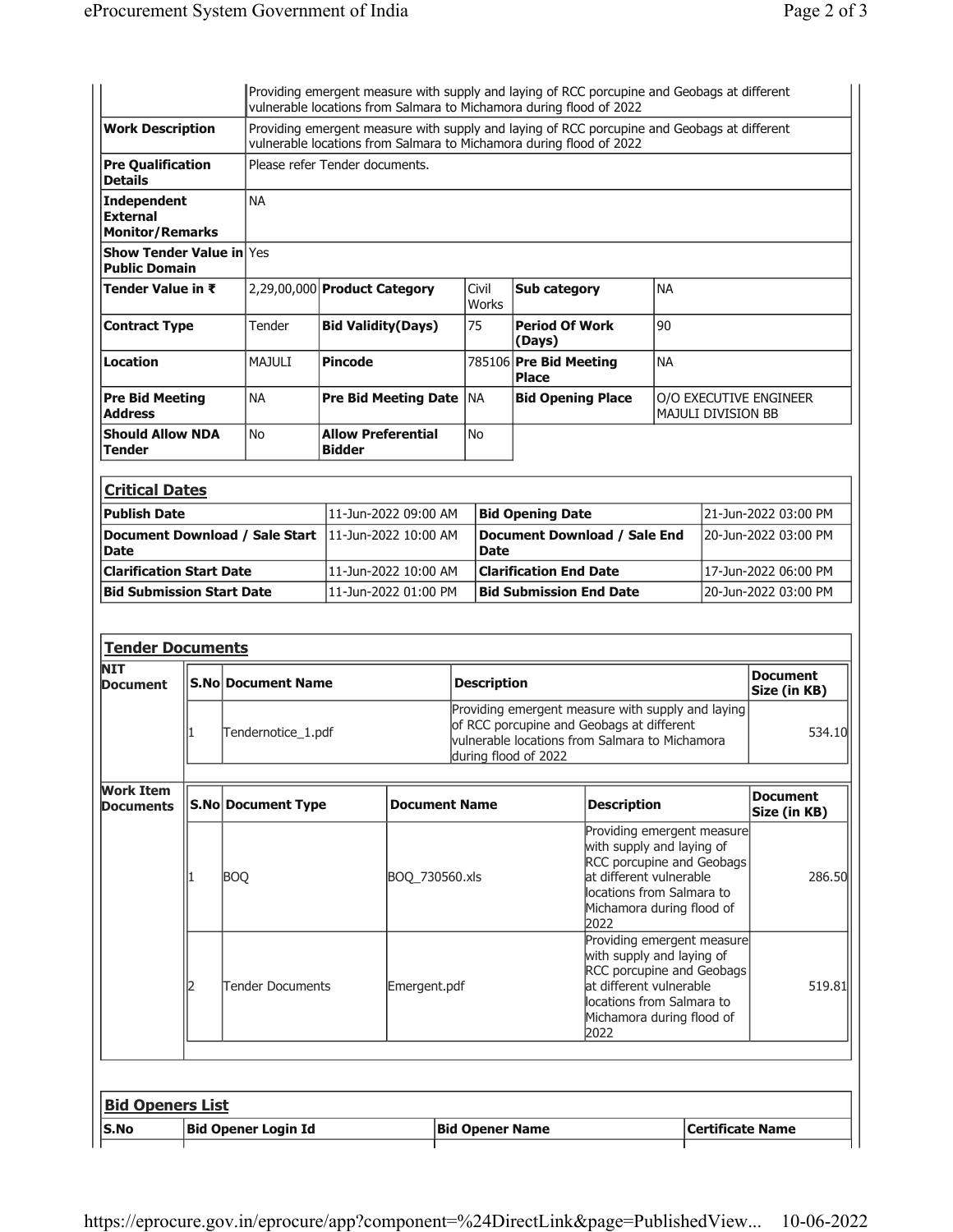| | | | | | | |
|---|---|---|---|---|---|---|
| | Providing emergent measure with supply and laying of RCC porcupine and Geobags at different vulnerable locations from Salmara to Michamora during flood of 2022 | | | | | |
| **Work Description** | Providing emergent measure with supply and laying of RCC porcupine and Geobags at different vulnerable locations from Salmara to Michamora during flood of 2022 | | | | | |
| **Pre Qualification Details** | Please refer Tender documents. | | | | | |
| **Independent External Monitor/Remarks** | NA | | | | | |
| **Show Tender Value in Public Domain** | Yes | | | | | |
| **Tender Value in ₹** | 2,29,00,000 | **Product Category** | Civil Works | **Sub category** | NA |
| **Contract Type** | Tender | **Bid Validity(Days)** | 75 | **Period Of Work (Days)** | 90 |
| **Location** | MAJULI | **Pincode** | 785106 | **Pre Bid Meeting Place** | NA |
| **Pre Bid Meeting Address** | NA | **Pre Bid Meeting Date** | NA | **Bid Opening Place** | O/O EXECUTIVE ENGINEER MAJULI DIVISION BB |
| **Should Allow NDA Tender** | No | **Allow Preferential Bidder** | No | | |

## Critical Dates

| | | | |
|---|---|---|---|
| **Publish Date** | 11-Jun-2022 09:00 AM | **Bid Opening Date** | 21-Jun-2022 03:00 PM |
| **Document Download / Sale Start Date** | 11-Jun-2022 10:00 AM | **Document Download / Sale End Date** | 20-Jun-2022 03:00 PM |
| **Clarification Start Date** | 11-Jun-2022 10:00 AM | **Clarification End Date** | 17-Jun-2022 06:00 PM |
| **Bid Submission Start Date** | 11-Jun-2022 01:00 PM | **Bid Submission End Date** | 20-Jun-2022 03:00 PM |

## Tender Documents

**NIT Document**

| S.No | Document Name | Description | Document Size (in KB) |
|---|---|---|---|
| 1 | Tendernotice_1.pdf | Providing emergent measure with supply and laying of RCC porcupine and Geobags at different vulnerable locations from Salmara to Michamora during flood of 2022 | 534.10 |

**Work Item Documents**

| S.No | Document Type | Document Name | Description | Document Size (in KB) |
|---|---|---|---|---|
| 1 | BOQ | BOQ_730560.xls | Providing emergent measure with supply and laying of RCC porcupine and Geobags at different vulnerable locations from Salmara to Michamora during flood of 2022 | 286.50 |
| 2 | Tender Documents | Emergent.pdf | Providing emergent measure with supply and laying of RCC porcupine and Geobags at different vulnerable locations from Salmara to Michamora during flood of 2022 | 519.81 |

## Bid Openers List

| S.No | Bid Opener Login Id | Bid Opener Name | Certificate Name |
|---|---|---|---|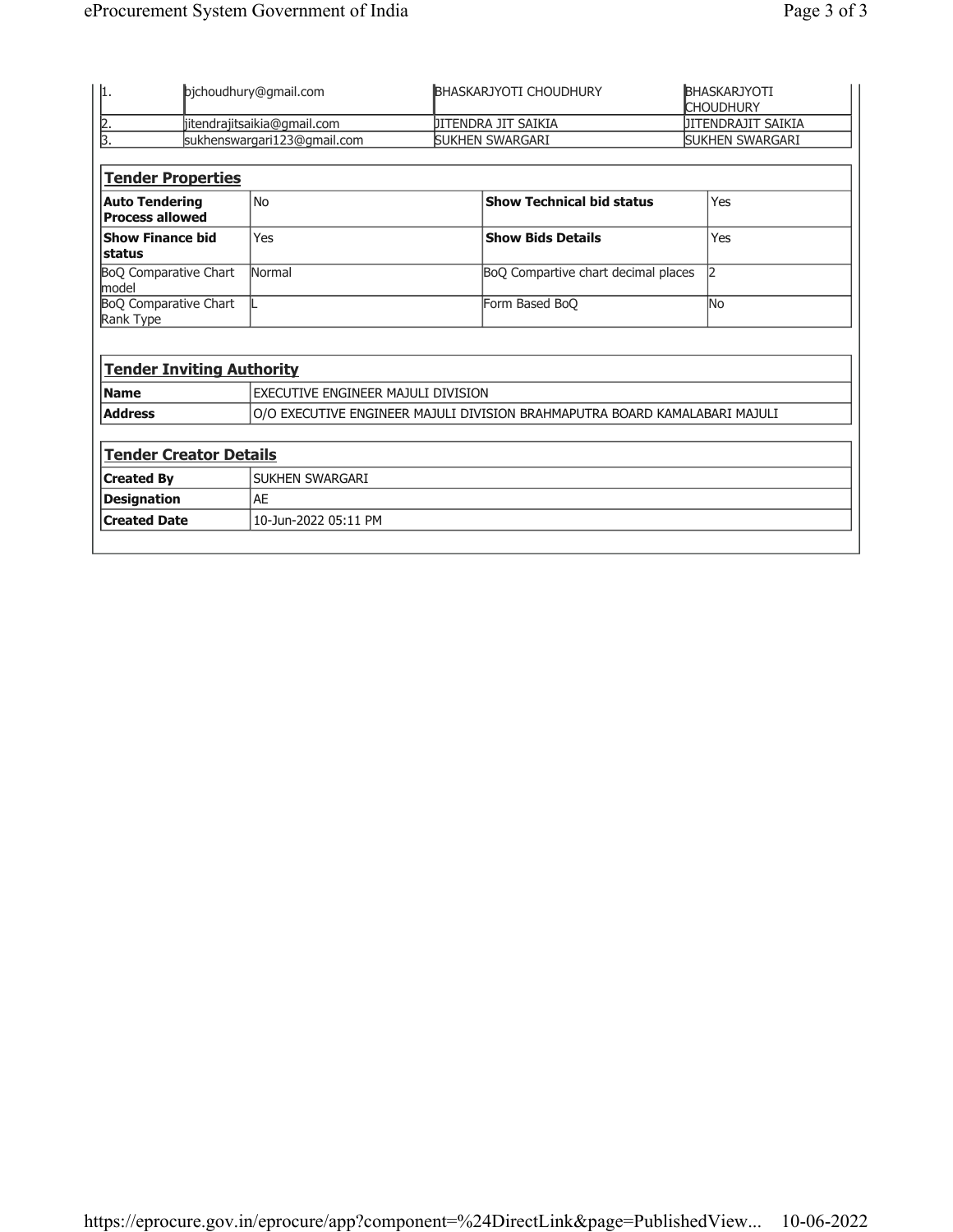| | | | |
|---|---|---|---|
| 1. | bjchoudhury@gmail.com | BHASKARJYOTI CHOUDHURY | BHASKARJYOTI CHOUDHURY |
| 2. | jitendrajitsaikia@gmail.com | JITENDRA JIT SAIKIA | JITENDRAJIT SAIKIA |
| 3. | sukhenswargari123@gmail.com | SUKHEN SWARGARI | SUKHEN SWARGARI |

## Tender Properties

| | | | |
|---|---|---|---|
| **Auto Tendering Process allowed** | No | **Show Technical bid status** | Yes |
| **Show Finance bid status** | Yes | **Show Bids Details** | Yes |
| BoQ Comparative Chart model | Normal | BoQ Compartive chart decimal places | 2 |
| BoQ Comparative Chart Rank Type | L | Form Based BoQ | No |

## Tender Inviting Authority

| | |
|---|---|
| **Name** | EXECUTIVE ENGINEER MAJULI DIVISION |
| **Address** | O/O EXECUTIVE ENGINEER MAJULI DIVISION BRAHMAPUTRA BOARD KAMALABARI MAJULI |

## Tender Creator Details

| | |
|---|---|
| **Created By** | SUKHEN SWARGARI |
| **Designation** | AE |
| **Created Date** | 10-Jun-2022 05:11 PM |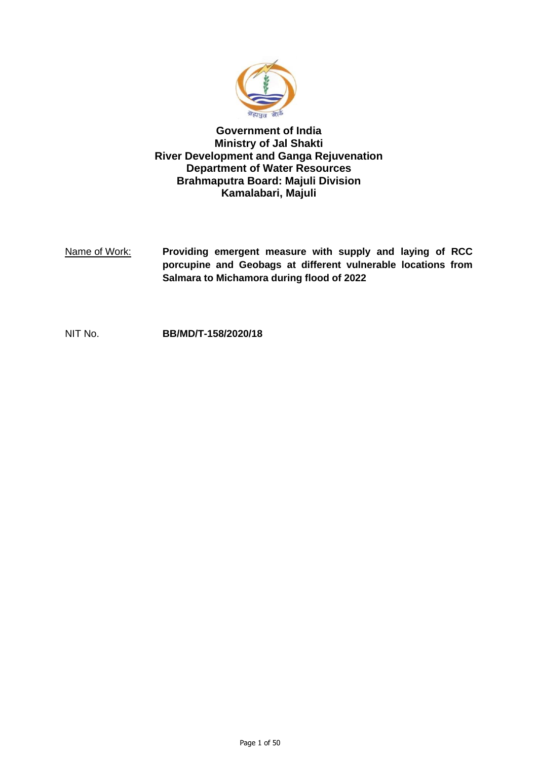**Government of India**
**Ministry of Jal Shakti**
**River Development and Ganga Rejuvenation**
**Department of Water Resources**
**Brahmaputra Board: Majuli Division**
**Kamalabari, Majuli**

Name of Work: **Providing emergent measure with supply and laying of RCC porcupine and Geobags at different vulnerable locations from Salmara to Michamora during flood of 2022**

NIT No. **BB/MD/T-158/2020/18**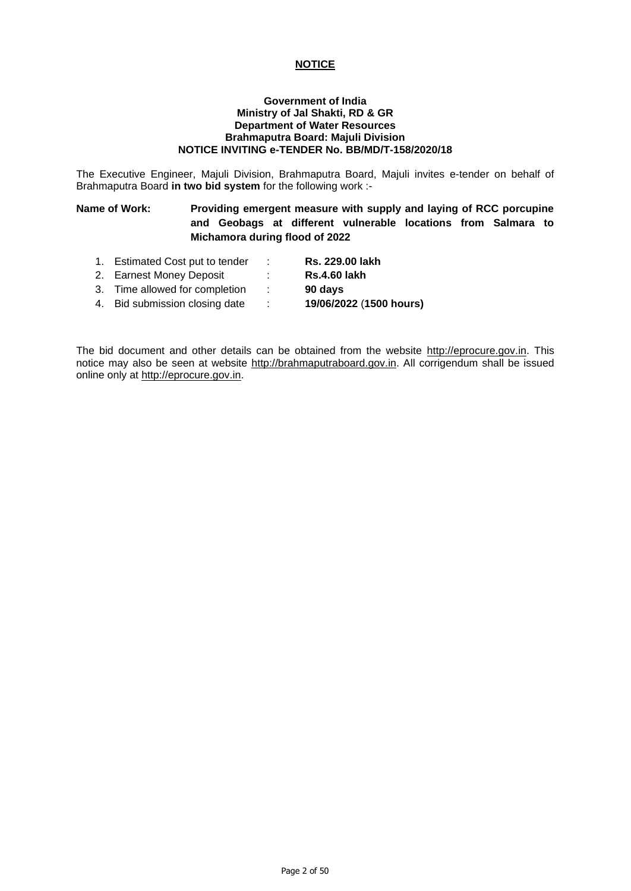# NOTICE

**Government of India**
**Ministry of Jal Shakti, RD & GR**
**Department of Water Resources**
**Brahmaputra Board: Majuli Division**
**NOTICE INVITING e-TENDER No. BB/MD/T-158/2020/18**

The Executive Engineer, Majuli Division, Brahmaputra Board, Majuli invites e-tender on behalf of Brahmaputra Board **in two bid system** for the following work :-

**Name of Work:** **Providing emergent measure with supply and laying of RCC porcupine and Geobags at different vulnerable locations from Salmara to Michamora during flood of 2022**

1. Estimated Cost put to tender : **Rs. 229.00 lakh**
2. Earnest Money Deposit : **Rs.4.60 lakh**
3. Time allowed for completion : **90 days**
4. Bid submission closing date : **19/06/2022** (**1500 hours)**

The bid document and other details can be obtained from the website http://eprocure.gov.in. This notice may also be seen at website http://brahmaputraboard.gov.in. All corrigendum shall be issued online only at http://eprocure.gov.in.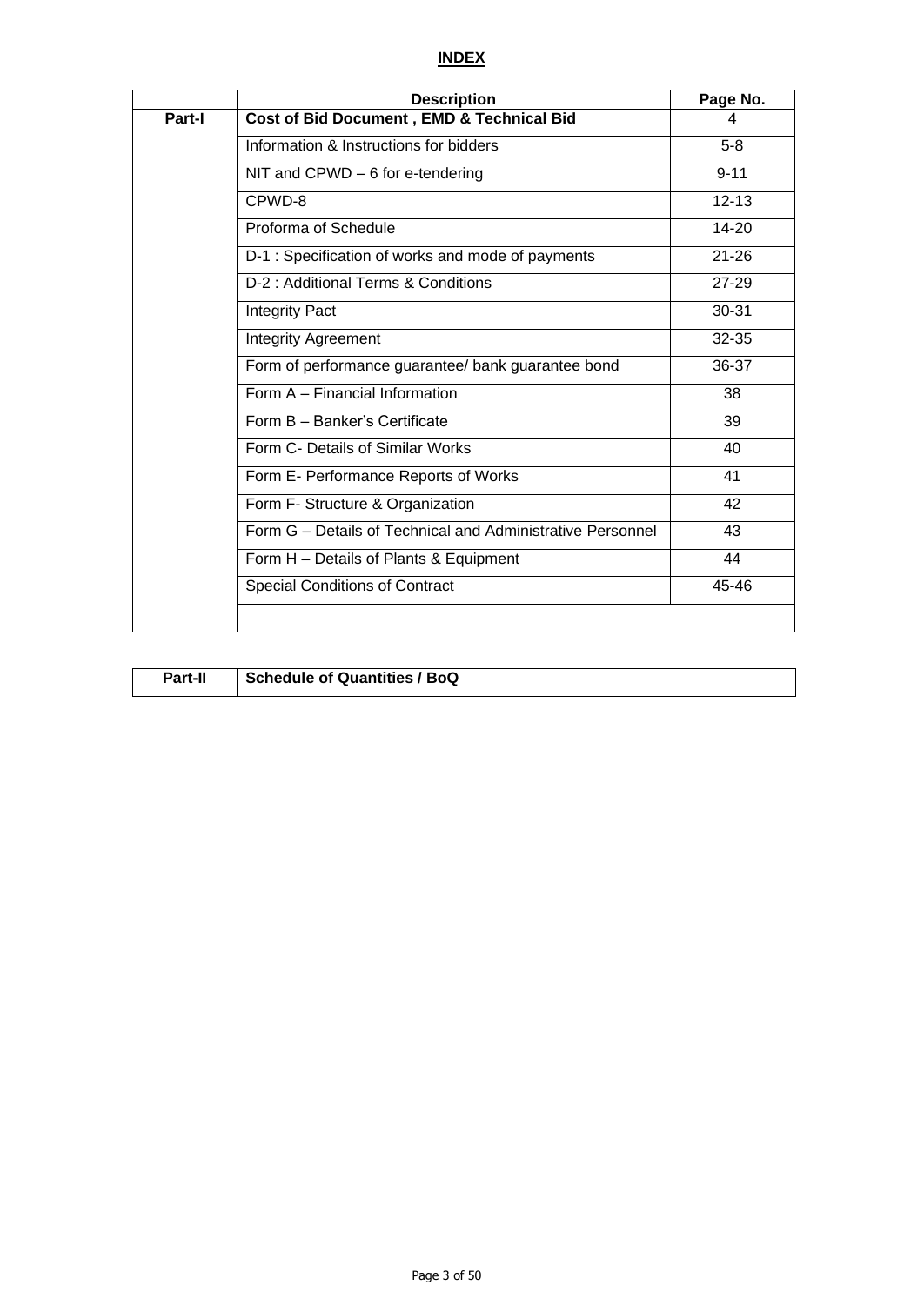# INDEX

| | Description | Page No. |
|---|---|---|
| **Part-I** | **Cost of Bid Document , EMD & Technical Bid** | 4 |
| | Information & Instructions for bidders | 5-8 |
| | NIT and CPWD – 6 for e-tendering | 9-11 |
| | CPWD-8 | 12-13 |
| | Proforma of Schedule | 14-20 |
| | D-1 : Specification of works and mode of payments | 21-26 |
| | D-2 : Additional Terms & Conditions | 27-29 |
| | Integrity Pact | 30-31 |
| | Integrity Agreement | 32-35 |
| | Form of performance guarantee/ bank guarantee bond | 36-37 |
| | Form A – Financial Information | 38 |
| | Form B – Banker's Certificate | 39 |
| | Form C- Details of Similar Works | 40 |
| | Form E- Performance Reports of Works | 41 |
| | Form F- Structure & Organization | 42 |
| | Form G – Details of Technical and Administrative Personnel | 43 |
| | Form H – Details of Plants & Equipment | 44 |
| | Special Conditions of Contract | 45-46 |
| | | |

| | |
|---|---|
| **Part-II** | **Schedule of Quantities / BoQ** |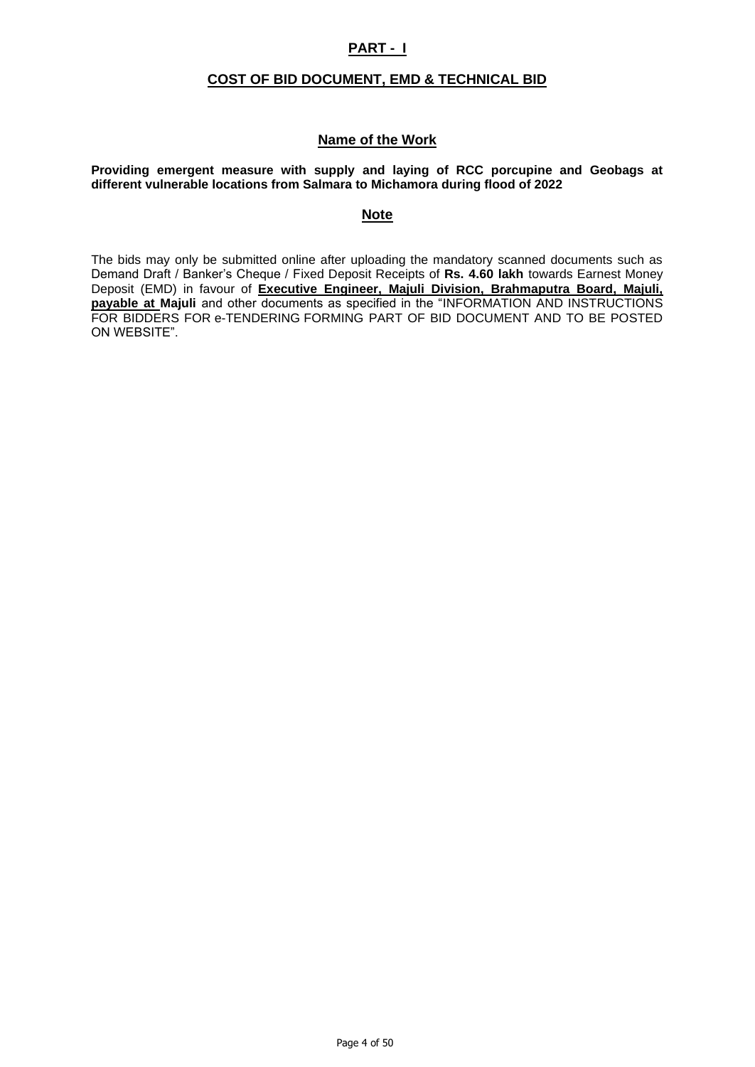## PART - I

## COST OF BID DOCUMENT, EMD & TECHNICAL BID

### Name of the Work

**Providing emergent measure with supply and laying of RCC porcupine and Geobags at different vulnerable locations from Salmara to Michamora during flood of 2022**

### Note

The bids may only be submitted online after uploading the mandatory scanned documents such as Demand Draft / Banker's Cheque / Fixed Deposit Receipts of **Rs. 4.60 lakh** towards Earnest Money Deposit (EMD) in favour of **Executive Engineer, Majuli Division, Brahmaputra Board, Majuli, payable at Majuli** and other documents as specified in the "INFORMATION AND INSTRUCTIONS FOR BIDDERS FOR e-TENDERING FORMING PART OF BID DOCUMENT AND TO BE POSTED ON WEBSITE".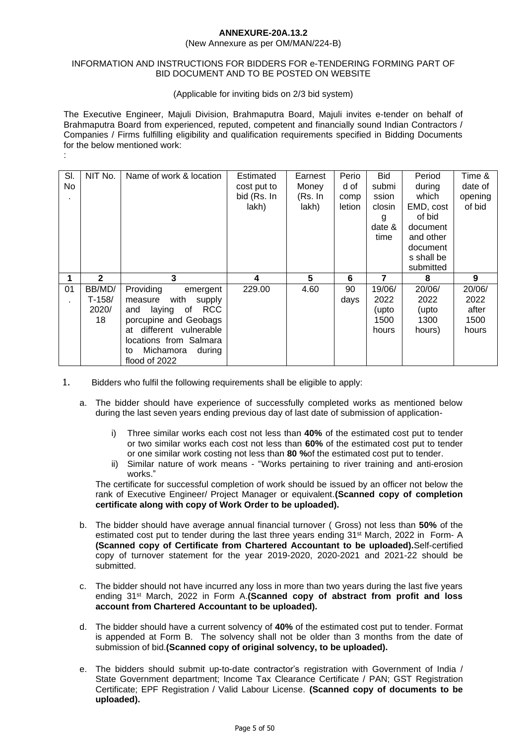**ANNEXURE-20A.13.2**

(New Annexure as per OM/MAN/224-B)

INFORMATION AND INSTRUCTIONS FOR BIDDERS FOR e-TENDERING FORMING PART OF BID DOCUMENT AND TO BE POSTED ON WEBSITE

(Applicable for inviting bids on 2/3 bid system)

The Executive Engineer, Majuli Division, Brahmaputra Board, Majuli invites e-tender on behalf of Brahmaputra Board from experienced, reputed, competent and financially sound Indian Contractors / Companies / Firms fulfilling eligibility and qualification requirements specified in Bidding Documents for the below mentioned work:

:

| Sl. No. | NIT No. | Name of work & location | Estimated cost put to bid (Rs. In lakh) | Earnest Money (Rs. In lakh) | Period of completion | Bid submission closing date & time | Period during which EMD, cost of bid document and other documents shall be submitted | Time & date of opening of bid |
|---|---|---|---|---|---|---|---|---|
| **1** | **2** | **3** | **4** | **5** | **6** | **7** | **8** | **9** |
| 01. | BB/MD/ T-158/ 2020/ 18 | Providing emergent measure with supply and laying of RCC porcupine and Geobags at different vulnerable locations from Salmara to Michamora during flood of 2022 | 229.00 | 4.60 | 90 days | 19/06/ 2022 (upto 1500 hours | 20/06/ 2022 (upto 1300 hours) | 20/06/ 2022 after 1500 hours |

1. Bidders who fulfil the following requirements shall be eligible to apply:

   a. The bidder should have experience of successfully completed works as mentioned below during the last seven years ending previous day of last date of submission of application-

      i) Three similar works each cost not less than **40%** of the estimated cost put to tender or two similar works each cost not less than **60%** of the estimated cost put to tender or one similar work costing not less than **80 %**of the estimated cost put to tender.

      ii) Similar nature of work means - "Works pertaining to river training and anti-erosion works."

   The certificate for successful completion of work should be issued by an officer not below the rank of Executive Engineer/ Project Manager or equivalent.**(Scanned copy of completion certificate along with copy of Work Order to be uploaded).**

   b. The bidder should have average annual financial turnover ( Gross) not less than **50%** of the estimated cost put to tender during the last three years ending 31st March, 2022 in Form- A **(Scanned copy of Certificate from Chartered Accountant to be uploaded).**Self-certified copy of turnover statement for the year 2019-2020, 2020-2021 and 2021-22 should be submitted.

   c. The bidder should not have incurred any loss in more than two years during the last five years ending 31st March, 2022 in Form A.**(Scanned copy of abstract from profit and loss account from Chartered Accountant to be uploaded).**

   d. The bidder should have a current solvency of **40%** of the estimated cost put to tender. Format is appended at Form B. The solvency shall not be older than 3 months from the date of submission of bid.**(Scanned copy of original solvency, to be uploaded).**

   e. The bidders should submit up-to-date contractor's registration with Government of India / State Government department; Income Tax Clearance Certificate / PAN; GST Registration Certificate; EPF Registration / Valid Labour License. **(Scanned copy of documents to be uploaded).**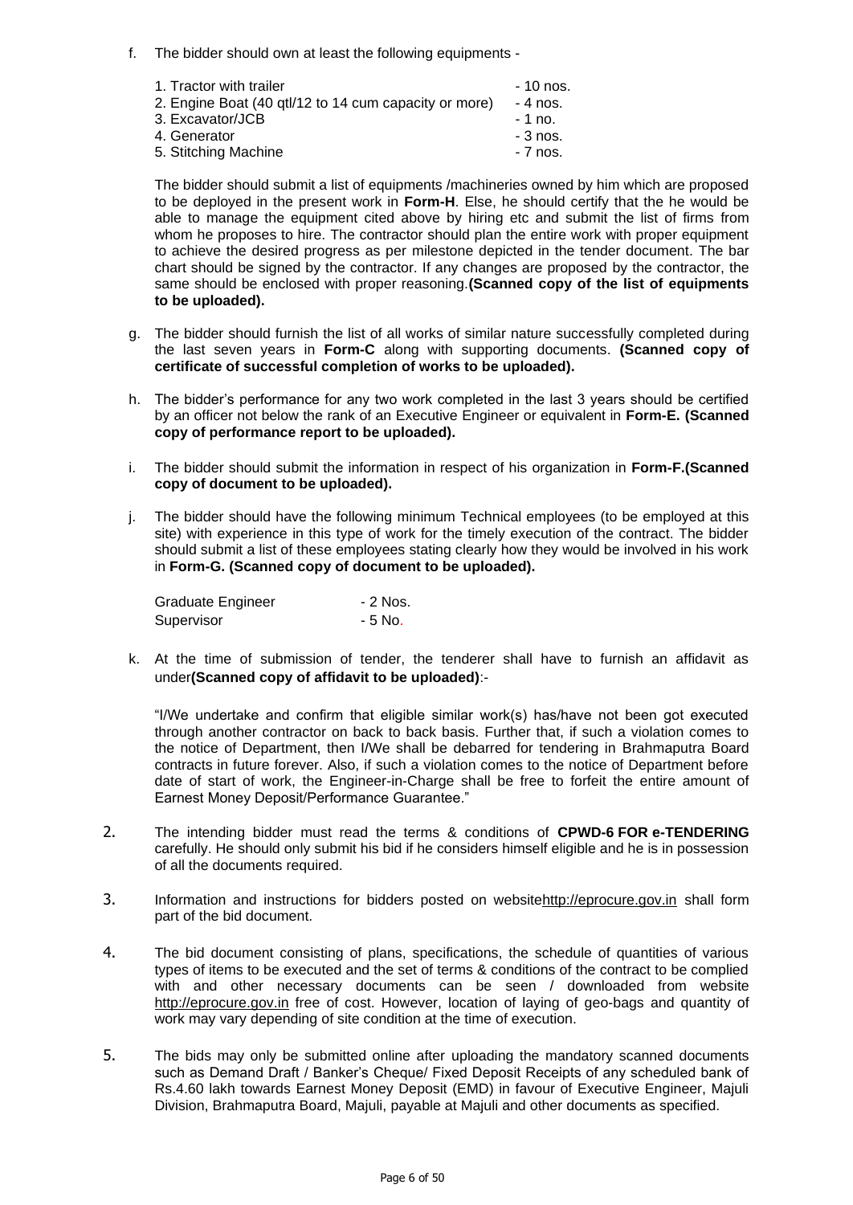f. The bidder should own at least the following equipments -

| | |
|---|---|
| 1. Tractor with trailer | - 10 nos. |
| 2. Engine Boat (40 qtl/12 to 14 cum capacity or more) | - 4 nos. |
| 3. Excavator/JCB | - 1 no. |
| 4. Generator | - 3 nos. |
| 5. Stitching Machine | - 7 nos. |

The bidder should submit a list of equipments /machineries owned by him which are proposed to be deployed in the present work in **Form-H**. Else, he should certify that the he would be able to manage the equipment cited above by hiring etc and submit the list of firms from whom he proposes to hire. The contractor should plan the entire work with proper equipment to achieve the desired progress as per milestone depicted in the tender document. The bar chart should be signed by the contractor. If any changes are proposed by the contractor, the same should be enclosed with proper reasoning.**(Scanned copy of the list of equipments to be uploaded).**

g. The bidder should furnish the list of all works of similar nature successfully completed during the last seven years in **Form-C** along with supporting documents. **(Scanned copy of certificate of successful completion of works to be uploaded).**

h. The bidder's performance for any two work completed in the last 3 years should be certified by an officer not below the rank of an Executive Engineer or equivalent in **Form-E. (Scanned copy of performance report to be uploaded).**

i. The bidder should submit the information in respect of his organization in **Form-F.(Scanned copy of document to be uploaded).**

j. The bidder should have the following minimum Technical employees (to be employed at this site) with experience in this type of work for the timely execution of the contract. The bidder should submit a list of these employees stating clearly how they would be involved in his work in **Form-G. (Scanned copy of document to be uploaded).**

| | |
|---|---|
| Graduate Engineer | - 2 Nos. |
| Supervisor | - 5 No. |

k. At the time of submission of tender, the tenderer shall have to furnish an affidavit as under**(Scanned copy of affidavit to be uploaded)**:-

"I/We undertake and confirm that eligible similar work(s) has/have not been got executed through another contractor on back to back basis. Further that, if such a violation comes to the notice of Department, then I/We shall be debarred for tendering in Brahmaputra Board contracts in future forever. Also, if such a violation comes to the notice of Department before date of start of work, the Engineer-in-Charge shall be free to forfeit the entire amount of Earnest Money Deposit/Performance Guarantee."

2. The intending bidder must read the terms & conditions of **CPWD-6 FOR e-TENDERING** carefully. He should only submit his bid if he considers himself eligible and he is in possession of all the documents required.

3. Information and instructions for bidders posted on websitehttp://eprocure.gov.in shall form part of the bid document.

4. The bid document consisting of plans, specifications, the schedule of quantities of various types of items to be executed and the set of terms & conditions of the contract to be complied with and other necessary documents can be seen / downloaded from website http://eprocure.gov.in free of cost. However, location of laying of geo-bags and quantity of work may vary depending of site condition at the time of execution.

5. The bids may only be submitted online after uploading the mandatory scanned documents such as Demand Draft / Banker's Cheque/ Fixed Deposit Receipts of any scheduled bank of Rs.4.60 lakh towards Earnest Money Deposit (EMD) in favour of Executive Engineer, Majuli Division, Brahmaputra Board, Majuli, payable at Majuli and other documents as specified.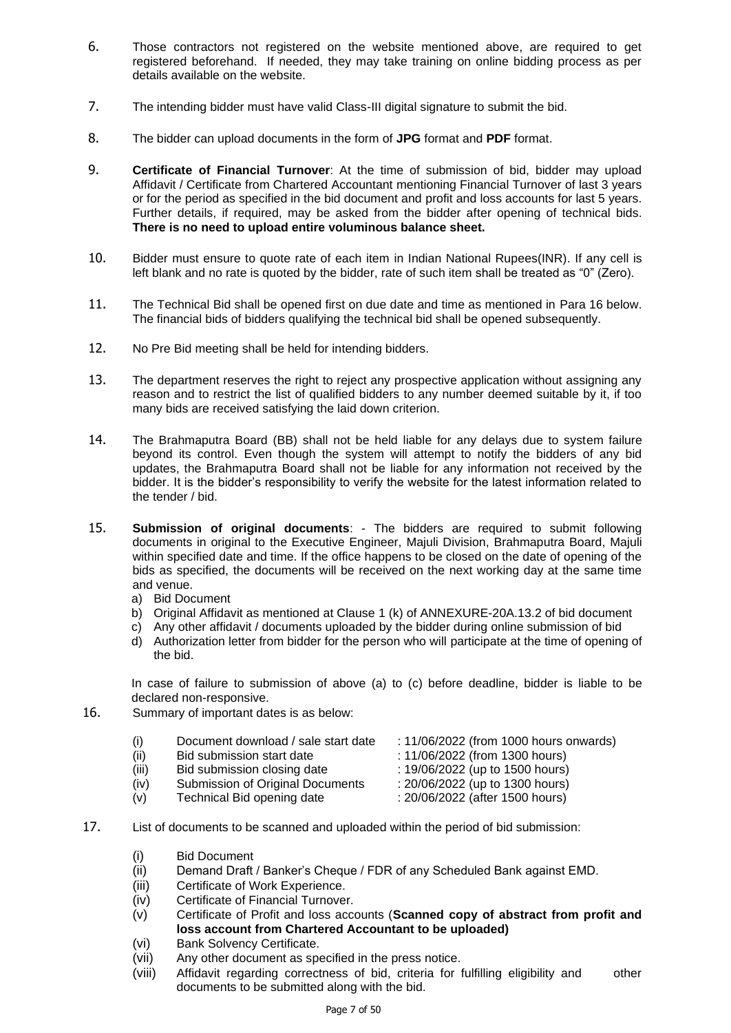6. Those contractors not registered on the website mentioned above, are required to get registered beforehand. If needed, they may take training on online bidding process as per details available on the website.

7. The intending bidder must have valid Class-III digital signature to submit the bid.

8. The bidder can upload documents in the form of **JPG** format and **PDF** format.

9. **Certificate of Financial Turnover**: At the time of submission of bid, bidder may upload Affidavit / Certificate from Chartered Accountant mentioning Financial Turnover of last 3 years or for the period as specified in the bid document and profit and loss accounts for last 5 years. Further details, if required, may be asked from the bidder after opening of technical bids. **There is no need to upload entire voluminous balance sheet.**

10. Bidder must ensure to quote rate of each item in Indian National Rupees(INR). If any cell is left blank and no rate is quoted by the bidder, rate of such item shall be treated as "0" (Zero).

11. The Technical Bid shall be opened first on due date and time as mentioned in Para 16 below. The financial bids of bidders qualifying the technical bid shall be opened subsequently.

12. No Pre Bid meeting shall be held for intending bidders.

13. The department reserves the right to reject any prospective application without assigning any reason and to restrict the list of qualified bidders to any number deemed suitable by it, if too many bids are received satisfying the laid down criterion.

14. The Brahmaputra Board (BB) shall not be held liable for any delays due to system failure beyond its control. Even though the system will attempt to notify the bidders of any bid updates, the Brahmaputra Board shall not be liable for any information not received by the bidder. It is the bidder's responsibility to verify the website for the latest information related to the tender / bid.

15. **Submission of original documents**: - The bidders are required to submit following documents in original to the Executive Engineer, Majuli Division, Brahmaputra Board, Majuli within specified date and time. If the office happens to be closed on the date of opening of the bids as specified, the documents will be received on the next working day at the same time and venue.
    a) Bid Document
    b) Original Affidavit as mentioned at Clause 1 (k) of ANNEXURE-20A.13.2 of bid document
    c) Any other affidavit / documents uploaded by the bidder during online submission of bid
    d) Authorization letter from bidder for the person who will participate at the time of opening of the bid.

    In case of failure to submission of above (a) to (c) before deadline, bidder is liable to be declared non-responsive.

16. Summary of important dates is as below:

    (i) Document download / sale start date : 11/06/2022 (from 1000 hours onwards)
    (ii) Bid submission start date : 11/06/2022 (from 1300 hours)
    (iii) Bid submission closing date : 19/06/2022 (up to 1500 hours)
    (iv) Submission of Original Documents : 20/06/2022 (up to 1300 hours)
    (v) Technical Bid opening date : 20/06/2022 (after 1500 hours)

17. List of documents to be scanned and uploaded within the period of bid submission:

    (i) Bid Document
    (ii) Demand Draft / Banker's Cheque / FDR of any Scheduled Bank against EMD.
    (iii) Certificate of Work Experience.
    (iv) Certificate of Financial Turnover.
    (v) Certificate of Profit and loss accounts (**Scanned copy of abstract from profit and loss account from Chartered Accountant to be uploaded)**
    (vi) Bank Solvency Certificate.
    (vii) Any other document as specified in the press notice.
    (viii) Affidavit regarding correctness of bid, criteria for fulfilling eligibility and other documents to be submitted along with the bid.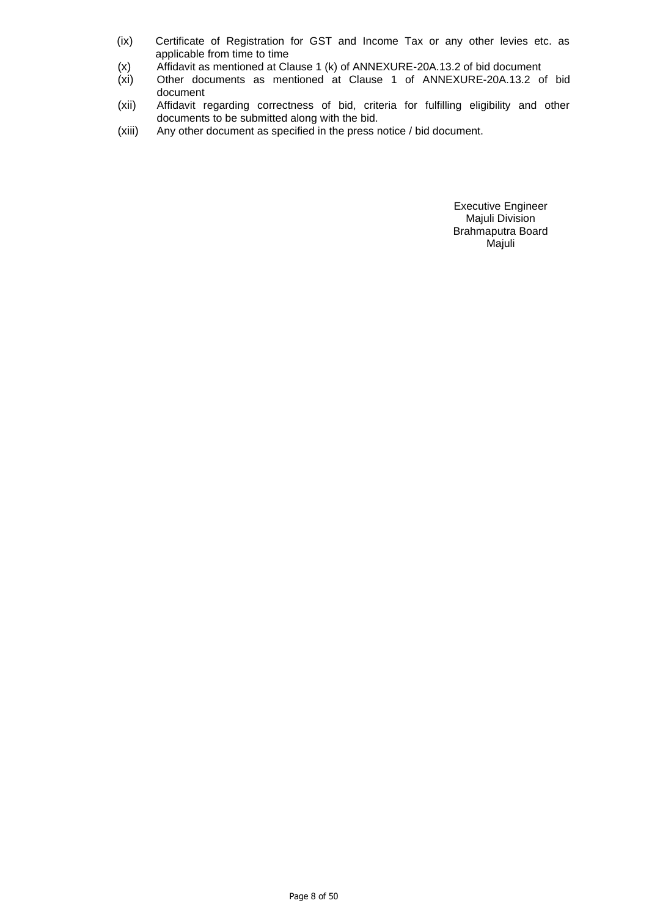(ix) Certificate of Registration for GST and Income Tax or any other levies etc. as applicable from time to time

(x) Affidavit as mentioned at Clause 1 (k) of ANNEXURE-20A.13.2 of bid document

(xi) Other documents as mentioned at Clause 1 of ANNEXURE-20A.13.2 of bid document

(xii) Affidavit regarding correctness of bid, criteria for fulfilling eligibility and other documents to be submitted along with the bid.

(xiii) Any other document as specified in the press notice / bid document.

Executive Engineer
Majuli Division
Brahmaputra Board
Majuli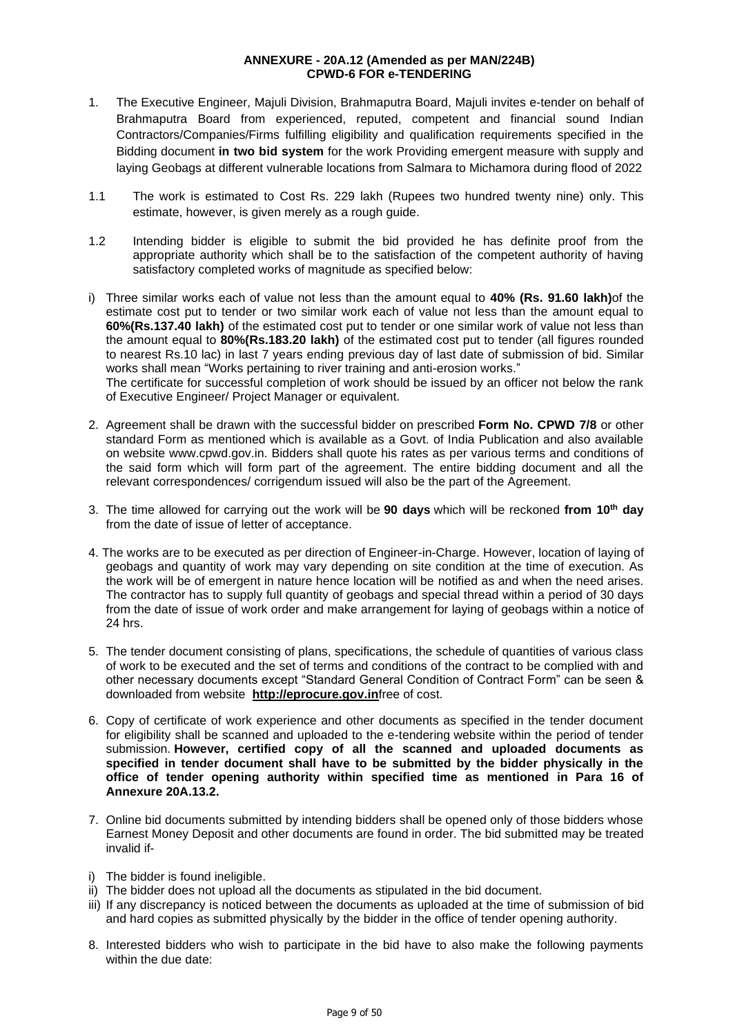**ANNEXURE - 20A.12 (Amended as per MAN/224B)**
**CPWD-6 FOR e-TENDERING**

1. The Executive Engineer, Majuli Division, Brahmaputra Board, Majuli invites e-tender on behalf of Brahmaputra Board from experienced, reputed, competent and financial sound Indian Contractors/Companies/Firms fulfilling eligibility and qualification requirements specified in the Bidding document **in two bid system** for the work Providing emergent measure with supply and laying Geobags at different vulnerable locations from Salmara to Michamora during flood of 2022

1.1 The work is estimated to Cost Rs. 229 lakh (Rupees two hundred twenty nine) only. This estimate, however, is given merely as a rough guide.

1.2 Intending bidder is eligible to submit the bid provided he has definite proof from the appropriate authority which shall be to the satisfaction of the competent authority of having satisfactory completed works of magnitude as specified below:

i) Three similar works each of value not less than the amount equal to **40% (Rs. 91.60 lakh)** of the estimate cost put to tender or two similar work each of value not less than the amount equal to **60%(Rs.137.40 lakh)** of the estimated cost put to tender or one similar work of value not less than the amount equal to **80%(Rs.183.20 lakh)** of the estimated cost put to tender (all figures rounded to nearest Rs.10 lac) in last 7 years ending previous day of last date of submission of bid. Similar works shall mean "Works pertaining to river training and anti-erosion works."
The certificate for successful completion of work should be issued by an officer not below the rank of Executive Engineer/ Project Manager or equivalent.

2. Agreement shall be drawn with the successful bidder on prescribed **Form No. CPWD 7/8** or other standard Form as mentioned which is available as a Govt. of India Publication and also available on website www.cpwd.gov.in. Bidders shall quote his rates as per various terms and conditions of the said form which will form part of the agreement. The entire bidding document and all the relevant correspondences/ corrigendum issued will also be the part of the Agreement.

3. The time allowed for carrying out the work will be **90 days** which will be reckoned **from 10th day** from the date of issue of letter of acceptance.

4. The works are to be executed as per direction of Engineer-in-Charge. However, location of laying of geobags and quantity of work may vary depending on site condition at the time of execution. As the work will be of emergent in nature hence location will be notified as and when the need arises. The contractor has to supply full quantity of geobags and special thread within a period of 30 days from the date of issue of work order and make arrangement for laying of geobags within a notice of 24 hrs.

5. The tender document consisting of plans, specifications, the schedule of quantities of various class of work to be executed and the set of terms and conditions of the contract to be complied with and other necessary documents except "Standard General Condition of Contract Form" can be seen & downloaded from website **http://eprocure.gov.in** free of cost.

6. Copy of certificate of work experience and other documents as specified in the tender document for eligibility shall be scanned and uploaded to the e-tendering website within the period of tender submission. **However, certified copy of all the scanned and uploaded documents as specified in tender document shall have to be submitted by the bidder physically in the office of tender opening authority within specified time as mentioned in Para 16 of Annexure 20A.13.2.**

7. Online bid documents submitted by intending bidders shall be opened only of those bidders whose Earnest Money Deposit and other documents are found in order. The bid submitted may be treated invalid if-

i) The bidder is found ineligible.
ii) The bidder does not upload all the documents as stipulated in the bid document.
iii) If any discrepancy is noticed between the documents as uploaded at the time of submission of bid and hard copies as submitted physically by the bidder in the office of tender opening authority.

8. Interested bidders who wish to participate in the bid have to also make the following payments within the due date: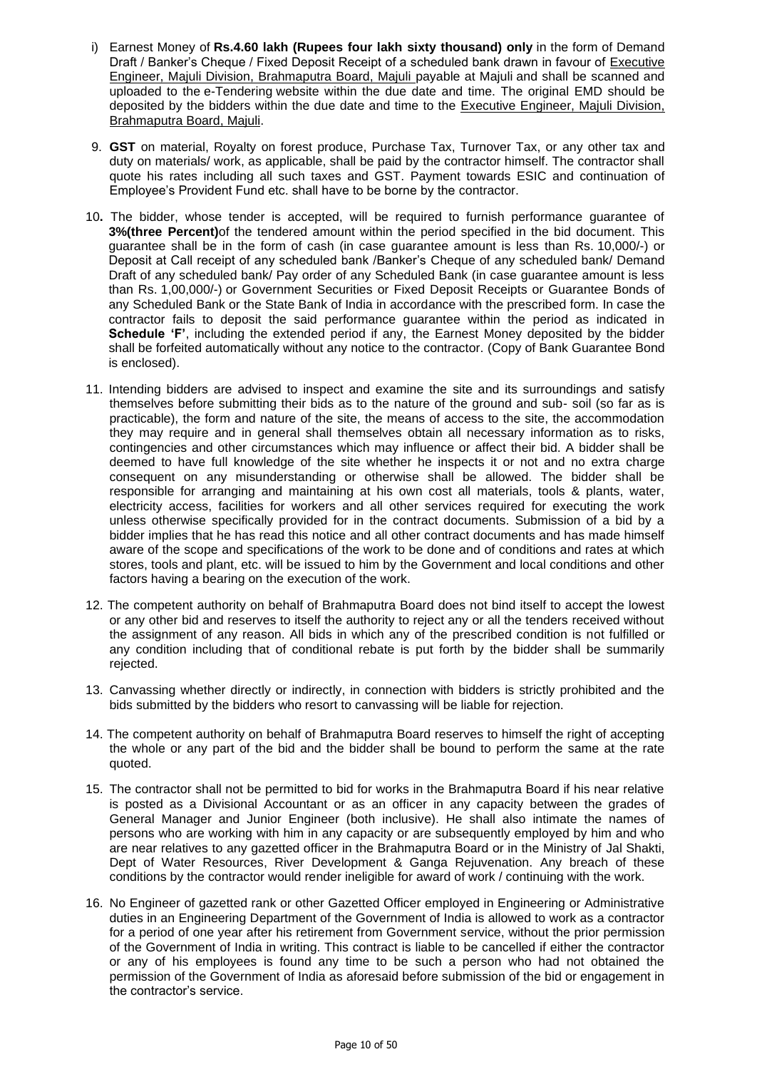i) Earnest Money of **Rs.4.60 lakh (Rupees four lakh sixty thousand) only** in the form of Demand Draft / Banker's Cheque / Fixed Deposit Receipt of a scheduled bank drawn in favour of Executive Engineer, Majuli Division, Brahmaputra Board, Majuli payable at Majuli and shall be scanned and uploaded to the e-Tendering website within the due date and time. The original EMD should be deposited by the bidders within the due date and time to the Executive Engineer, Majuli Division, Brahmaputra Board, Majuli.

9. **GST** on material, Royalty on forest produce, Purchase Tax, Turnover Tax, or any other tax and duty on materials/ work, as applicable, shall be paid by the contractor himself. The contractor shall quote his rates including all such taxes and GST. Payment towards ESIC and continuation of Employee's Provident Fund etc. shall have to be borne by the contractor.

10**.** The bidder, whose tender is accepted, will be required to furnish performance guarantee of **3%(three Percent)**of the tendered amount within the period specified in the bid document. This guarantee shall be in the form of cash (in case guarantee amount is less than Rs. 10,000/-) or Deposit at Call receipt of any scheduled bank /Banker's Cheque of any scheduled bank/ Demand Draft of any scheduled bank/ Pay order of any Scheduled Bank (in case guarantee amount is less than Rs. 1,00,000/-) or Government Securities or Fixed Deposit Receipts or Guarantee Bonds of any Scheduled Bank or the State Bank of India in accordance with the prescribed form. In case the contractor fails to deposit the said performance guarantee within the period as indicated in **Schedule 'F'**, including the extended period if any, the Earnest Money deposited by the bidder shall be forfeited automatically without any notice to the contractor. (Copy of Bank Guarantee Bond is enclosed).

11. Intending bidders are advised to inspect and examine the site and its surroundings and satisfy themselves before submitting their bids as to the nature of the ground and sub- soil (so far as is practicable), the form and nature of the site, the means of access to the site, the accommodation they may require and in general shall themselves obtain all necessary information as to risks, contingencies and other circumstances which may influence or affect their bid. A bidder shall be deemed to have full knowledge of the site whether he inspects it or not and no extra charge consequent on any misunderstanding or otherwise shall be allowed. The bidder shall be responsible for arranging and maintaining at his own cost all materials, tools & plants, water, electricity access, facilities for workers and all other services required for executing the work unless otherwise specifically provided for in the contract documents. Submission of a bid by a bidder implies that he has read this notice and all other contract documents and has made himself aware of the scope and specifications of the work to be done and of conditions and rates at which stores, tools and plant, etc. will be issued to him by the Government and local conditions and other factors having a bearing on the execution of the work.

12. The competent authority on behalf of Brahmaputra Board does not bind itself to accept the lowest or any other bid and reserves to itself the authority to reject any or all the tenders received without the assignment of any reason. All bids in which any of the prescribed condition is not fulfilled or any condition including that of conditional rebate is put forth by the bidder shall be summarily rejected.

13. Canvassing whether directly or indirectly, in connection with bidders is strictly prohibited and the bids submitted by the bidders who resort to canvassing will be liable for rejection.

14. The competent authority on behalf of Brahmaputra Board reserves to himself the right of accepting the whole or any part of the bid and the bidder shall be bound to perform the same at the rate quoted.

15. The contractor shall not be permitted to bid for works in the Brahmaputra Board if his near relative is posted as a Divisional Accountant or as an officer in any capacity between the grades of General Manager and Junior Engineer (both inclusive). He shall also intimate the names of persons who are working with him in any capacity or are subsequently employed by him and who are near relatives to any gazetted officer in the Brahmaputra Board or in the Ministry of Jal Shakti, Dept of Water Resources, River Development & Ganga Rejuvenation. Any breach of these conditions by the contractor would render ineligible for award of work / continuing with the work.

16. No Engineer of gazetted rank or other Gazetted Officer employed in Engineering or Administrative duties in an Engineering Department of the Government of India is allowed to work as a contractor for a period of one year after his retirement from Government service, without the prior permission of the Government of India in writing. This contract is liable to be cancelled if either the contractor or any of his employees is found any time to be such a person who had not obtained the permission of the Government of India as aforesaid before submission of the bid or engagement in the contractor's service.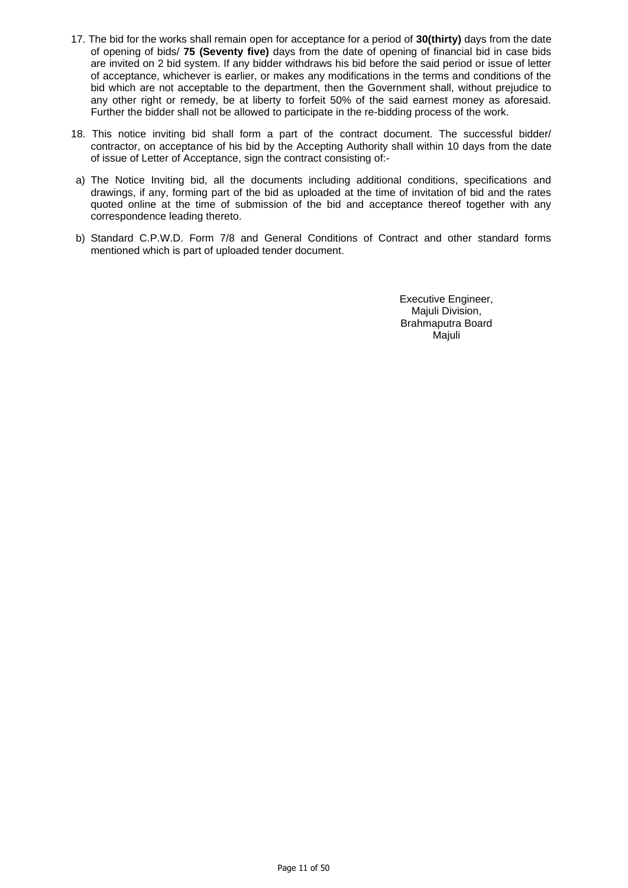17. The bid for the works shall remain open for acceptance for a period of **30(thirty)** days from the date of opening of bids/ **75 (Seventy five)** days from the date of opening of financial bid in case bids are invited on 2 bid system. If any bidder withdraws his bid before the said period or issue of letter of acceptance, whichever is earlier, or makes any modifications in the terms and conditions of the bid which are not acceptable to the department, then the Government shall, without prejudice to any other right or remedy, be at liberty to forfeit 50% of the said earnest money as aforesaid. Further the bidder shall not be allowed to participate in the re-bidding process of the work.

18. This notice inviting bid shall form a part of the contract document. The successful bidder/ contractor, on acceptance of his bid by the Accepting Authority shall within 10 days from the date of issue of Letter of Acceptance, sign the contract consisting of:-

a) The Notice Inviting bid, all the documents including additional conditions, specifications and drawings, if any, forming part of the bid as uploaded at the time of invitation of bid and the rates quoted online at the time of submission of the bid and acceptance thereof together with any correspondence leading thereto.

b) Standard C.P.W.D. Form 7/8 and General Conditions of Contract and other standard forms mentioned which is part of uploaded tender document.

Executive Engineer,
Majuli Division,
Brahmaputra Board
Majuli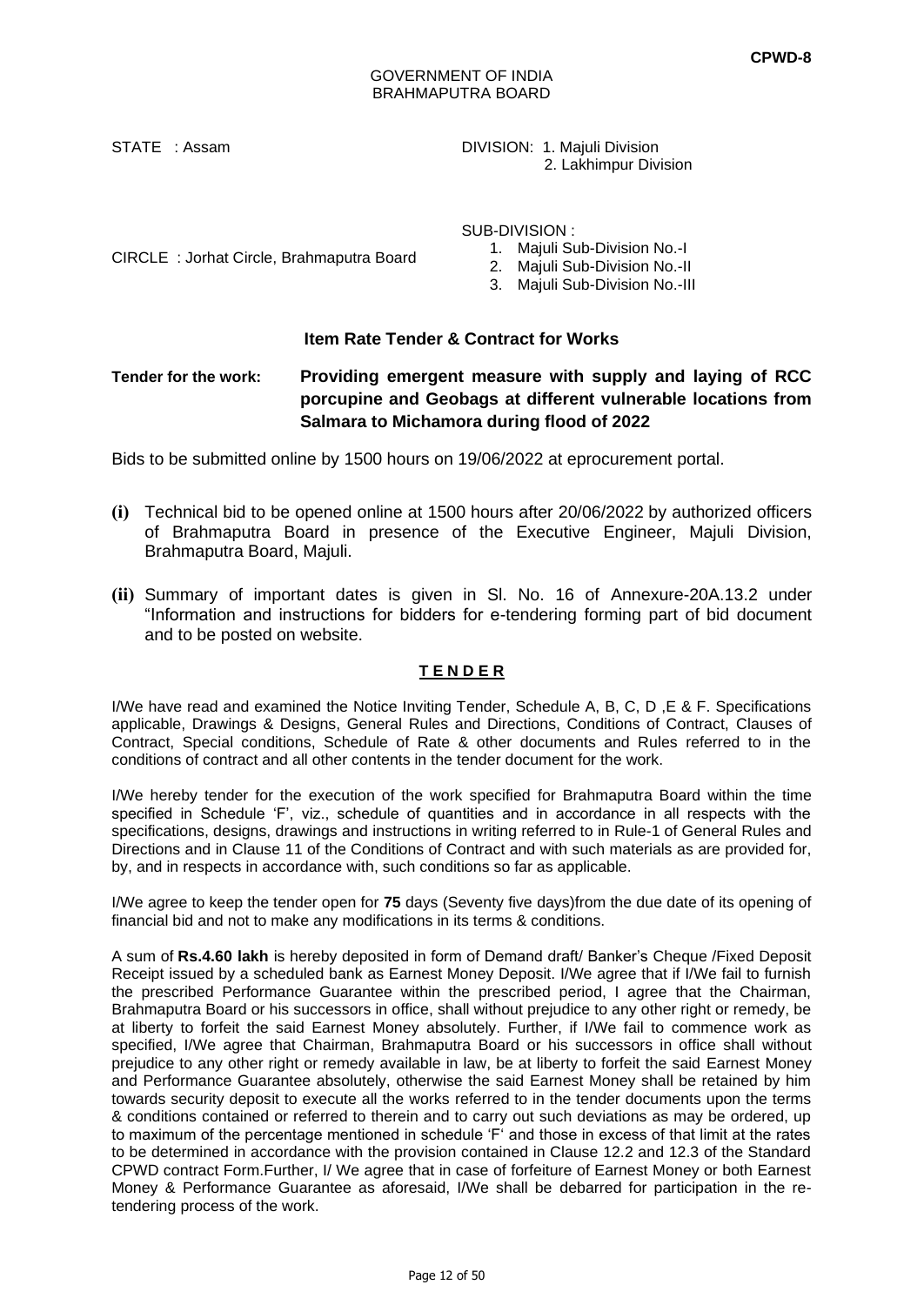CPWD-8

GOVERNMENT OF INDIA
BRAHMAPUTRA BOARD

STATE : Assam

DIVISION: 1. Majuli Division
2. Lakhimpur Division

CIRCLE : Jorhat Circle, Brahmaputra Board

SUB-DIVISION :
1. Majuli Sub-Division No.-I
2. Majuli Sub-Division No.-II
3. Majuli Sub-Division No.-III

## Item Rate Tender & Contract for Works

**Tender for the work:** **Providing emergent measure with supply and laying of RCC porcupine and Geobags at different vulnerable locations from Salmara to Michamora during flood of 2022**

Bids to be submitted online by 1500 hours on 19/06/2022 at eprocurement portal.

**(i)** Technical bid to be opened online at 1500 hours after 20/06/2022 by authorized officers of Brahmaputra Board in presence of the Executive Engineer, Majuli Division, Brahmaputra Board, Majuli.

**(ii)** Summary of important dates is given in Sl. No. 16 of Annexure-20A.13.2 under "Information and instructions for bidders for e-tendering forming part of bid document and to be posted on website.

### T E N D E R

I/We have read and examined the Notice Inviting Tender, Schedule A, B, C, D ,E & F. Specifications applicable, Drawings & Designs, General Rules and Directions, Conditions of Contract, Clauses of Contract, Special conditions, Schedule of Rate & other documents and Rules referred to in the conditions of contract and all other contents in the tender document for the work.

I/We hereby tender for the execution of the work specified for Brahmaputra Board within the time specified in Schedule 'F', viz., schedule of quantities and in accordance in all respects with the specifications, designs, drawings and instructions in writing referred to in Rule-1 of General Rules and Directions and in Clause 11 of the Conditions of Contract and with such materials as are provided for, by, and in respects in accordance with, such conditions so far as applicable.

I/We agree to keep the tender open for **75** days (Seventy five days)from the due date of its opening of financial bid and not to make any modifications in its terms & conditions.

A sum of **Rs.4.60 lakh** is hereby deposited in form of Demand draft/ Banker's Cheque /Fixed Deposit Receipt issued by a scheduled bank as Earnest Money Deposit. I/We agree that if I/We fail to furnish the prescribed Performance Guarantee within the prescribed period, I agree that the Chairman, Brahmaputra Board or his successors in office, shall without prejudice to any other right or remedy, be at liberty to forfeit the said Earnest Money absolutely. Further, if I/We fail to commence work as specified, I/We agree that Chairman, Brahmaputra Board or his successors in office shall without prejudice to any other right or remedy available in law, be at liberty to forfeit the said Earnest Money and Performance Guarantee absolutely, otherwise the said Earnest Money shall be retained by him towards security deposit to execute all the works referred to in the tender documents upon the terms & conditions contained or referred to therein and to carry out such deviations as may be ordered, up to maximum of the percentage mentioned in schedule 'F' and those in excess of that limit at the rates to be determined in accordance with the provision contained in Clause 12.2 and 12.3 of the Standard CPWD contract Form.Further, I/ We agree that in case of forfeiture of Earnest Money or both Earnest Money & Performance Guarantee as aforesaid, I/We shall be debarred for participation in the re-tendering process of the work.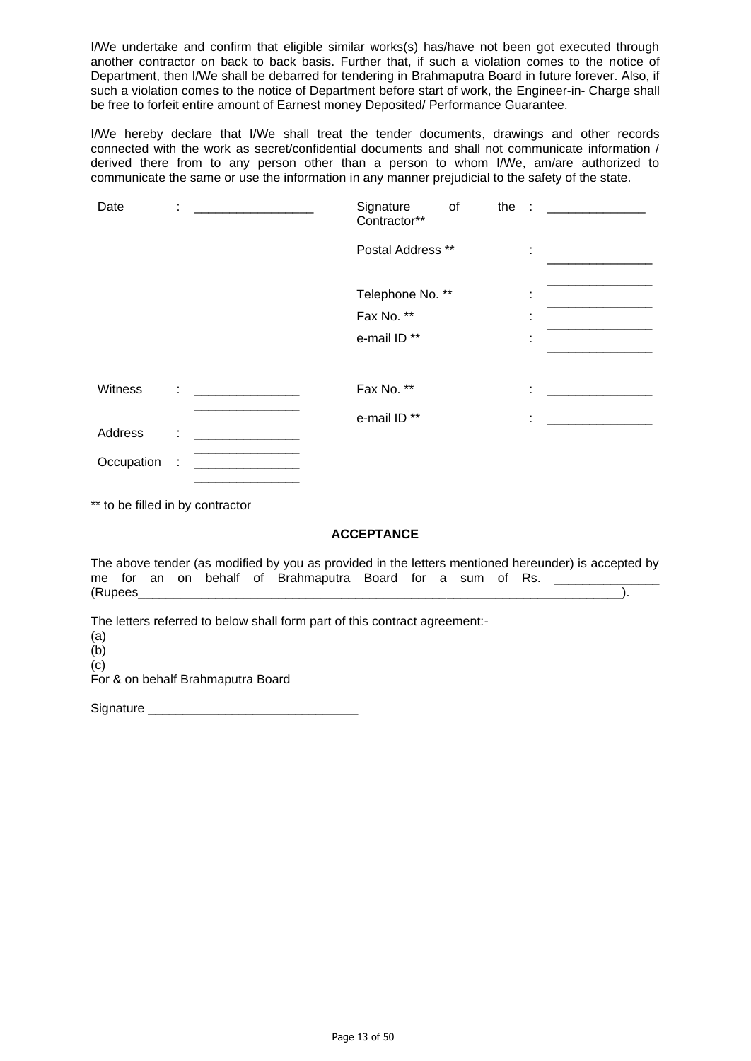I/We undertake and confirm that eligible similar works(s) has/have not been got executed through another contractor on back to back basis. Further that, if such a violation comes to the notice of Department, then I/We shall be debarred for tendering in Brahmaputra Board in future forever. Also, if such a violation comes to the notice of Department before start of work, the Engineer-in- Charge shall be free to forfeit entire amount of Earnest money Deposited/ Performance Guarantee.

I/We hereby declare that I/We shall treat the tender documents, drawings and other records connected with the work as secret/confidential documents and shall not communicate information / derived there from to any person other than a person to whom I/We, am/are authorized to communicate the same or use the information in any manner prejudicial to the safety of the state.

| | | | |
|---|---|---|---|
| Date : ________________ | | Signature of the Contractor** | : ______________ |
| | | Postal Address ** | : ______________ ______________ |
| | | Telephone No. ** | : ______________ |
| | | Fax No. ** | : ______________ |
| | | e-mail ID ** | : ______________ |
| Witness : ______________ ______________ | | Fax No. ** | : ______________ |
| Address : ______________ ______________ | | e-mail ID ** | : ______________ |
| Occupation : ______________ ______________ | | | |

** to be filled in by contractor

## ACCEPTANCE

The above tender (as modified by you as provided in the letters mentioned hereunder) is accepted by me for an on behalf of Brahmaputra Board for a sum of Rs. ______________ (Rupees_____________________________________________________________________).

The letters referred to below shall form part of this contract agreement:-

(a)

(b)

(c)

For & on behalf Brahmaputra Board

Signature ______________________________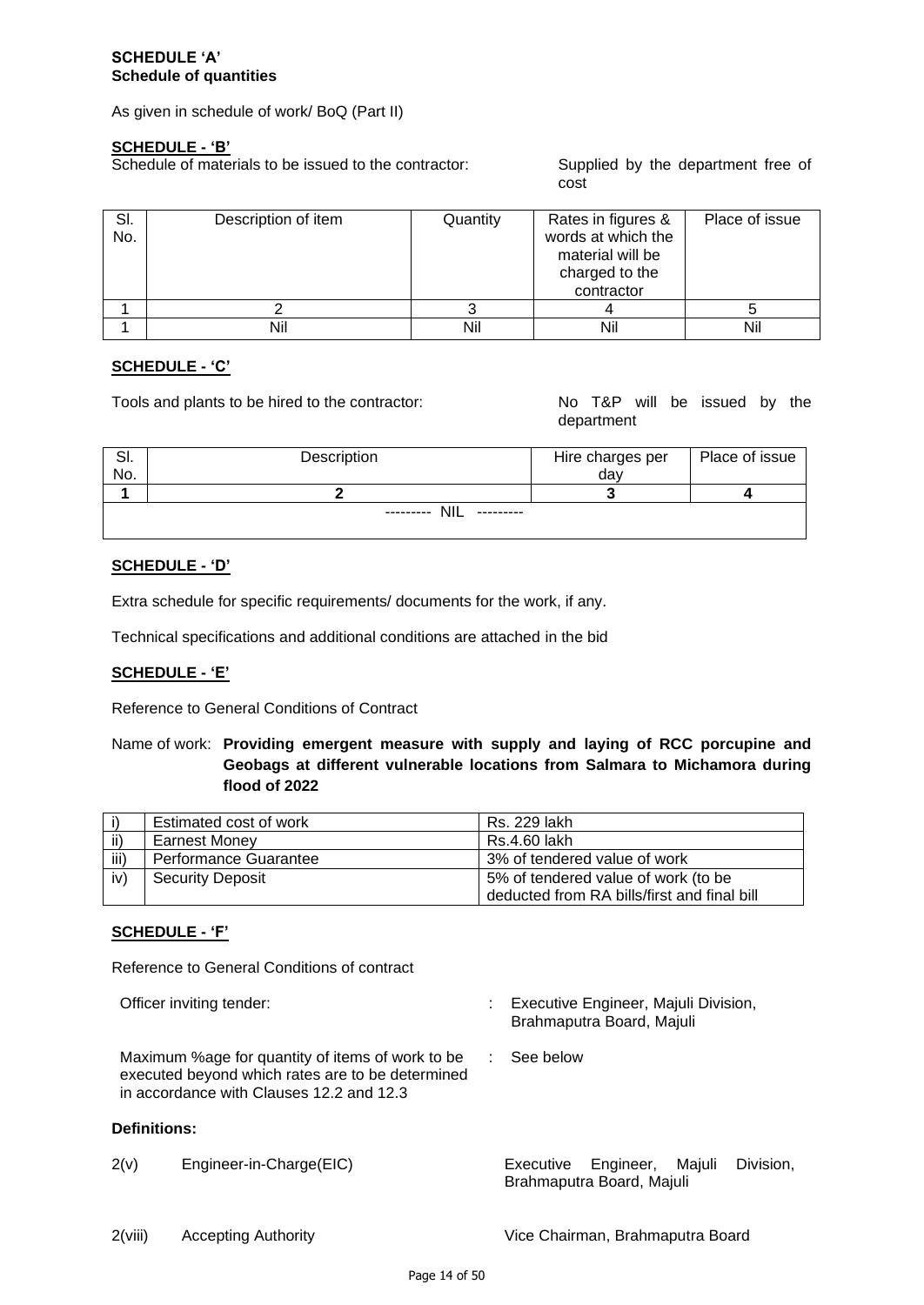**SCHEDULE 'A'**
**Schedule of quantities**

As given in schedule of work/ BoQ (Part II)

**SCHEDULE - 'B'**

Schedule of materials to be issued to the contractor: Supplied by the department free of cost

| Sl. No. | Description of item | Quantity | Rates in figures & words at which the material will be charged to the contractor | Place of issue |
|---|---|---|---|---|
| 1 | 2 | 3 | 4 | 5 |
| 1 | Nil | Nil | Nil | Nil |

**SCHEDULE - 'C'**

Tools and plants to be hired to the contractor: No T&P will be issued by the department

| Sl. No. | Description | Hire charges per day | Place of issue |
|---|---|---|---|
| **1** | **2** | **3** | **4** |
| --------- NIL --------- | | | |

**SCHEDULE - 'D'**

Extra schedule for specific requirements/ documents for the work, if any.

Technical specifications and additional conditions are attached in the bid

**SCHEDULE - 'E'**

Reference to General Conditions of Contract

Name of work: **Providing emergent measure with supply and laying of RCC porcupine and Geobags at different vulnerable locations from Salmara to Michamora during flood of 2022**

| | | |
|---|---|---|
| i) | Estimated cost of work | Rs. 229 lakh |
| ii) | Earnest Money | Rs.4.60 lakh |
| iii) | Performance Guarantee | 3% of tendered value of work |
| iv) | Security Deposit | 5% of tendered value of work (to be deducted from RA bills/first and final bill |

**SCHEDULE - 'F'**

Reference to General Conditions of contract

Officer inviting tender: : Executive Engineer, Majuli Division, Brahmaputra Board, Majuli

Maximum %age for quantity of items of work to be executed beyond which rates are to be determined in accordance with Clauses 12.2 and 12.3 : See below

**Definitions:**

2(v) Engineer-in-Charge(EIC) Executive Engineer, Majuli Division, Brahmaputra Board, Majuli

2(viii) Accepting Authority Vice Chairman, Brahmaputra Board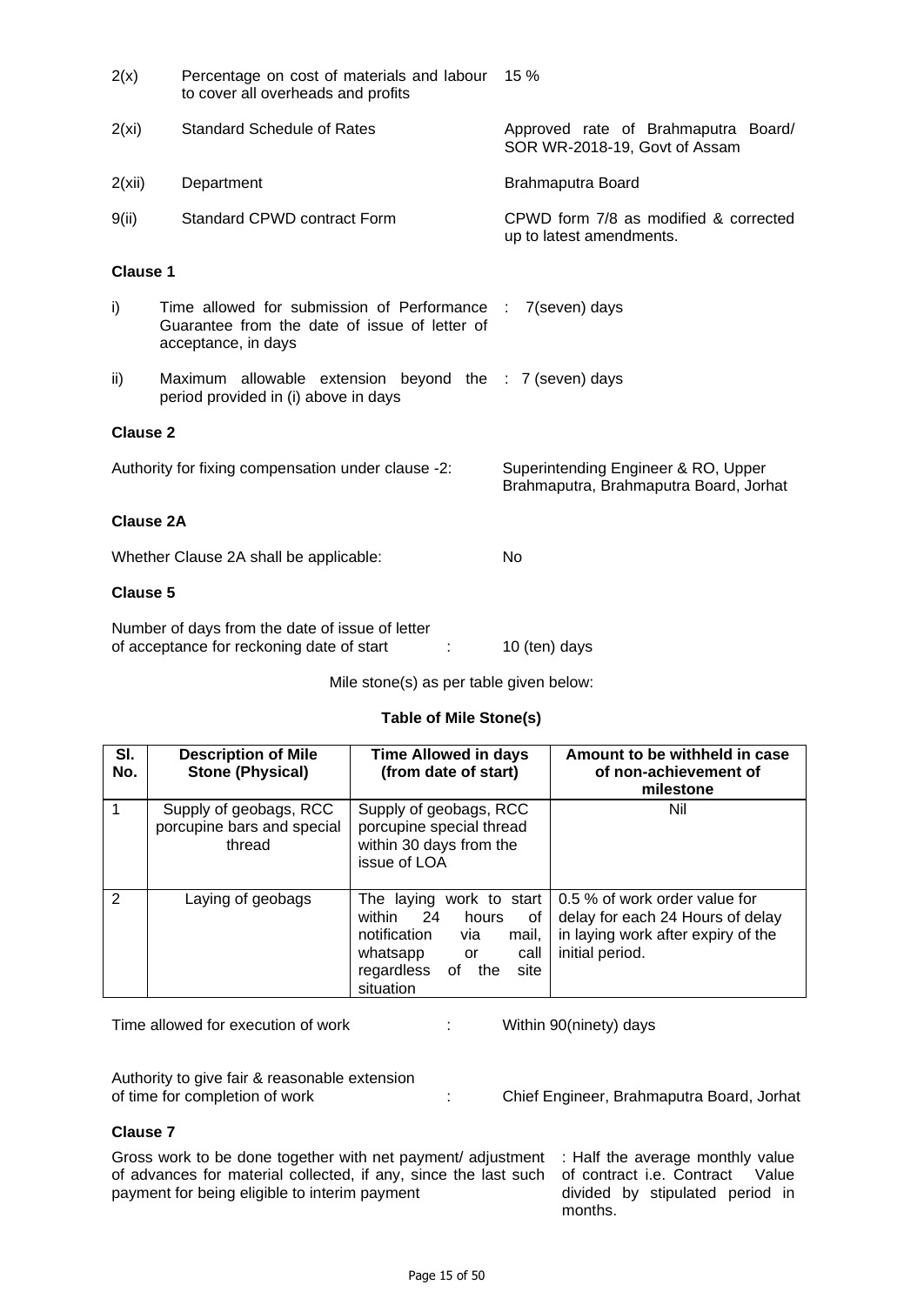| | | |
|---|---|---|
| 2(x) | Percentage on cost of materials and labour to cover all overheads and profits | 15 % |
| 2(xi) | Standard Schedule of Rates | Approved rate of Brahmaputra Board/ SOR WR-2018-19, Govt of Assam |
| 2(xii) | Department | Brahmaputra Board |
| 9(ii) | Standard CPWD contract Form | CPWD form 7/8 as modified & corrected up to latest amendments. |

**Clause 1**

| | | |
|---|---|---|
| i) | Time allowed for submission of Performance Guarantee from the date of issue of letter of acceptance, in days | : 7(seven) days |
| ii) | Maximum allowable extension beyond the period provided in (i) above in days | : 7 (seven) days |

**Clause 2**

Authority for fixing compensation under clause -2: Superintending Engineer & RO, Upper Brahmaputra, Brahmaputra Board, Jorhat

**Clause 2A**

Whether Clause 2A shall be applicable: No

**Clause 5**

Number of days from the date of issue of letter of acceptance for reckoning date of start : 10 (ten) days

Mile stone(s) as per table given below:

**Table of Mile Stone(s)**

| Sl. No. | Description of Mile Stone (Physical) | Time Allowed in days (from date of start) | Amount to be withheld in case of non-achievement of milestone |
|---|---|---|---|
| 1 | Supply of geobags, RCC porcupine bars and special thread | Supply of geobags, RCC porcupine special thread within 30 days from the issue of LOA | Nil |
| 2 | Laying of geobags | The laying work to start within 24 hours of notification via mail, whatsapp or call regardless of the site situation | 0.5 % of work order value for delay for each 24 Hours of delay in laying work after expiry of the initial period. |

Time allowed for execution of work : Within 90(ninety) days

Authority to give fair & reasonable extension of time for completion of work : Chief Engineer, Brahmaputra Board, Jorhat

**Clause 7**

Gross work to be done together with net payment/ adjustment of advances for material collected, if any, since the last such payment for being eligible to interim payment : Half the average monthly value of contract i.e. Contract Value divided by stipulated period in months.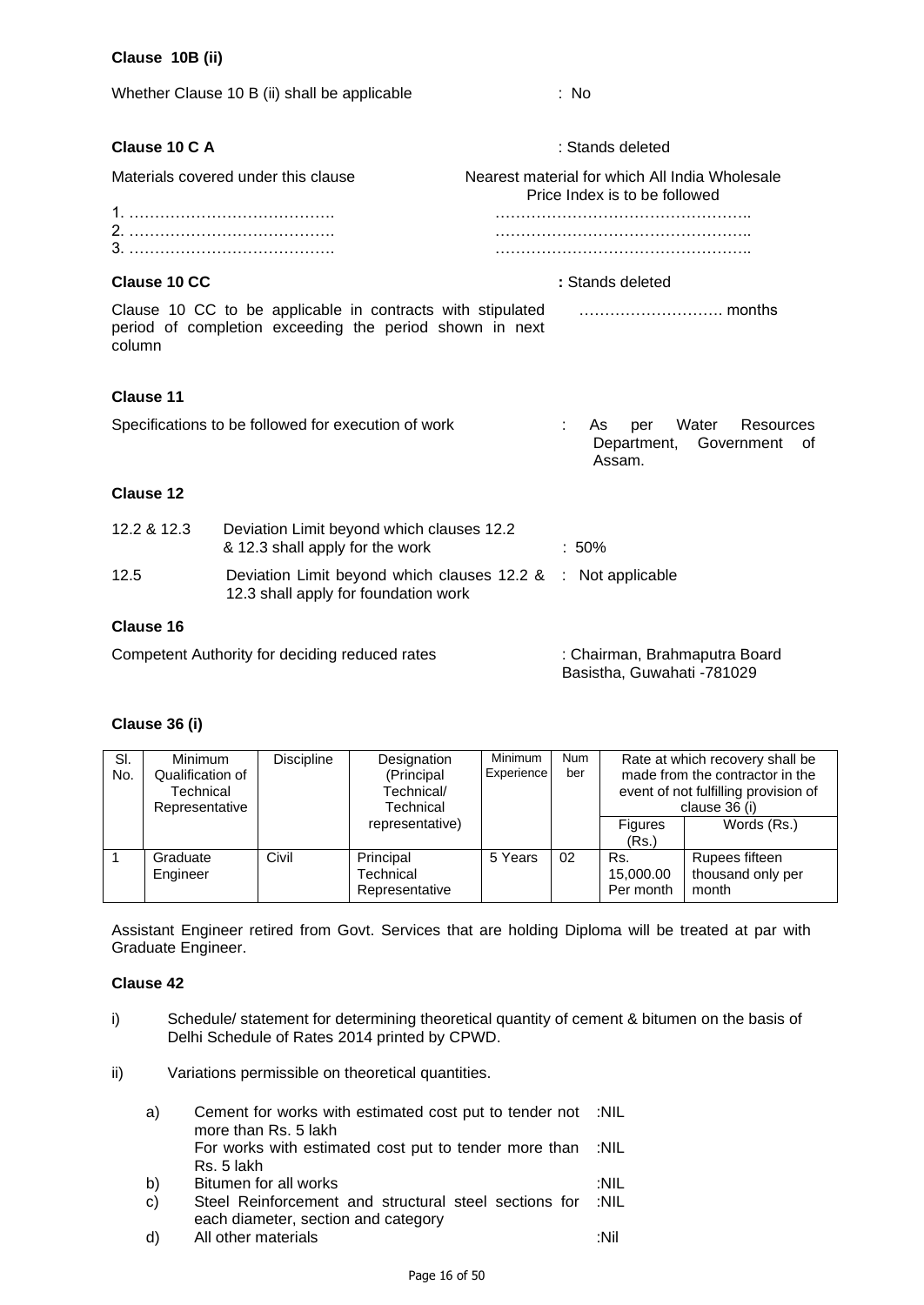**Clause 10B (ii)**

Whether Clause 10 B (ii) shall be applicable : No

**Clause 10 C A** : Stands deleted

| Materials covered under this clause | Nearest material for which All India Wholesale Price Index is to be followed |
|---|---|
| 1. …………………………………. | ………………………………………….. |
| 2. …………………………………. | ………………………………………….. |
| 3. …………………………………. | ………………………………………….. |

**Clause 10 CC** **:** Stands deleted

Clause 10 CC to be applicable in contracts with stipulated period of completion exceeding the period shown in next column ………………………. months

**Clause 11**

Specifications to be followed for execution of work : As per Water Resources Department, Government of Assam.

**Clause 12**

| | | |
|---|---|---|
| 12.2 & 12.3 | Deviation Limit beyond which clauses 12.2 & 12.3 shall apply for the work | : 50% |
| 12.5 | Deviation Limit beyond which clauses 12.2 & 12.3 shall apply for foundation work | : Not applicable |

**Clause 16**

Competent Authority for deciding reduced rates : Chairman, Brahmaputra Board Basistha, Guwahati -781029

**Clause 36 (i)**

| Sl. No. | Minimum Qualification of Technical Representative | Discipline | Designation (Principal Technical/ Technical representative) | Minimum Experience | Number | Rate at which recovery shall be made from the contractor in the event of not fulfilling provision of clause 36 (i) | |
|---|---|---|---|---|---|---|---|
| | | | | | | Figures (Rs.) | Words (Rs.) |
| 1 | Graduate Engineer | Civil | Principal Technical Representative | 5 Years | 02 | Rs. 15,000.00 Per month | Rupees fifteen thousand only per month |

Assistant Engineer retired from Govt. Services that are holding Diploma will be treated at par with Graduate Engineer.

**Clause 42**

i) Schedule/ statement for determining theoretical quantity of cement & bitumen on the basis of Delhi Schedule of Rates 2014 printed by CPWD.

ii) Variations permissible on theoretical quantities.

| | | |
|---|---|---|
| a) | Cement for works with estimated cost put to tender not more than Rs. 5 lakh | :NIL |
| | For works with estimated cost put to tender more than Rs. 5 lakh | :NIL |
| b) | Bitumen for all works | :NIL |
| c) | Steel Reinforcement and structural steel sections for each diameter, section and category | :NIL |
| d) | All other materials | :Nil |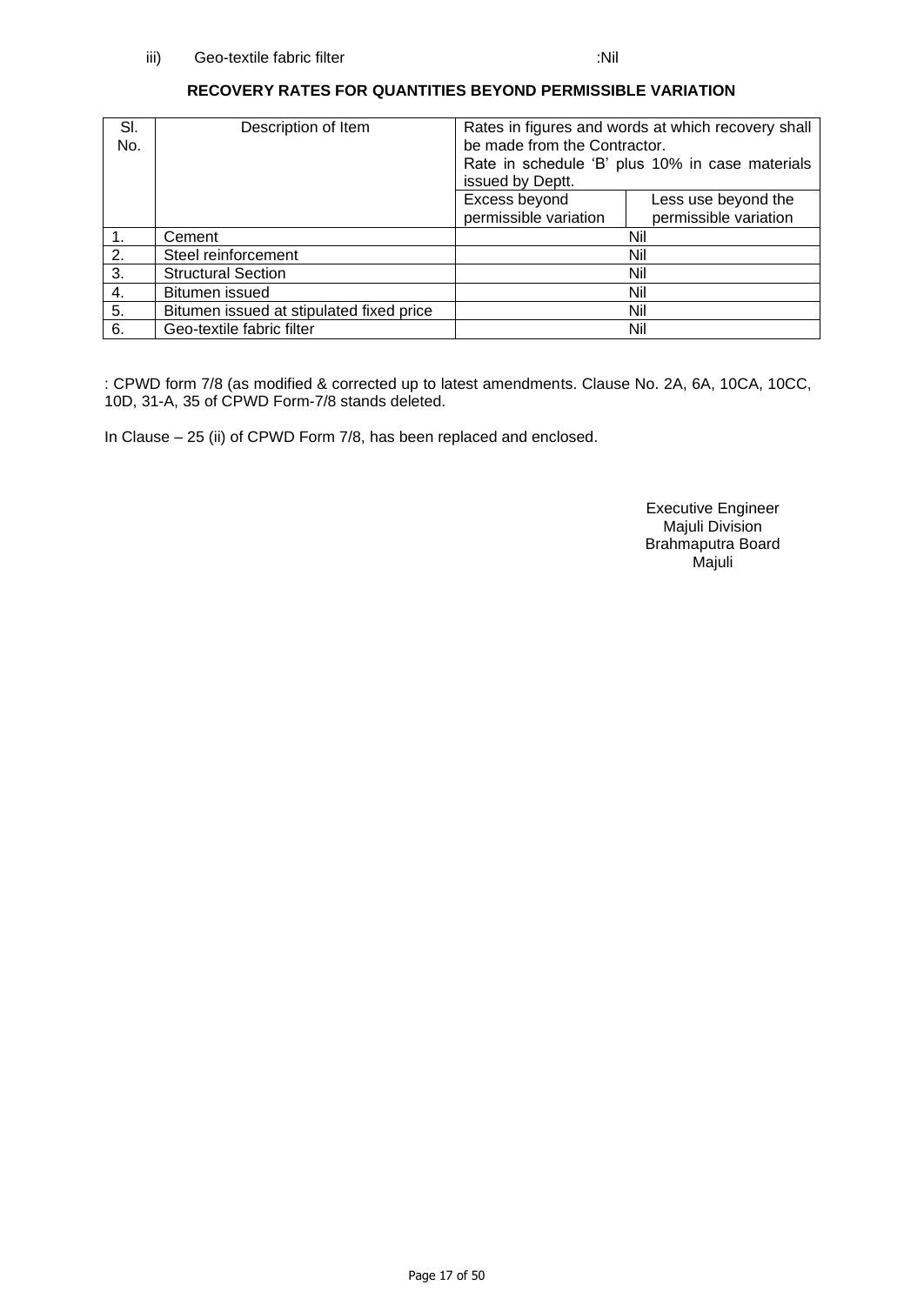iii) Geo-textile fabric filter :Nil

**RECOVERY RATES FOR QUANTITIES BEYOND PERMISSIBLE VARIATION**

| Sl. No. | Description of Item | Rates in figures and words at which recovery shall be made from the Contractor. Rate in schedule 'B' plus 10% in case materials issued by Deptt. | |
|---|---|---|---|
| | | Excess beyond permissible variation | Less use beyond the permissible variation |
| 1. | Cement | Nil | |
| 2. | Steel reinforcement | Nil | |
| 3. | Structural Section | Nil | |
| 4. | Bitumen issued | Nil | |
| 5. | Bitumen issued at stipulated fixed price | Nil | |
| 6. | Geo-textile fabric filter | Nil | |

: CPWD form 7/8 (as modified & corrected up to latest amendments. Clause No. 2A, 6A, 10CA, 10CC, 10D, 31-A, 35 of CPWD Form-7/8 stands deleted.

In Clause – 25 (ii) of CPWD Form 7/8, has been replaced and enclosed.

Executive Engineer
Majuli Division
Brahmaputra Board
Majuli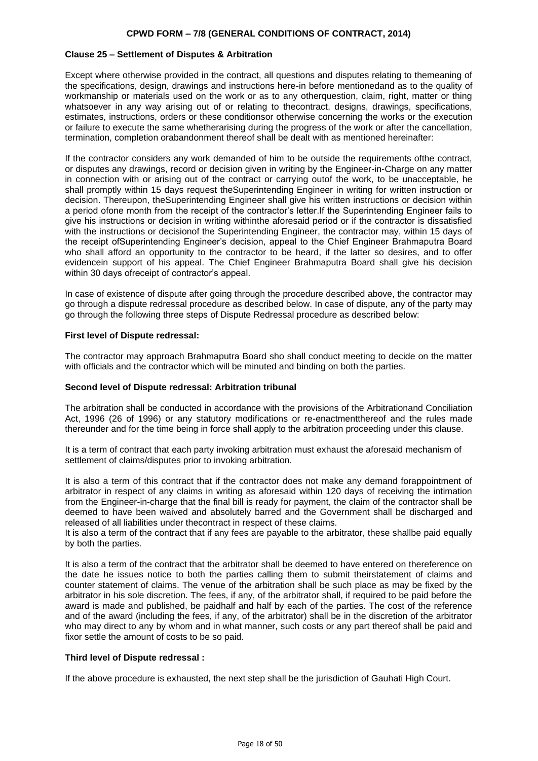## CPWD FORM – 7/8 (GENERAL CONDITIONS OF CONTRACT, 2014)

### Clause 25 – Settlement of Disputes & Arbitration

Except where otherwise provided in the contract, all questions and disputes relating to themeaning of the specifications, design, drawings and instructions here-in before mentionedand as to the quality of workmanship or materials used on the work or as to any otherquestion, claim, right, matter or thing whatsoever in any way arising out of or relating to thecontract, designs, drawings, specifications, estimates, instructions, orders or these conditionsor otherwise concerning the works or the execution or failure to execute the same whetherarising during the progress of the work or after the cancellation, termination, completion orabandonment thereof shall be dealt with as mentioned hereinafter:

If the contractor considers any work demanded of him to be outside the requirements ofthe contract, or disputes any drawings, record or decision given in writing by the Engineer-in-Charge on any matter in connection with or arising out of the contract or carrying outof the work, to be unacceptable, he shall promptly within 15 days request theSuperintending Engineer in writing for written instruction or decision. Thereupon, theSuperintending Engineer shall give his written instructions or decision within a period ofone month from the receipt of the contractor's letter.If the Superintending Engineer fails to give his instructions or decision in writing withinthe aforesaid period or if the contractor is dissatisfied with the instructions or decisionof the Superintending Engineer, the contractor may, within 15 days of the receipt ofSuperintending Engineer's decision, appeal to the Chief Engineer Brahmaputra Board who shall afford an opportunity to the contractor to be heard, if the latter so desires, and to offer evidencein support of his appeal. The Chief Engineer Brahmaputra Board shall give his decision within 30 days ofreceipt of contractor's appeal.

In case of existence of dispute after going through the procedure described above, the contractor may go through a dispute redressal procedure as described below. In case of dispute, any of the party may go through the following three steps of Dispute Redressal procedure as described below:

**First level of Dispute redressal:**

The contractor may approach Brahmaputra Board sho shall conduct meeting to decide on the matter with officials and the contractor which will be minuted and binding on both the parties.

**Second level of Dispute redressal: Arbitration tribunal**

The arbitration shall be conducted in accordance with the provisions of the Arbitrationand Conciliation Act, 1996 (26 of 1996) or any statutory modifications or re-enactmentthereof and the rules made thereunder and for the time being in force shall apply to the arbitration proceeding under this clause.

It is a term of contract that each party invoking arbitration must exhaust the aforesaid mechanism of settlement of claims/disputes prior to invoking arbitration.

It is also a term of this contract that if the contractor does not make any demand forappointment of arbitrator in respect of any claims in writing as aforesaid within 120 days of receiving the intimation from the Engineer-in-charge that the final bill is ready for payment, the claim of the contractor shall be deemed to have been waived and absolutely barred and the Government shall be discharged and released of all liabilities under thecontract in respect of these claims.
It is also a term of the contract that if any fees are payable to the arbitrator, these shallbe paid equally by both the parties.

It is also a term of the contract that the arbitrator shall be deemed to have entered on thereference on the date he issues notice to both the parties calling them to submit theirstatement of claims and counter statement of claims. The venue of the arbitration shall be such place as may be fixed by the arbitrator in his sole discretion. The fees, if any, of the arbitrator shall, if required to be paid before the award is made and published, be paidhalf and half by each of the parties. The cost of the reference and of the award (including the fees, if any, of the arbitrator) shall be in the discretion of the arbitrator who may direct to any by whom and in what manner, such costs or any part thereof shall be paid and fixor settle the amount of costs to be so paid.

**Third level of Dispute redressal :**

If the above procedure is exhausted, the next step shall be the jurisdiction of Gauhati High Court.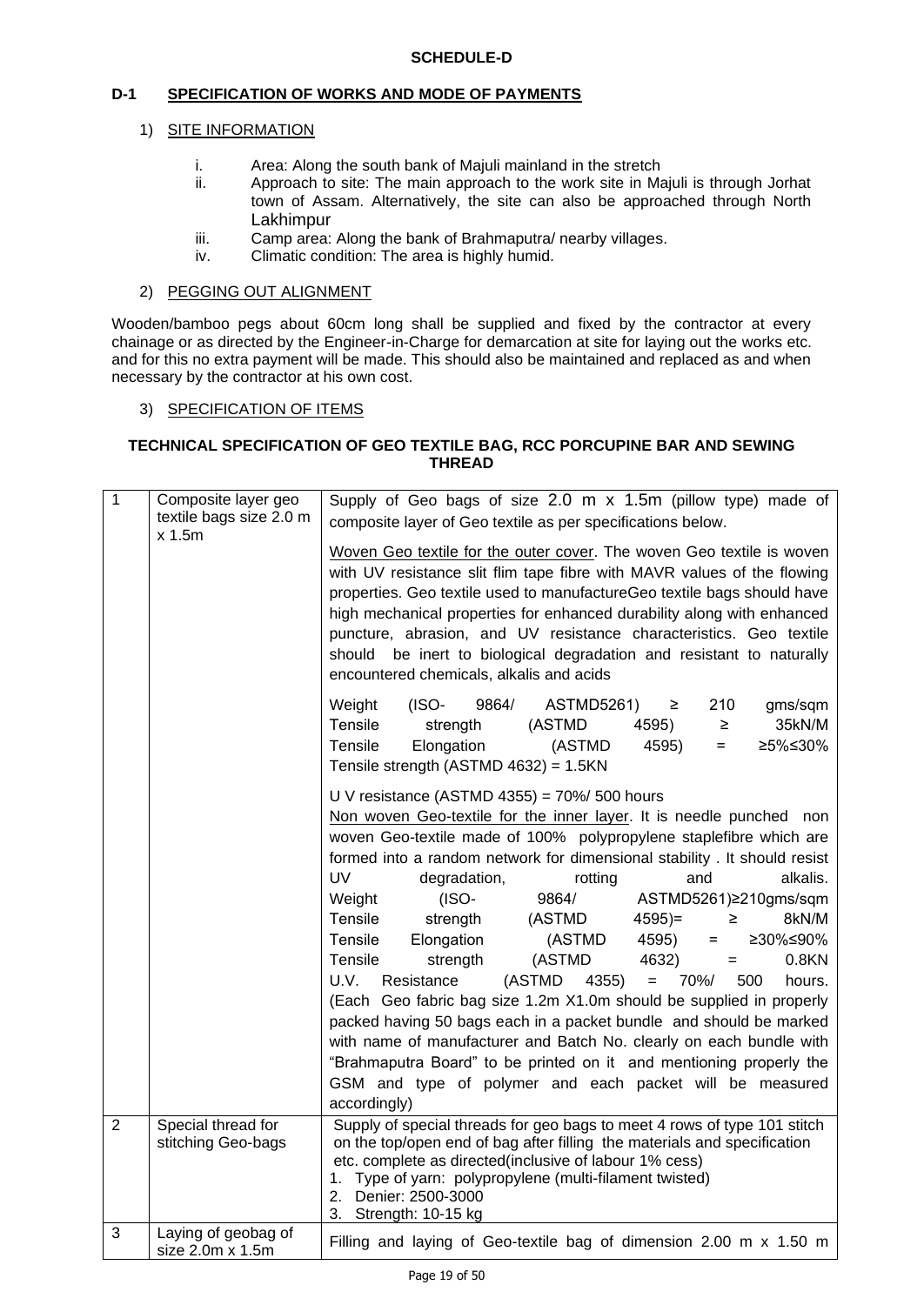**SCHEDULE-D**

## D-1 SPECIFICATION OF WORKS AND MODE OF PAYMENTS

### 1) SITE INFORMATION

i. Area: Along the south bank of Majuli mainland in the stretch
ii. Approach to site: The main approach to the work site in Majuli is through Jorhat town of Assam. Alternatively, the site can also be approached through North Lakhimpur
iii. Camp area: Along the bank of Brahmaputra/ nearby villages.
iv. Climatic condition: The area is highly humid.

### 2) PEGGING OUT ALIGNMENT

Wooden/bamboo pegs about 60cm long shall be supplied and fixed by the contractor at every chainage or as directed by the Engineer-in-Charge for demarcation at site for laying out the works etc. and for this no extra payment will be made. This should also be maintained and replaced as and when necessary by the contractor at his own cost.

### 3) SPECIFICATION OF ITEMS

**TECHNICAL SPECIFICATION OF GEO TEXTILE BAG, RCC PORCUPINE BAR AND SEWING THREAD**

| | | |
|---|---|---|
| 1 | Composite layer geo textile bags size 2.0 m x 1.5m | Supply of Geo bags of size 2.0 m x 1.5m (pillow type) made of composite layer of Geo textile as per specifications below.<br><br>Woven Geo textile for the outer cover. The woven Geo textile is woven with UV resistance slit flim tape fibre with MAVR values of the flowing properties. Geo textile used to manufactureGeo textile bags should have high mechanical properties for enhanced durability along with enhanced puncture, abrasion, and UV resistance characteristics. Geo textile should be inert to biological degradation and resistant to naturally encountered chemicals, alkalis and acids<br><br>Weight (ISO- 9864/ ASTMD5261) ≥ 210 gms/sqm<br>Tensile strength (ASTMD 4595) ≥ 35kN/M<br>Tensile Elongation (ASTMD 4595) = ≥5%≤30%<br>Tensile strength (ASTMD 4632) = 1.5KN<br><br>U V resistance (ASTMD 4355) = 70%/ 500 hours<br>Non woven Geo-textile for the inner layer. It is needle punched non woven Geo-textile made of 100% polypropylene staplefibre which are formed into a random network for dimensional stability . It should resist UV degradation, rotting and alkalis.<br>Weight (ISO- 9864/ ASTMD5261)≥210gms/sqm<br>Tensile strength (ASTMD 4595)= ≥ 8kN/M<br>Tensile Elongation (ASTMD 4595) = ≥30%≤90%<br>Tensile strength (ASTMD 4632) = 0.8KN<br>U.V. Resistance (ASTMD 4355) = 70%/ 500 hours.<br>(Each Geo fabric bag size 1.2m X1.0m should be supplied in properly packed having 50 bags each in a packet bundle and should be marked with name of manufacturer and Batch No. clearly on each bundle with "Brahmaputra Board" to be printed on it and mentioning properly the GSM and type of polymer and each packet will be measured accordingly) |
| 2 | Special thread for stitching Geo-bags | Supply of special threads for geo bags to meet 4 rows of type 101 stitch on the top/open end of bag after filling the materials and specification etc. complete as directed(inclusive of labour 1% cess)<br>1. Type of yarn: polypropylene (multi-filament twisted)<br>2. Denier: 2500-3000<br>3. Strength: 10-15 kg |
| 3 | Laying of geobag of size 2.0m x 1.5m | Filling and laying of Geo-textile bag of dimension 2.00 m x 1.50 m |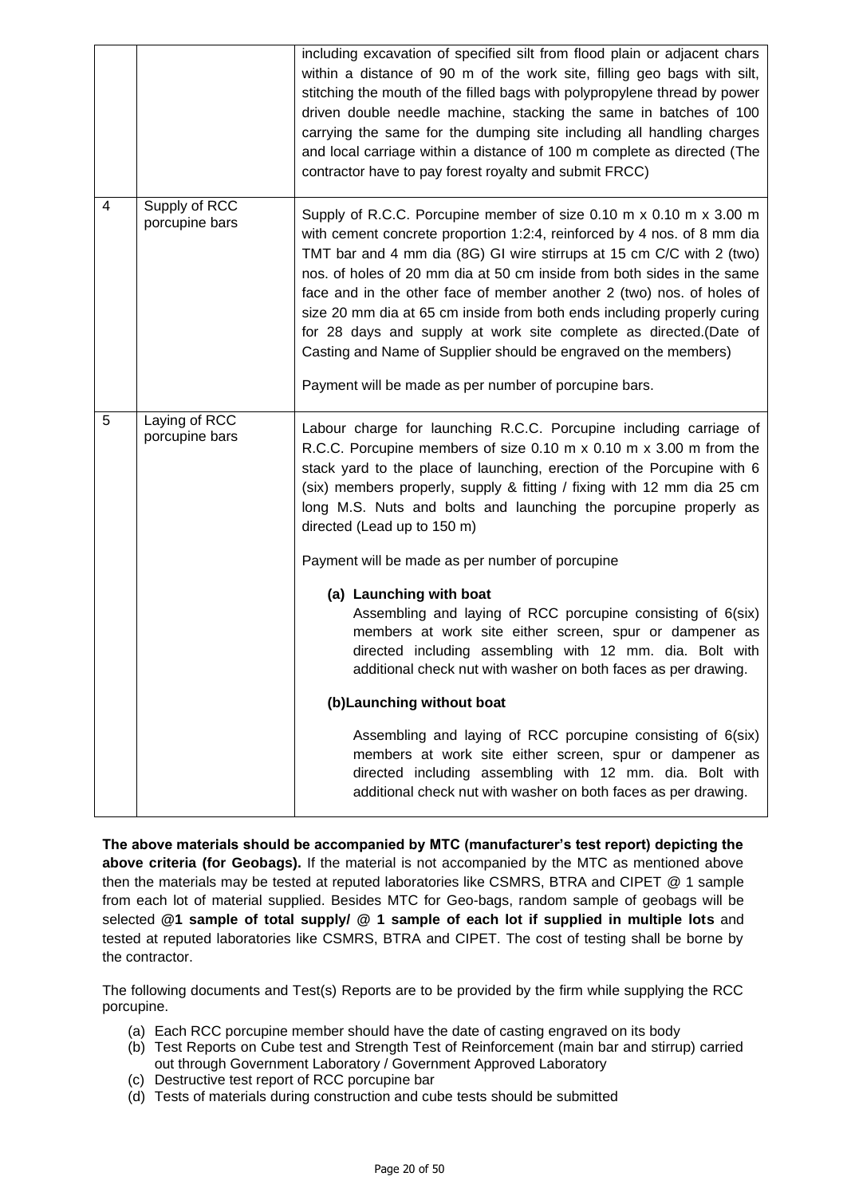|  |  |  |
|---|---|---|
|  |  | including excavation of specified silt from flood plain or adjacent chars within a distance of 90 m of the work site, filling geo bags with silt, stitching the mouth of the filled bags with polypropylene thread by power driven double needle machine, stacking the same in batches of 100 carrying the same for the dumping site including all handling charges and local carriage within a distance of 100 m complete as directed (The contractor have to pay forest royalty and submit FRCC) |
| 4 | Supply of RCC porcupine bars | Supply of R.C.C. Porcupine member of size 0.10 m x 0.10 m x 3.00 m with cement concrete proportion 1:2:4, reinforced by 4 nos. of 8 mm dia TMT bar and 4 mm dia (8G) GI wire stirrups at 15 cm C/C with 2 (two) nos. of holes of 20 mm dia at 50 cm inside from both sides in the same face and in the other face of member another 2 (two) nos. of holes of size 20 mm dia at 65 cm inside from both ends including properly curing for 28 days and supply at work site complete as directed.(Date of Casting and Name of Supplier should be engraved on the members)<br><br>Payment will be made as per number of porcupine bars. |
| 5 | Laying of RCC porcupine bars | Labour charge for launching R.C.C. Porcupine including carriage of R.C.C. Porcupine members of size 0.10 m x 0.10 m x 3.00 m from the stack yard to the place of launching, erection of the Porcupine with 6 (six) members properly, supply & fitting / fixing with 12 mm dia 25 cm long M.S. Nuts and bolts and launching the porcupine properly as directed (Lead up to 150 m)<br><br>Payment will be made as per number of porcupine<br><br>**(a) Launching with boat**<br>Assembling and laying of RCC porcupine consisting of 6(six) members at work site either screen, spur or dampener as directed including assembling with 12 mm. dia. Bolt with additional check nut with washer on both faces as per drawing.<br><br>**(b)Launching without boat**<br><br>Assembling and laying of RCC porcupine consisting of 6(six) members at work site either screen, spur or dampener as directed including assembling with 12 mm. dia. Bolt with additional check nut with washer on both faces as per drawing. |

**The above materials should be accompanied by MTC (manufacturer's test report) depicting the above criteria (for Geobags).** If the material is not accompanied by the MTC as mentioned above then the materials may be tested at reputed laboratories like CSMRS, BTRA and CIPET @ 1 sample from each lot of material supplied. Besides MTC for Geo-bags, random sample of geobags will be selected **@1 sample of total supply/ @ 1 sample of each lot if supplied in multiple lots** and tested at reputed laboratories like CSMRS, BTRA and CIPET. The cost of testing shall be borne by the contractor.

The following documents and Test(s) Reports are to be provided by the firm while supplying the RCC porcupine.

(a) Each RCC porcupine member should have the date of casting engraved on its body
(b) Test Reports on Cube test and Strength Test of Reinforcement (main bar and stirrup) carried out through Government Laboratory / Government Approved Laboratory
(c) Destructive test report of RCC porcupine bar
(d) Tests of materials during construction and cube tests should be submitted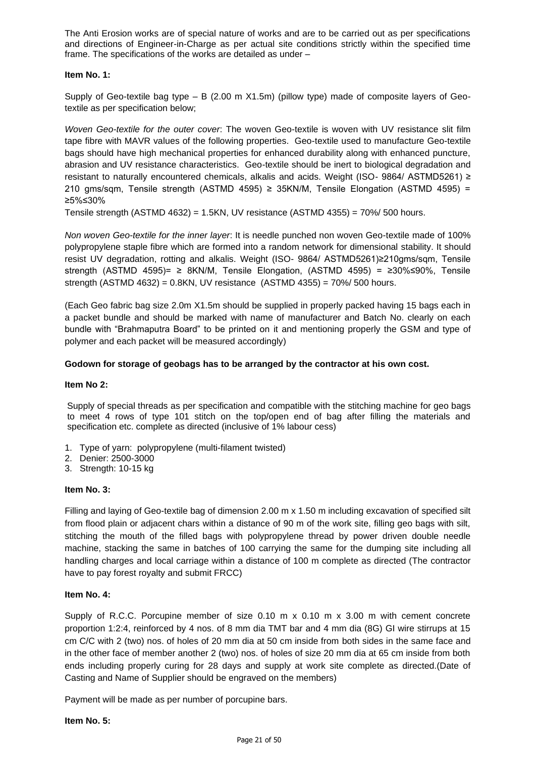The Anti Erosion works are of special nature of works and are to be carried out as per specifications and directions of Engineer-in-Charge as per actual site conditions strictly within the specified time frame. The specifications of the works are detailed as under –

**Item No. 1:**

Supply of Geo-textile bag type – B (2.00 m X1.5m) (pillow type) made of composite layers of Geo-textile as per specification below;

*Woven Geo-textile for the outer cover*: The woven Geo-textile is woven with UV resistance slit film tape fibre with MAVR values of the following properties. Geo-textile used to manufacture Geo-textile bags should have high mechanical properties for enhanced durability along with enhanced puncture, abrasion and UV resistance characteristics. Geo-textile should be inert to biological degradation and resistant to naturally encountered chemicals, alkalis and acids. Weight (ISO- 9864/ ASTMD5261) ≥ 210 gms/sqm, Tensile strength (ASTMD 4595) ≥ 35KN/M, Tensile Elongation (ASTMD 4595) = ≥5%≤30%

Tensile strength (ASTMD 4632) = 1.5KN, UV resistance (ASTMD 4355) = 70%/ 500 hours.

*Non woven Geo-textile for the inner layer*: It is needle punched non woven Geo-textile made of 100% polypropylene staple fibre which are formed into a random network for dimensional stability. It should resist UV degradation, rotting and alkalis. Weight (ISO- 9864/ ASTMD5261)≥210gms/sqm, Tensile strength (ASTMD 4595)= ≥ 8KN/M, Tensile Elongation, (ASTMD 4595) = ≥30%≤90%, Tensile strength (ASTMD 4632) = 0.8KN, UV resistance (ASTMD 4355) = 70%/ 500 hours.

(Each Geo fabric bag size 2.0m X1.5m should be supplied in properly packed having 15 bags each in a packet bundle and should be marked with name of manufacturer and Batch No. clearly on each bundle with "Brahmaputra Board" to be printed on it and mentioning properly the GSM and type of polymer and each packet will be measured accordingly)

**Godown for storage of geobags has to be arranged by the contractor at his own cost.**

**Item No 2:**

Supply of special threads as per specification and compatible with the stitching machine for geo bags to meet 4 rows of type 101 stitch on the top/open end of bag after filling the materials and specification etc. complete as directed (inclusive of 1% labour cess)

1. Type of yarn: polypropylene (multi-filament twisted)
2. Denier: 2500-3000
3. Strength: 10-15 kg

**Item No. 3:**

Filling and laying of Geo-textile bag of dimension 2.00 m x 1.50 m including excavation of specified silt from flood plain or adjacent chars within a distance of 90 m of the work site, filling geo bags with silt, stitching the mouth of the filled bags with polypropylene thread by power driven double needle machine, stacking the same in batches of 100 carrying the same for the dumping site including all handling charges and local carriage within a distance of 100 m complete as directed (The contractor have to pay forest royalty and submit FRCC)

**Item No. 4:**

Supply of R.C.C. Porcupine member of size 0.10 m x 0.10 m x 3.00 m with cement concrete proportion 1:2:4, reinforced by 4 nos. of 8 mm dia TMT bar and 4 mm dia (8G) GI wire stirrups at 15 cm C/C with 2 (two) nos. of holes of 20 mm dia at 50 cm inside from both sides in the same face and in the other face of member another 2 (two) nos. of holes of size 20 mm dia at 65 cm inside from both ends including properly curing for 28 days and supply at work site complete as directed.(Date of Casting and Name of Supplier should be engraved on the members)

Payment will be made as per number of porcupine bars.

**Item No. 5:**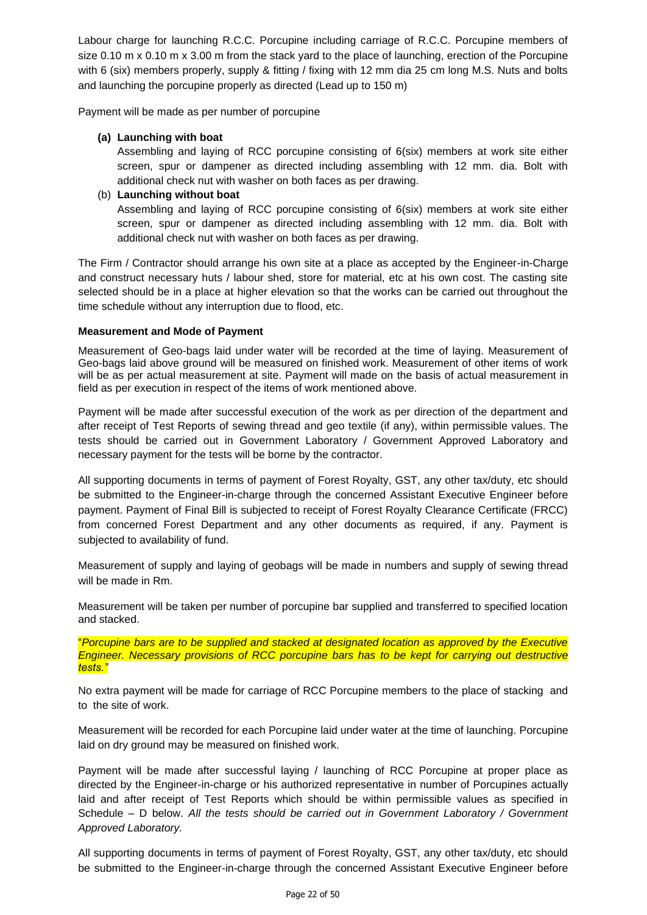Labour charge for launching R.C.C. Porcupine including carriage of R.C.C. Porcupine members of size 0.10 m x 0.10 m x 3.00 m from the stack yard to the place of launching, erection of the Porcupine with 6 (six) members properly, supply & fitting / fixing with 12 mm dia 25 cm long M.S. Nuts and bolts and launching the porcupine properly as directed (Lead up to 150 m)

Payment will be made as per number of porcupine

**(a) Launching with boat**

Assembling and laying of RCC porcupine consisting of 6(six) members at work site either screen, spur or dampener as directed including assembling with 12 mm. dia. Bolt with additional check nut with washer on both faces as per drawing.

(b) **Launching without boat**

Assembling and laying of RCC porcupine consisting of 6(six) members at work site either screen, spur or dampener as directed including assembling with 12 mm. dia. Bolt with additional check nut with washer on both faces as per drawing.

The Firm / Contractor should arrange his own site at a place as accepted by the Engineer-in-Charge and construct necessary huts / labour shed, store for material, etc at his own cost. The casting site selected should be in a place at higher elevation so that the works can be carried out throughout the time schedule without any interruption due to flood, etc.

**Measurement and Mode of Payment**

Measurement of Geo-bags laid under water will be recorded at the time of laying. Measurement of Geo-bags laid above ground will be measured on finished work. Measurement of other items of work will be as per actual measurement at site. Payment will made on the basis of actual measurement in field as per execution in respect of the items of work mentioned above.

Payment will be made after successful execution of the work as per direction of the department and after receipt of Test Reports of sewing thread and geo textile (if any), within permissible values. The tests should be carried out in Government Laboratory / Government Approved Laboratory and necessary payment for the tests will be borne by the contractor.

All supporting documents in terms of payment of Forest Royalty, GST, any other tax/duty, etc should be submitted to the Engineer-in-charge through the concerned Assistant Executive Engineer before payment. Payment of Final Bill is subjected to receipt of Forest Royalty Clearance Certificate (FRCC) from concerned Forest Department and any other documents as required, if any. Payment is subjected to availability of fund.

Measurement of supply and laying of geobags will be made in numbers and supply of sewing thread will be made in Rm.

Measurement will be taken per number of porcupine bar supplied and transferred to specified location and stacked.

"*Porcupine bars are to be supplied and stacked at designated location as approved by the Executive Engineer. Necessary provisions of RCC porcupine bars has to be kept for carrying out destructive tests.*"

No extra payment will be made for carriage of RCC Porcupine members to the place of stacking and to the site of work.

Measurement will be recorded for each Porcupine laid under water at the time of launching. Porcupine laid on dry ground may be measured on finished work.

Payment will be made after successful laying / launching of RCC Porcupine at proper place as directed by the Engineer-in-charge or his authorized representative in number of Porcupines actually laid and after receipt of Test Reports which should be within permissible values as specified in Schedule – D below. *All the tests should be carried out in Government Laboratory / Government Approved Laboratory.*

All supporting documents in terms of payment of Forest Royalty, GST, any other tax/duty, etc should be submitted to the Engineer-in-charge through the concerned Assistant Executive Engineer before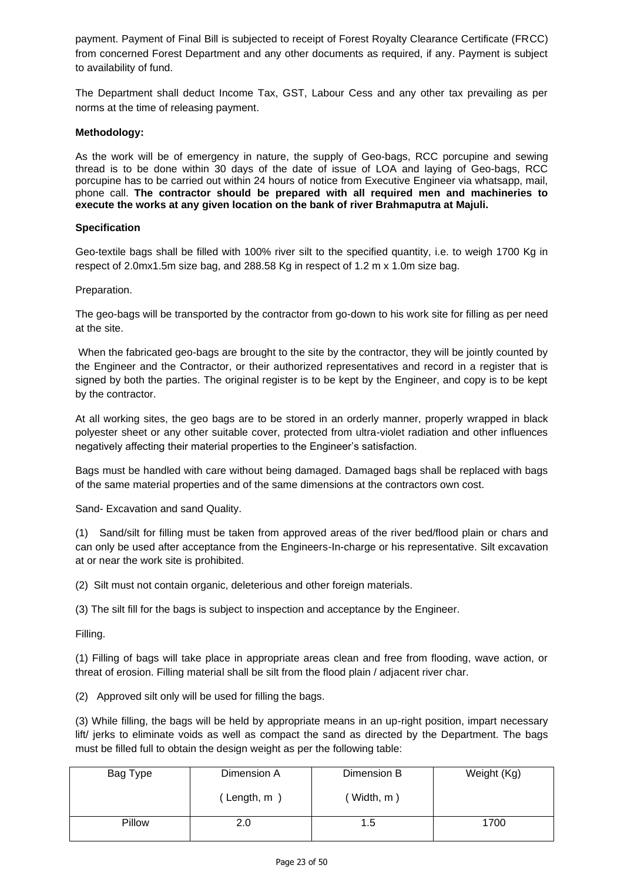payment. Payment of Final Bill is subjected to receipt of Forest Royalty Clearance Certificate (FRCC) from concerned Forest Department and any other documents as required, if any. Payment is subject to availability of fund.

The Department shall deduct Income Tax, GST, Labour Cess and any other tax prevailing as per norms at the time of releasing payment.

**Methodology:**

As the work will be of emergency in nature, the supply of Geo-bags, RCC porcupine and sewing thread is to be done within 30 days of the date of issue of LOA and laying of Geo-bags, RCC porcupine has to be carried out within 24 hours of notice from Executive Engineer via whatsapp, mail, phone call. **The contractor should be prepared with all required men and machineries to execute the works at any given location on the bank of river Brahmaputra at Majuli.**

**Specification**

Geo-textile bags shall be filled with 100% river silt to the specified quantity, i.e. to weigh 1700 Kg in respect of 2.0mx1.5m size bag, and 288.58 Kg in respect of 1.2 m x 1.0m size bag.

Preparation.

The geo-bags will be transported by the contractor from go-down to his work site for filling as per need at the site.

When the fabricated geo-bags are brought to the site by the contractor, they will be jointly counted by the Engineer and the Contractor, or their authorized representatives and record in a register that is signed by both the parties. The original register is to be kept by the Engineer, and copy is to be kept by the contractor.

At all working sites, the geo bags are to be stored in an orderly manner, properly wrapped in black polyester sheet or any other suitable cover, protected from ultra-violet radiation and other influences negatively affecting their material properties to the Engineer's satisfaction.

Bags must be handled with care without being damaged. Damaged bags shall be replaced with bags of the same material properties and of the same dimensions at the contractors own cost.

Sand- Excavation and sand Quality.

(1) Sand/silt for filling must be taken from approved areas of the river bed/flood plain or chars and can only be used after acceptance from the Engineers-In-charge or his representative. Silt excavation at or near the work site is prohibited.

(2) Silt must not contain organic, deleterious and other foreign materials.

(3) The silt fill for the bags is subject to inspection and acceptance by the Engineer.

Filling.

(1) Filling of bags will take place in appropriate areas clean and free from flooding, wave action, or threat of erosion. Filling material shall be silt from the flood plain / adjacent river char.

(2) Approved silt only will be used for filling the bags.

(3) While filling, the bags will be held by appropriate means in an up-right position, impart necessary lift/ jerks to eliminate voids as well as compact the sand as directed by the Department. The bags must be filled full to obtain the design weight as per the following table:

| Bag Type | Dimension A ( Length, m ) | Dimension B ( Width, m ) | Weight (Kg) |
|---|---|---|---|
| Pillow | 2.0 | 1.5 | 1700 |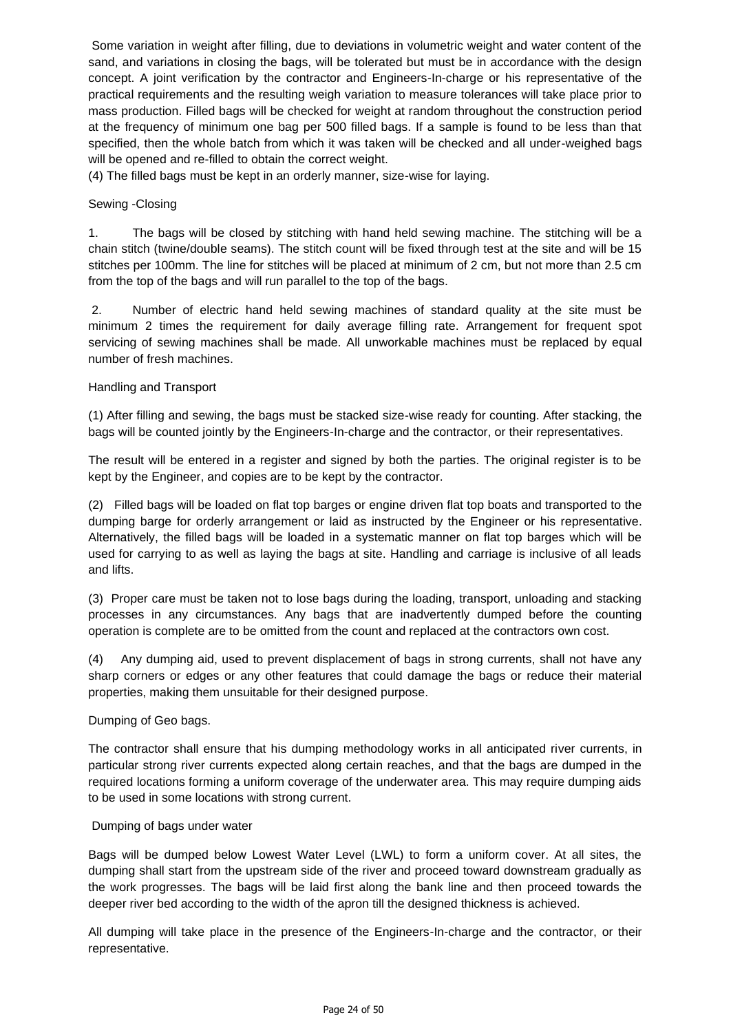Some variation in weight after filling, due to deviations in volumetric weight and water content of the sand, and variations in closing the bags, will be tolerated but must be in accordance with the design concept. A joint verification by the contractor and Engineers-In-charge or his representative of the practical requirements and the resulting weigh variation to measure tolerances will take place prior to mass production. Filled bags will be checked for weight at random throughout the construction period at the frequency of minimum one bag per 500 filled bags. If a sample is found to be less than that specified, then the whole batch from which it was taken will be checked and all under-weighed bags will be opened and re-filled to obtain the correct weight.

(4) The filled bags must be kept in an orderly manner, size-wise for laying.

Sewing -Closing

1. The bags will be closed by stitching with hand held sewing machine. The stitching will be a chain stitch (twine/double seams). The stitch count will be fixed through test at the site and will be 15 stitches per 100mm. The line for stitches will be placed at minimum of 2 cm, but not more than 2.5 cm from the top of the bags and will run parallel to the top of the bags.

2. Number of electric hand held sewing machines of standard quality at the site must be minimum 2 times the requirement for daily average filling rate. Arrangement for frequent spot servicing of sewing machines shall be made. All unworkable machines must be replaced by equal number of fresh machines.

Handling and Transport

(1) After filling and sewing, the bags must be stacked size-wise ready for counting. After stacking, the bags will be counted jointly by the Engineers-In-charge and the contractor, or their representatives.

The result will be entered in a register and signed by both the parties. The original register is to be kept by the Engineer, and copies are to be kept by the contractor.

(2) Filled bags will be loaded on flat top barges or engine driven flat top boats and transported to the dumping barge for orderly arrangement or laid as instructed by the Engineer or his representative. Alternatively, the filled bags will be loaded in a systematic manner on flat top barges which will be used for carrying to as well as laying the bags at site. Handling and carriage is inclusive of all leads and lifts.

(3) Proper care must be taken not to lose bags during the loading, transport, unloading and stacking processes in any circumstances. Any bags that are inadvertently dumped before the counting operation is complete are to be omitted from the count and replaced at the contractors own cost.

(4) Any dumping aid, used to prevent displacement of bags in strong currents, shall not have any sharp corners or edges or any other features that could damage the bags or reduce their material properties, making them unsuitable for their designed purpose.

Dumping of Geo bags.

The contractor shall ensure that his dumping methodology works in all anticipated river currents, in particular strong river currents expected along certain reaches, and that the bags are dumped in the required locations forming a uniform coverage of the underwater area. This may require dumping aids to be used in some locations with strong current.

Dumping of bags under water

Bags will be dumped below Lowest Water Level (LWL) to form a uniform cover. At all sites, the dumping shall start from the upstream side of the river and proceed toward downstream gradually as the work progresses. The bags will be laid first along the bank line and then proceed towards the deeper river bed according to the width of the apron till the designed thickness is achieved.

All dumping will take place in the presence of the Engineers-In-charge and the contractor, or their representative.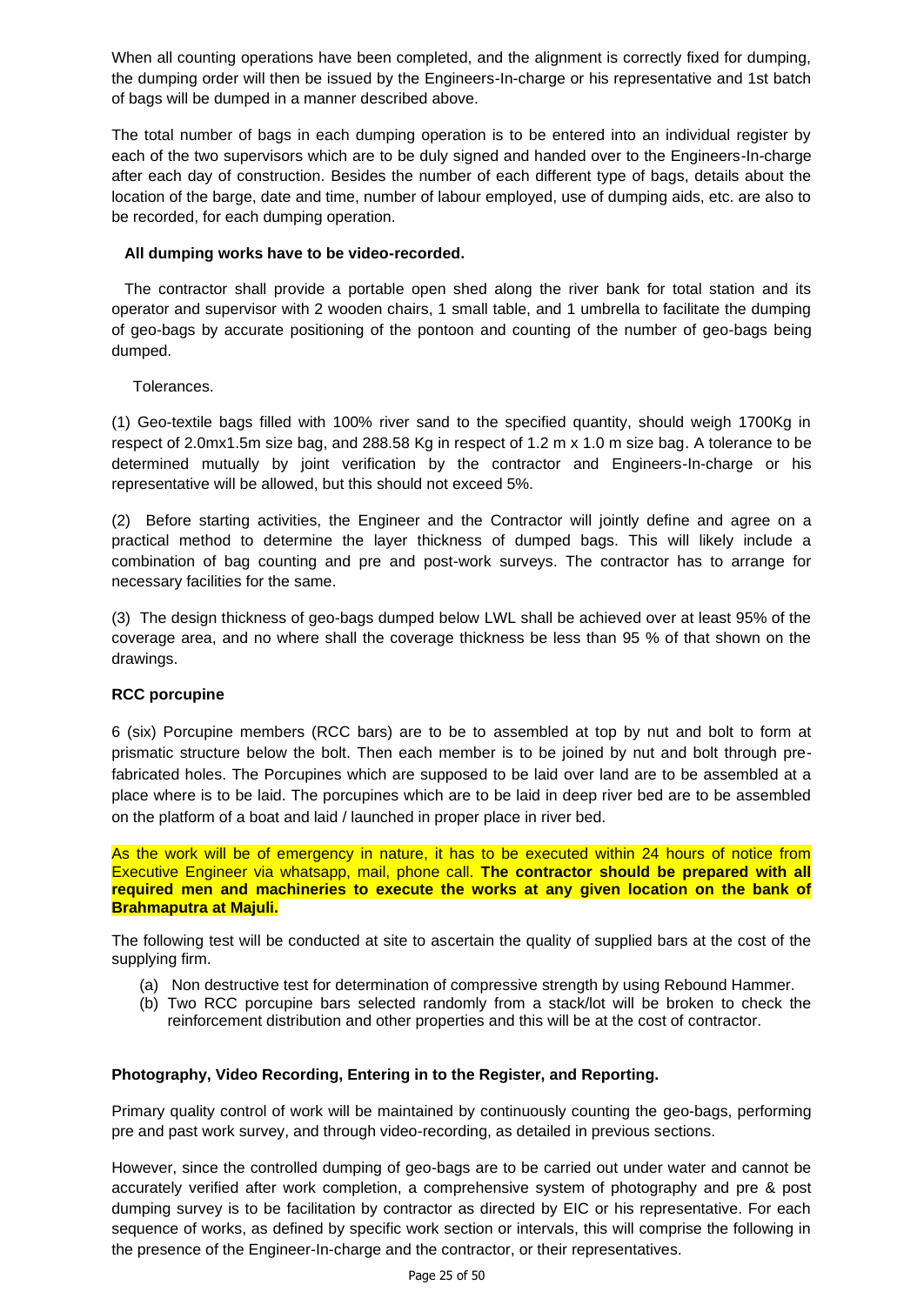When all counting operations have been completed, and the alignment is correctly fixed for dumping, the dumping order will then be issued by the Engineers-In-charge or his representative and 1st batch of bags will be dumped in a manner described above.

The total number of bags in each dumping operation is to be entered into an individual register by each of the two supervisors which are to be duly signed and handed over to the Engineers-In-charge after each day of construction. Besides the number of each different type of bags, details about the location of the barge, date and time, number of labour employed, use of dumping aids, etc. are also to be recorded, for each dumping operation.

**All dumping works have to be video-recorded.**

The contractor shall provide a portable open shed along the river bank for total station and its operator and supervisor with 2 wooden chairs, 1 small table, and 1 umbrella to facilitate the dumping of geo-bags by accurate positioning of the pontoon and counting of the number of geo-bags being dumped.

Tolerances.

(1) Geo-textile bags filled with 100% river sand to the specified quantity, should weigh 1700Kg in respect of 2.0mx1.5m size bag, and 288.58 Kg in respect of 1.2 m x 1.0 m size bag. A tolerance to be determined mutually by joint verification by the contractor and Engineers-In-charge or his representative will be allowed, but this should not exceed 5%.

(2) Before starting activities, the Engineer and the Contractor will jointly define and agree on a practical method to determine the layer thickness of dumped bags. This will likely include a combination of bag counting and pre and post-work surveys. The contractor has to arrange for necessary facilities for the same.

(3) The design thickness of geo-bags dumped below LWL shall be achieved over at least 95% of the coverage area, and no where shall the coverage thickness be less than 95 % of that shown on the drawings.

**RCC porcupine**

6 (six) Porcupine members (RCC bars) are to be to assembled at top by nut and bolt to form at prismatic structure below the bolt. Then each member is to be joined by nut and bolt through pre-fabricated holes. The Porcupines which are supposed to be laid over land are to be assembled at a place where is to be laid. The porcupines which are to be laid in deep river bed are to be assembled on the platform of a boat and laid / launched in proper place in river bed.

As the work will be of emergency in nature, it has to be executed within 24 hours of notice from Executive Engineer via whatsapp, mail, phone call. **The contractor should be prepared with all required men and machineries to execute the works at any given location on the bank of Brahmaputra at Majuli.**

The following test will be conducted at site to ascertain the quality of supplied bars at the cost of the supplying firm.

(a) Non destructive test for determination of compressive strength by using Rebound Hammer.
(b) Two RCC porcupine bars selected randomly from a stack/lot will be broken to check the reinforcement distribution and other properties and this will be at the cost of contractor.

**Photography, Video Recording, Entering in to the Register, and Reporting.**

Primary quality control of work will be maintained by continuously counting the geo-bags, performing pre and past work survey, and through video-recording, as detailed in previous sections.

However, since the controlled dumping of geo-bags are to be carried out under water and cannot be accurately verified after work completion, a comprehensive system of photography and pre & post dumping survey is to be facilitation by contractor as directed by EIC or his representative. For each sequence of works, as defined by specific work section or intervals, this will comprise the following in the presence of the Engineer-In-charge and the contractor, or their representatives.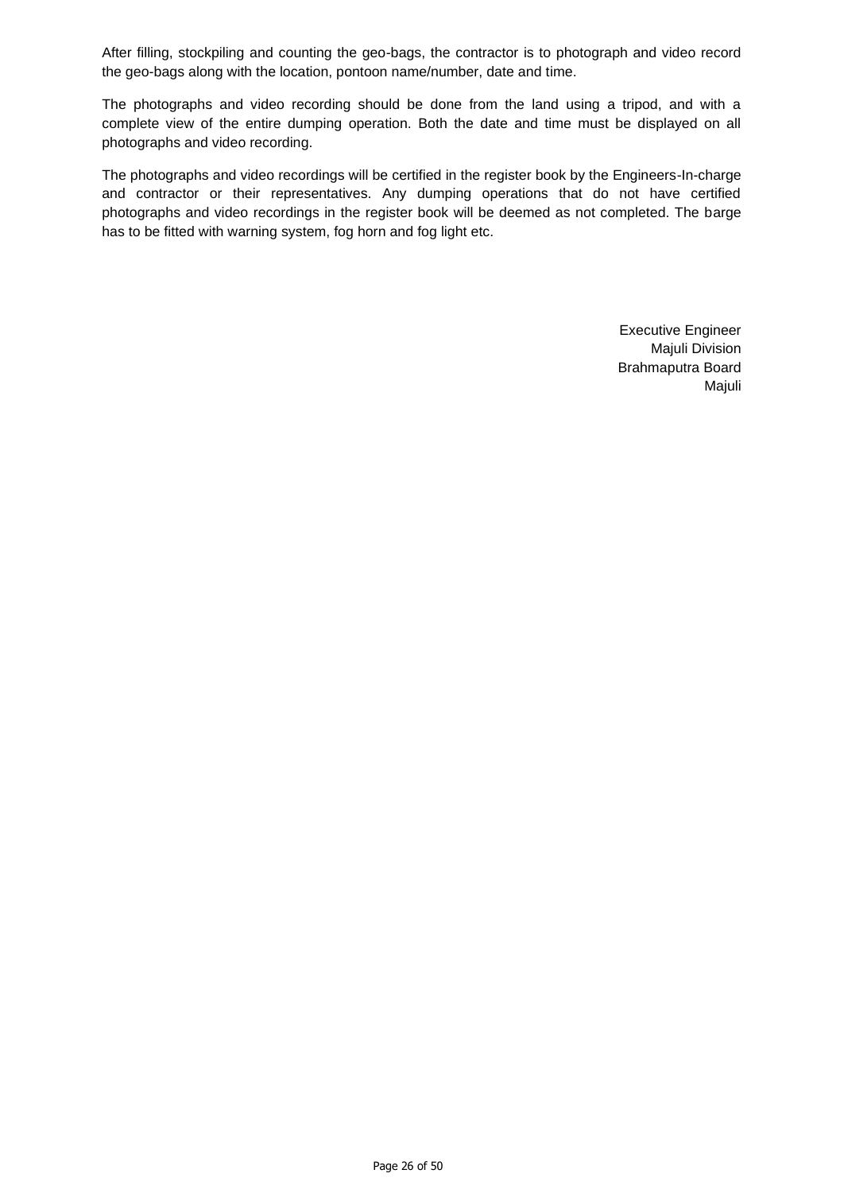After filling, stockpiling and counting the geo-bags, the contractor is to photograph and video record the geo-bags along with the location, pontoon name/number, date and time.

The photographs and video recording should be done from the land using a tripod, and with a complete view of the entire dumping operation. Both the date and time must be displayed on all photographs and video recording.

The photographs and video recordings will be certified in the register book by the Engineers-In-charge and contractor or their representatives. Any dumping operations that do not have certified photographs and video recordings in the register book will be deemed as not completed. The barge has to be fitted with warning system, fog horn and fog light etc.

Executive Engineer  
Majuli Division  
Brahmaputra Board  
Majuli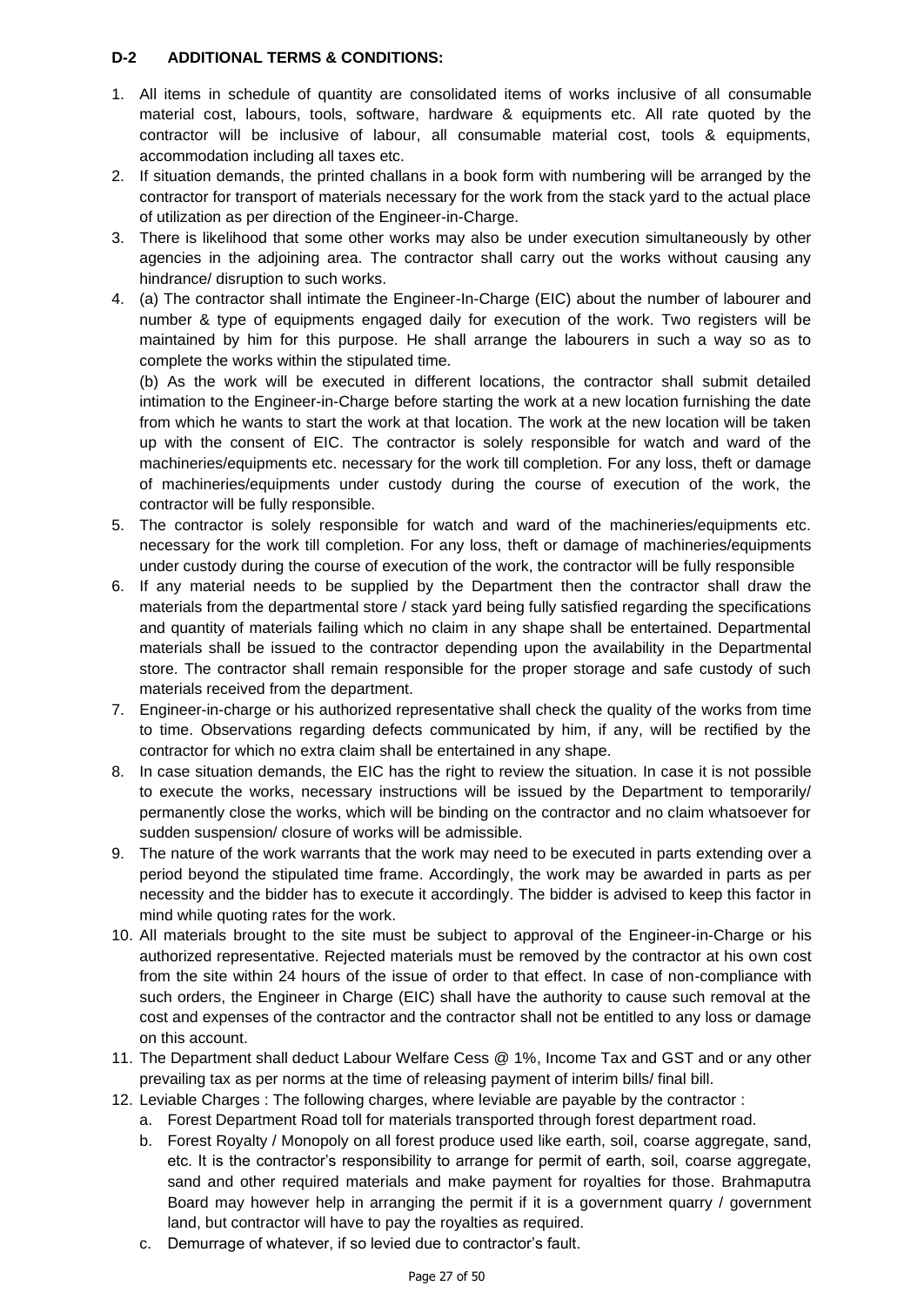**D-2 ADDITIONAL TERMS & CONDITIONS:**

1. All items in schedule of quantity are consolidated items of works inclusive of all consumable material cost, labours, tools, software, hardware & equipments etc. All rate quoted by the contractor will be inclusive of labour, all consumable material cost, tools & equipments, accommodation including all taxes etc.
2. If situation demands, the printed challans in a book form with numbering will be arranged by the contractor for transport of materials necessary for the work from the stack yard to the actual place of utilization as per direction of the Engineer-in-Charge.
3. There is likelihood that some other works may also be under execution simultaneously by other agencies in the adjoining area. The contractor shall carry out the works without causing any hindrance/ disruption to such works.
4. (a) The contractor shall intimate the Engineer-In-Charge (EIC) about the number of labourer and number & type of equipments engaged daily for execution of the work. Two registers will be maintained by him for this purpose. He shall arrange the labourers in such a way so as to complete the works within the stipulated time.

   (b) As the work will be executed in different locations, the contractor shall submit detailed intimation to the Engineer-in-Charge before starting the work at a new location furnishing the date from which he wants to start the work at that location. The work at the new location will be taken up with the consent of EIC. The contractor is solely responsible for watch and ward of the machineries/equipments etc. necessary for the work till completion. For any loss, theft or damage of machineries/equipments under custody during the course of execution of the work, the contractor will be fully responsible.
5. The contractor is solely responsible for watch and ward of the machineries/equipments etc. necessary for the work till completion. For any loss, theft or damage of machineries/equipments under custody during the course of execution of the work, the contractor will be fully responsible
6. If any material needs to be supplied by the Department then the contractor shall draw the materials from the departmental store / stack yard being fully satisfied regarding the specifications and quantity of materials failing which no claim in any shape shall be entertained. Departmental materials shall be issued to the contractor depending upon the availability in the Departmental store. The contractor shall remain responsible for the proper storage and safe custody of such materials received from the department.
7. Engineer-in-charge or his authorized representative shall check the quality of the works from time to time. Observations regarding defects communicated by him, if any, will be rectified by the contractor for which no extra claim shall be entertained in any shape.
8. In case situation demands, the EIC has the right to review the situation. In case it is not possible to execute the works, necessary instructions will be issued by the Department to temporarily/ permanently close the works, which will be binding on the contractor and no claim whatsoever for sudden suspension/ closure of works will be admissible.
9. The nature of the work warrants that the work may need to be executed in parts extending over a period beyond the stipulated time frame. Accordingly, the work may be awarded in parts as per necessity and the bidder has to execute it accordingly. The bidder is advised to keep this factor in mind while quoting rates for the work.
10. All materials brought to the site must be subject to approval of the Engineer-in-Charge or his authorized representative. Rejected materials must be removed by the contractor at his own cost from the site within 24 hours of the issue of order to that effect. In case of non-compliance with such orders, the Engineer in Charge (EIC) shall have the authority to cause such removal at the cost and expenses of the contractor and the contractor shall not be entitled to any loss or damage on this account.
11. The Department shall deduct Labour Welfare Cess @ 1%, Income Tax and GST and or any other prevailing tax as per norms at the time of releasing payment of interim bills/ final bill.
12. Leviable Charges : The following charges, where leviable are payable by the contractor :
    a. Forest Department Road toll for materials transported through forest department road.
    b. Forest Royalty / Monopoly on all forest produce used like earth, soil, coarse aggregate, sand, etc. It is the contractor's responsibility to arrange for permit of earth, soil, coarse aggregate, sand and other required materials and make payment for royalties for those. Brahmaputra Board may however help in arranging the permit if it is a government quarry / government land, but contractor will have to pay the royalties as required.
    c. Demurrage of whatever, if so levied due to contractor's fault.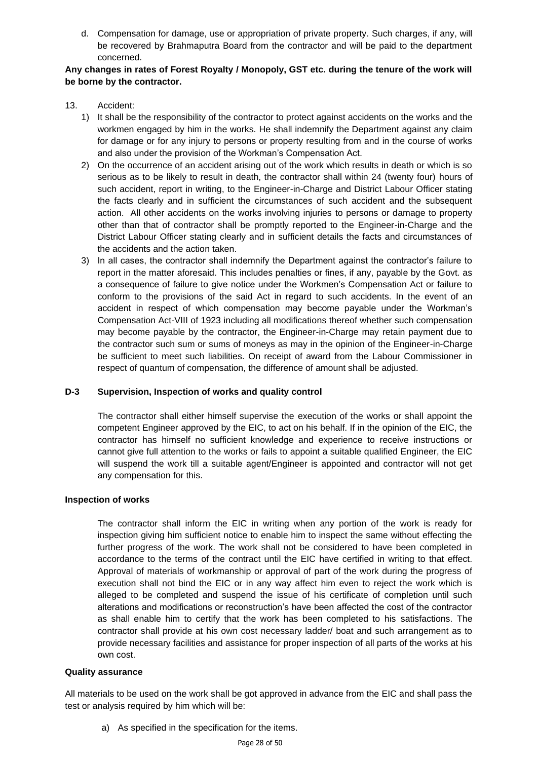d. Compensation for damage, use or appropriation of private property. Such charges, if any, will be recovered by Brahmaputra Board from the contractor and will be paid to the department concerned.

**Any changes in rates of Forest Royalty / Monopoly, GST etc. during the tenure of the work will be borne by the contractor.**

13. Accident:

1) It shall be the responsibility of the contractor to protect against accidents on the works and the workmen engaged by him in the works. He shall indemnify the Department against any claim for damage or for any injury to persons or property resulting from and in the course of works and also under the provision of the Workman's Compensation Act.
2) On the occurrence of an accident arising out of the work which results in death or which is so serious as to be likely to result in death, the contractor shall within 24 (twenty four) hours of such accident, report in writing, to the Engineer-in-Charge and District Labour Officer stating the facts clearly and in sufficient the circumstances of such accident and the subsequent action. All other accidents on the works involving injuries to persons or damage to property other than that of contractor shall be promptly reported to the Engineer-in-Charge and the District Labour Officer stating clearly and in sufficient details the facts and circumstances of the accidents and the action taken.
3) In all cases, the contractor shall indemnify the Department against the contractor's failure to report in the matter aforesaid. This includes penalties or fines, if any, payable by the Govt. as a consequence of failure to give notice under the Workmen's Compensation Act or failure to conform to the provisions of the said Act in regard to such accidents. In the event of an accident in respect of which compensation may become payable under the Workman's Compensation Act-VIII of 1923 including all modifications thereof whether such compensation may become payable by the contractor, the Engineer-in-Charge may retain payment due to the contractor such sum or sums of moneys as may in the opinion of the Engineer-in-Charge be sufficient to meet such liabilities. On receipt of award from the Labour Commissioner in respect of quantum of compensation, the difference of amount shall be adjusted.

## D-3 Supervision, Inspection of works and quality control

The contractor shall either himself supervise the execution of the works or shall appoint the competent Engineer approved by the EIC, to act on his behalf. If in the opinion of the EIC, the contractor has himself no sufficient knowledge and experience to receive instructions or cannot give full attention to the works or fails to appoint a suitable qualified Engineer, the EIC will suspend the work till a suitable agent/Engineer is appointed and contractor will not get any compensation for this.

### Inspection of works

The contractor shall inform the EIC in writing when any portion of the work is ready for inspection giving him sufficient notice to enable him to inspect the same without effecting the further progress of the work. The work shall not be considered to have been completed in accordance to the terms of the contract until the EIC have certified in writing to that effect. Approval of materials of workmanship or approval of part of the work during the progress of execution shall not bind the EIC or in any way affect him even to reject the work which is alleged to be completed and suspend the issue of his certificate of completion until such alterations and modifications or reconstruction's have been affected the cost of the contractor as shall enable him to certify that the work has been completed to his satisfactions. The contractor shall provide at his own cost necessary ladder/ boat and such arrangement as to provide necessary facilities and assistance for proper inspection of all parts of the works at his own cost.

### Quality assurance

All materials to be used on the work shall be got approved in advance from the EIC and shall pass the test or analysis required by him which will be:

a) As specified in the specification for the items.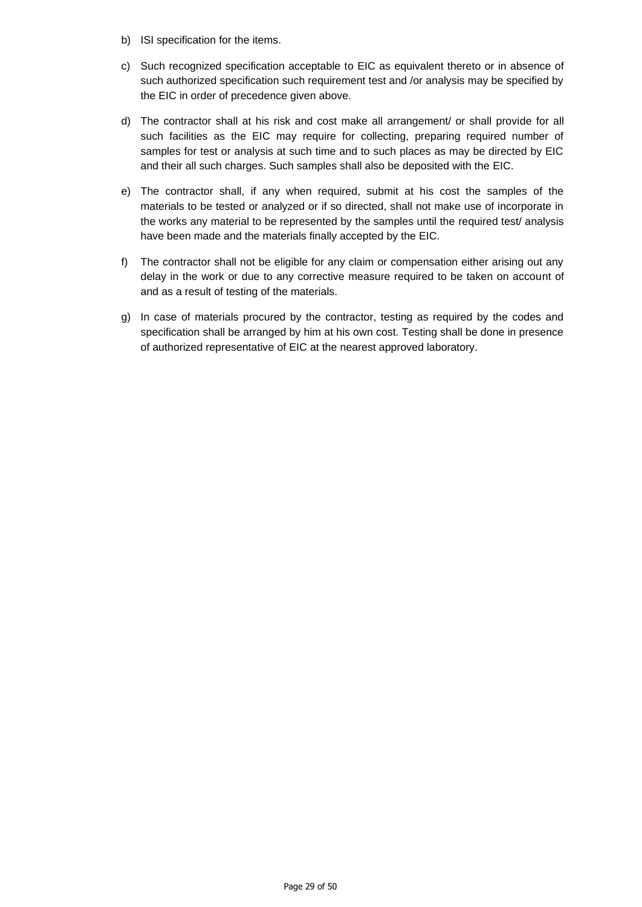b) ISI specification for the items.

c) Such recognized specification acceptable to EIC as equivalent thereto or in absence of such authorized specification such requirement test and /or analysis may be specified by the EIC in order of precedence given above.

d) The contractor shall at his risk and cost make all arrangement/ or shall provide for all such facilities as the EIC may require for collecting, preparing required number of samples for test or analysis at such time and to such places as may be directed by EIC and their all such charges. Such samples shall also be deposited with the EIC.

e) The contractor shall, if any when required, submit at his cost the samples of the materials to be tested or analyzed or if so directed, shall not make use of incorporate in the works any material to be represented by the samples until the required test/ analysis have been made and the materials finally accepted by the EIC.

f) The contractor shall not be eligible for any claim or compensation either arising out any delay in the work or due to any corrective measure required to be taken on account of and as a result of testing of the materials.

g) In case of materials procured by the contractor, testing as required by the codes and specification shall be arranged by him at his own cost. Testing shall be done in presence of authorized representative of EIC at the nearest approved laboratory.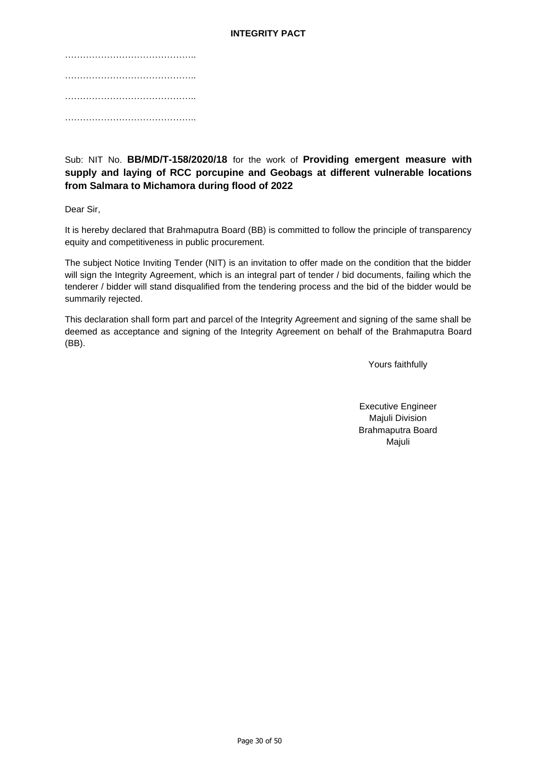**INTEGRITY PACT**

……………………………………..

……………………………………..

……………………………………..

……………………………………..

Sub: NIT No. **BB/MD/T-158/2020/18** for the work of **Providing emergent measure with supply and laying of RCC porcupine and Geobags at different vulnerable locations from Salmara to Michamora during flood of 2022**

Dear Sir,

It is hereby declared that Brahmaputra Board (BB) is committed to follow the principle of transparency equity and competitiveness in public procurement.

The subject Notice Inviting Tender (NIT) is an invitation to offer made on the condition that the bidder will sign the Integrity Agreement, which is an integral part of tender / bid documents, failing which the tenderer / bidder will stand disqualified from the tendering process and the bid of the bidder would be summarily rejected.

This declaration shall form part and parcel of the Integrity Agreement and signing of the same shall be deemed as acceptance and signing of the Integrity Agreement on behalf of the Brahmaputra Board (BB).

Yours faithfully

Executive Engineer
Majuli Division
Brahmaputra Board
Majuli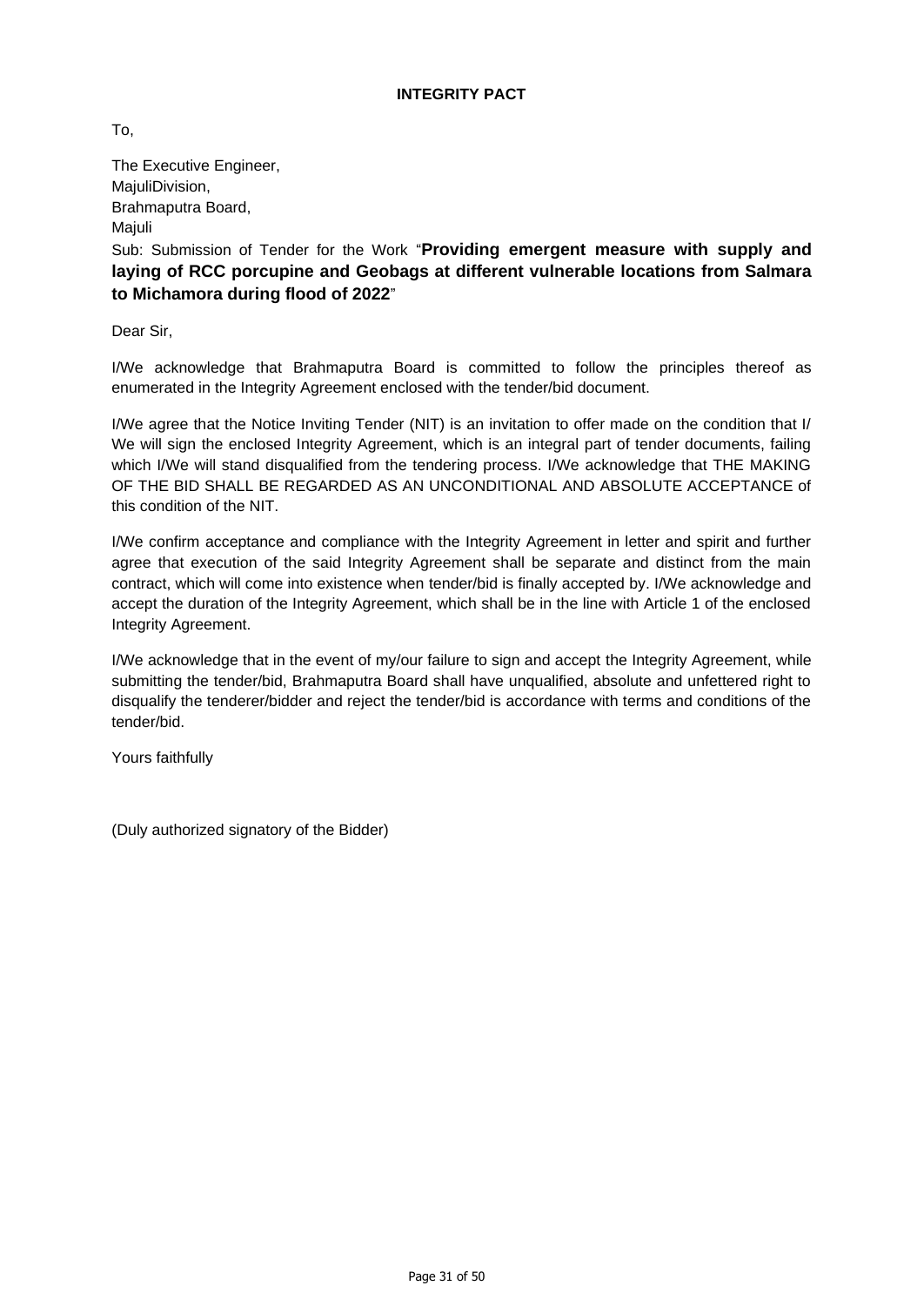# INTEGRITY PACT

To,

The Executive Engineer,
MajuliDivision,
Brahmaputra Board,
Majuli

Sub: Submission of Tender for the Work "**Providing emergent measure with supply and laying of RCC porcupine and Geobags at different vulnerable locations from Salmara to Michamora during flood of 2022**"

Dear Sir,

I/We acknowledge that Brahmaputra Board is committed to follow the principles thereof as enumerated in the Integrity Agreement enclosed with the tender/bid document.

I/We agree that the Notice Inviting Tender (NIT) is an invitation to offer made on the condition that I/ We will sign the enclosed Integrity Agreement, which is an integral part of tender documents, failing which I/We will stand disqualified from the tendering process. I/We acknowledge that THE MAKING OF THE BID SHALL BE REGARDED AS AN UNCONDITIONAL AND ABSOLUTE ACCEPTANCE of this condition of the NIT.

I/We confirm acceptance and compliance with the Integrity Agreement in letter and spirit and further agree that execution of the said Integrity Agreement shall be separate and distinct from the main contract, which will come into existence when tender/bid is finally accepted by. I/We acknowledge and accept the duration of the Integrity Agreement, which shall be in the line with Article 1 of the enclosed Integrity Agreement.

I/We acknowledge that in the event of my/our failure to sign and accept the Integrity Agreement, while submitting the tender/bid, Brahmaputra Board shall have unqualified, absolute and unfettered right to disqualify the tenderer/bidder and reject the tender/bid is accordance with terms and conditions of the tender/bid.

Yours faithfully

(Duly authorized signatory of the Bidder)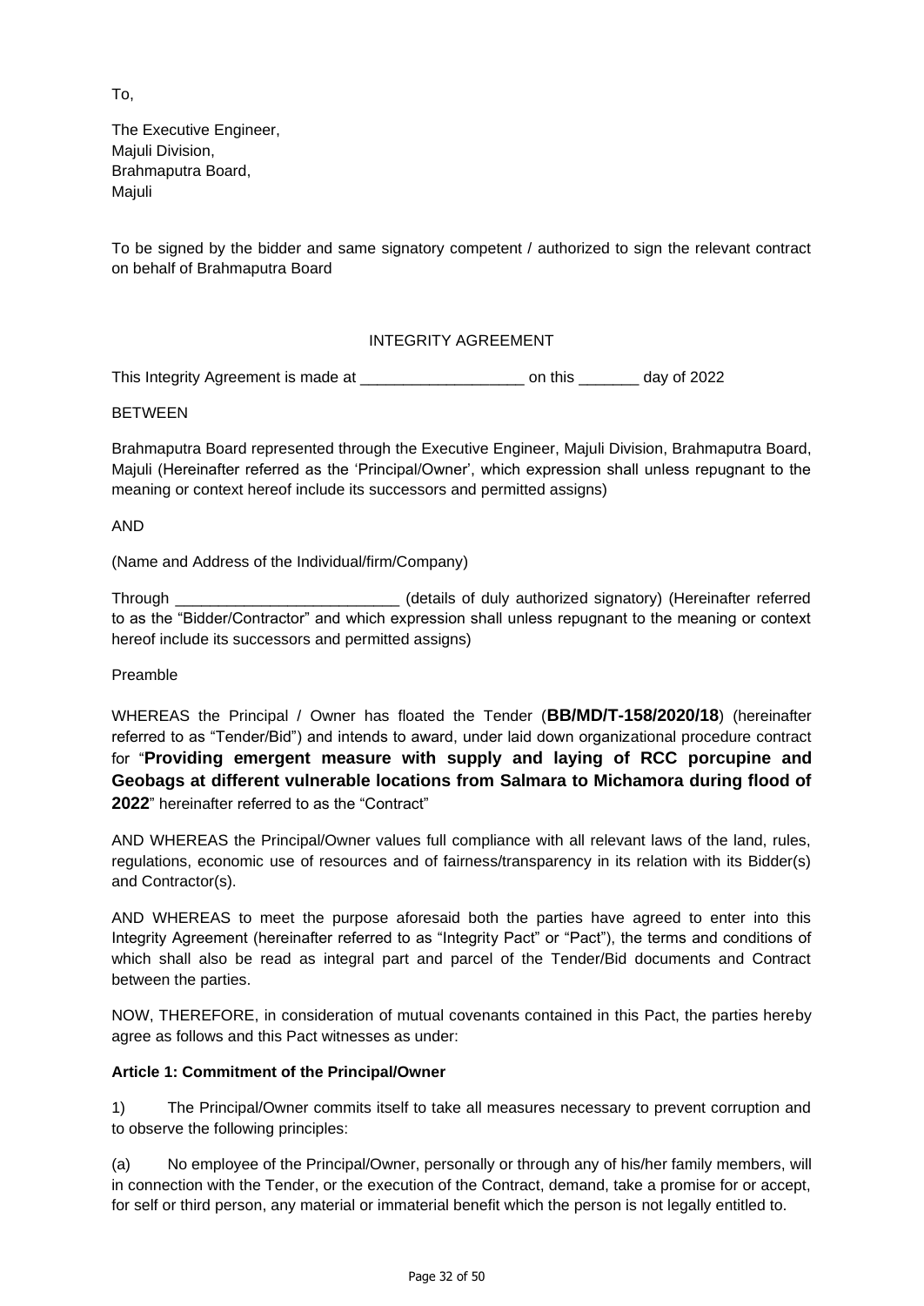To,

The Executive Engineer,
Majuli Division,
Brahmaputra Board,
Majuli

To be signed by the bidder and same signatory competent / authorized to sign the relevant contract on behalf of Brahmaputra Board

## INTEGRITY AGREEMENT

This Integrity Agreement is made at ___________________ on this _______ day of 2022

BETWEEN

Brahmaputra Board represented through the Executive Engineer, Majuli Division, Brahmaputra Board, Majuli (Hereinafter referred as the 'Principal/Owner', which expression shall unless repugnant to the meaning or context hereof include its successors and permitted assigns)

AND

(Name and Address of the Individual/firm/Company)

Through __________________________ (details of duly authorized signatory) (Hereinafter referred to as the "Bidder/Contractor" and which expression shall unless repugnant to the meaning or context hereof include its successors and permitted assigns)

Preamble

WHEREAS the Principal / Owner has floated the Tender (**BB/MD/T-158/2020/18**) (hereinafter referred to as "Tender/Bid") and intends to award, under laid down organizational procedure contract for "**Providing emergent measure with supply and laying of RCC porcupine and Geobags at different vulnerable locations from Salmara to Michamora during flood of 2022**" hereinafter referred to as the "Contract"

AND WHEREAS the Principal/Owner values full compliance with all relevant laws of the land, rules, regulations, economic use of resources and of fairness/transparency in its relation with its Bidder(s) and Contractor(s).

AND WHEREAS to meet the purpose aforesaid both the parties have agreed to enter into this Integrity Agreement (hereinafter referred to as "Integrity Pact" or "Pact"), the terms and conditions of which shall also be read as integral part and parcel of the Tender/Bid documents and Contract between the parties.

NOW, THEREFORE, in consideration of mutual covenants contained in this Pact, the parties hereby agree as follows and this Pact witnesses as under:

**Article 1: Commitment of the Principal/Owner**

1) The Principal/Owner commits itself to take all measures necessary to prevent corruption and to observe the following principles:

(a) No employee of the Principal/Owner, personally or through any of his/her family members, will in connection with the Tender, or the execution of the Contract, demand, take a promise for or accept, for self or third person, any material or immaterial benefit which the person is not legally entitled to.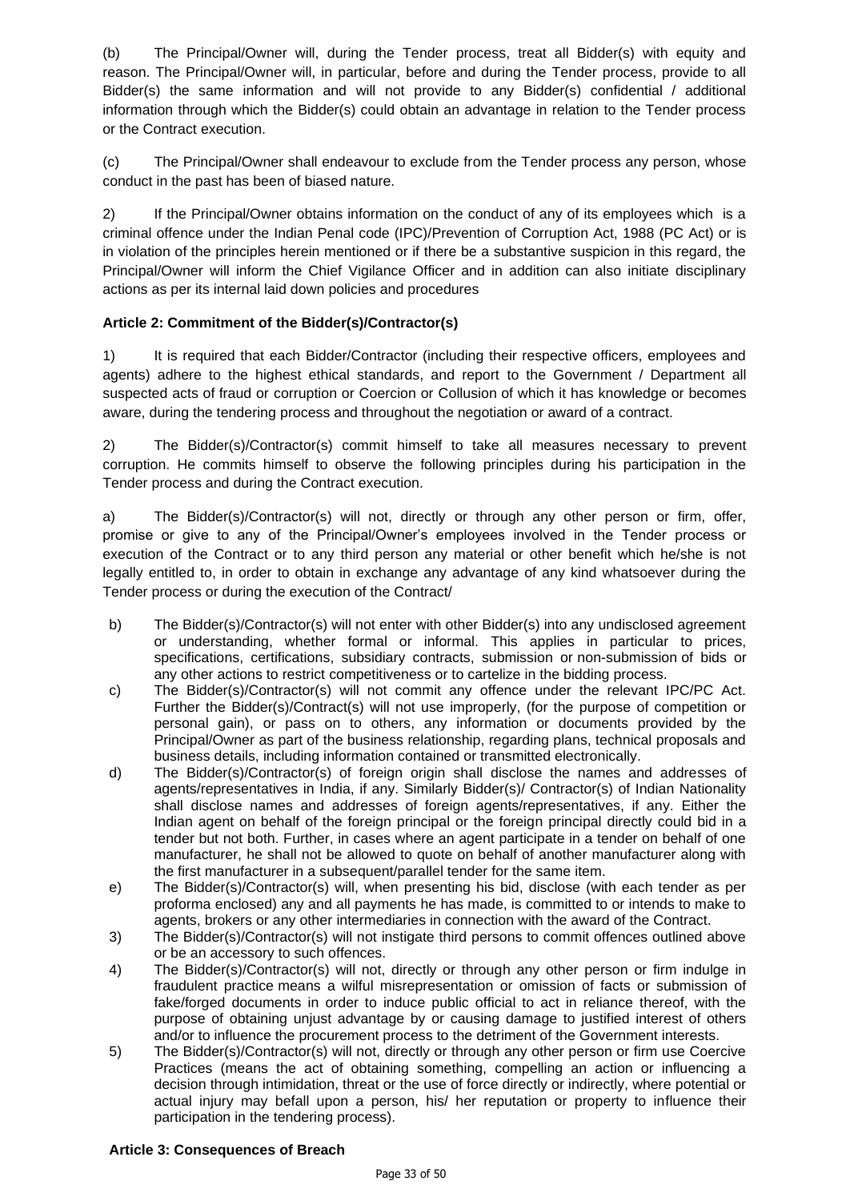(b) The Principal/Owner will, during the Tender process, treat all Bidder(s) with equity and reason. The Principal/Owner will, in particular, before and during the Tender process, provide to all Bidder(s) the same information and will not provide to any Bidder(s) confidential / additional information through which the Bidder(s) could obtain an advantage in relation to the Tender process or the Contract execution.

(c) The Principal/Owner shall endeavour to exclude from the Tender process any person, whose conduct in the past has been of biased nature.

2) If the Principal/Owner obtains information on the conduct of any of its employees which is a criminal offence under the Indian Penal code (IPC)/Prevention of Corruption Act, 1988 (PC Act) or is in violation of the principles herein mentioned or if there be a substantive suspicion in this regard, the Principal/Owner will inform the Chief Vigilance Officer and in addition can also initiate disciplinary actions as per its internal laid down policies and procedures

**Article 2: Commitment of the Bidder(s)/Contractor(s)**

1) It is required that each Bidder/Contractor (including their respective officers, employees and agents) adhere to the highest ethical standards, and report to the Government / Department all suspected acts of fraud or corruption or Coercion or Collusion of which it has knowledge or becomes aware, during the tendering process and throughout the negotiation or award of a contract.

2) The Bidder(s)/Contractor(s) commit himself to take all measures necessary to prevent corruption. He commits himself to observe the following principles during his participation in the Tender process and during the Contract execution.

a) The Bidder(s)/Contractor(s) will not, directly or through any other person or firm, offer, promise or give to any of the Principal/Owner's employees involved in the Tender process or execution of the Contract or to any third person any material or other benefit which he/she is not legally entitled to, in order to obtain in exchange any advantage of any kind whatsoever during the Tender process or during the execution of the Contract/

b) The Bidder(s)/Contractor(s) will not enter with other Bidder(s) into any undisclosed agreement or understanding, whether formal or informal. This applies in particular to prices, specifications, certifications, subsidiary contracts, submission or non-submission of bids or any other actions to restrict competitiveness or to cartelize in the bidding process.

c) The Bidder(s)/Contractor(s) will not commit any offence under the relevant IPC/PC Act. Further the Bidder(s)/Contract(s) will not use improperly, (for the purpose of competition or personal gain), or pass on to others, any information or documents provided by the Principal/Owner as part of the business relationship, regarding plans, technical proposals and business details, including information contained or transmitted electronically.

d) The Bidder(s)/Contractor(s) of foreign origin shall disclose the names and addresses of agents/representatives in India, if any. Similarly Bidder(s)/ Contractor(s) of Indian Nationality shall disclose names and addresses of foreign agents/representatives, if any. Either the Indian agent on behalf of the foreign principal or the foreign principal directly could bid in a tender but not both. Further, in cases where an agent participate in a tender on behalf of one manufacturer, he shall not be allowed to quote on behalf of another manufacturer along with the first manufacturer in a subsequent/parallel tender for the same item.

e) The Bidder(s)/Contractor(s) will, when presenting his bid, disclose (with each tender as per proforma enclosed) any and all payments he has made, is committed to or intends to make to agents, brokers or any other intermediaries in connection with the award of the Contract.

3) The Bidder(s)/Contractor(s) will not instigate third persons to commit offences outlined above or be an accessory to such offences.

4) The Bidder(s)/Contractor(s) will not, directly or through any other person or firm indulge in fraudulent practice means a wilful misrepresentation or omission of facts or submission of fake/forged documents in order to induce public official to act in reliance thereof, with the purpose of obtaining unjust advantage by or causing damage to justified interest of others and/or to influence the procurement process to the detriment of the Government interests.

5) The Bidder(s)/Contractor(s) will not, directly or through any other person or firm use Coercive Practices (means the act of obtaining something, compelling an action or influencing a decision through intimidation, threat or the use of force directly or indirectly, where potential or actual injury may befall upon a person, his/ her reputation or property to influence their participation in the tendering process).

**Article 3: Consequences of Breach**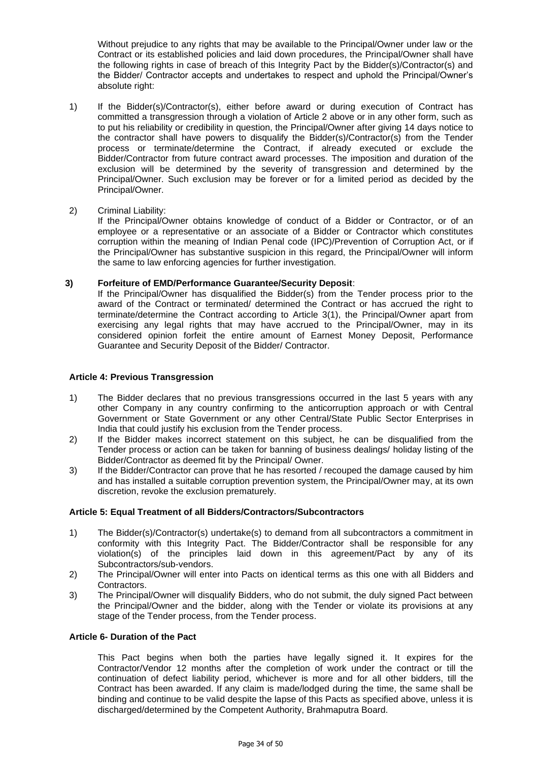Without prejudice to any rights that may be available to the Principal/Owner under law or the Contract or its established policies and laid down procedures, the Principal/Owner shall have the following rights in case of breach of this Integrity Pact by the Bidder(s)/Contractor(s) and the Bidder/ Contractor accepts and undertakes to respect and uphold the Principal/Owner's absolute right:

1) If the Bidder(s)/Contractor(s), either before award or during execution of Contract has committed a transgression through a violation of Article 2 above or in any other form, such as to put his reliability or credibility in question, the Principal/Owner after giving 14 days notice to the contractor shall have powers to disqualify the Bidder(s)/Contractor(s) from the Tender process or terminate/determine the Contract, if already executed or exclude the Bidder/Contractor from future contract award processes. The imposition and duration of the exclusion will be determined by the severity of transgression and determined by the Principal/Owner. Such exclusion may be forever or for a limited period as decided by the Principal/Owner.

2) Criminal Liability:
   If the Principal/Owner obtains knowledge of conduct of a Bidder or Contractor, or of an employee or a representative or an associate of a Bidder or Contractor which constitutes corruption within the meaning of Indian Penal code (IPC)/Prevention of Corruption Act, or if the Principal/Owner has substantive suspicion in this regard, the Principal/Owner will inform the same to law enforcing agencies for further investigation.

3) **Forfeiture of EMD/Performance Guarantee/Security Deposit**:
   If the Principal/Owner has disqualified the Bidder(s) from the Tender process prior to the award of the Contract or terminated/ determined the Contract or has accrued the right to terminate/determine the Contract according to Article 3(1), the Principal/Owner apart from exercising any legal rights that may have accrued to the Principal/Owner, may in its considered opinion forfeit the entire amount of Earnest Money Deposit, Performance Guarantee and Security Deposit of the Bidder/ Contractor.

**Article 4: Previous Transgression**

1) The Bidder declares that no previous transgressions occurred in the last 5 years with any other Company in any country confirming to the anticorruption approach or with Central Government or State Government or any other Central/State Public Sector Enterprises in India that could justify his exclusion from the Tender process.
2) If the Bidder makes incorrect statement on this subject, he can be disqualified from the Tender process or action can be taken for banning of business dealings/ holiday listing of the Bidder/Contractor as deemed fit by the Principal/ Owner.
3) If the Bidder/Contractor can prove that he has resorted / recouped the damage caused by him and has installed a suitable corruption prevention system, the Principal/Owner may, at its own discretion, revoke the exclusion prematurely.

**Article 5: Equal Treatment of all Bidders/Contractors/Subcontractors**

1) The Bidder(s)/Contractor(s) undertake(s) to demand from all subcontractors a commitment in conformity with this Integrity Pact. The Bidder/Contractor shall be responsible for any violation(s) of the principles laid down in this agreement/Pact by any of its Subcontractors/sub-vendors.
2) The Principal/Owner will enter into Pacts on identical terms as this one with all Bidders and Contractors.
3) The Principal/Owner will disqualify Bidders, who do not submit, the duly signed Pact between the Principal/Owner and the bidder, along with the Tender or violate its provisions at any stage of the Tender process, from the Tender process.

**Article 6- Duration of the Pact**

This Pact begins when both the parties have legally signed it. It expires for the Contractor/Vendor 12 months after the completion of work under the contract or till the continuation of defect liability period, whichever is more and for all other bidders, till the Contract has been awarded. If any claim is made/lodged during the time, the same shall be binding and continue to be valid despite the lapse of this Pacts as specified above, unless it is discharged/determined by the Competent Authority, Brahmaputra Board.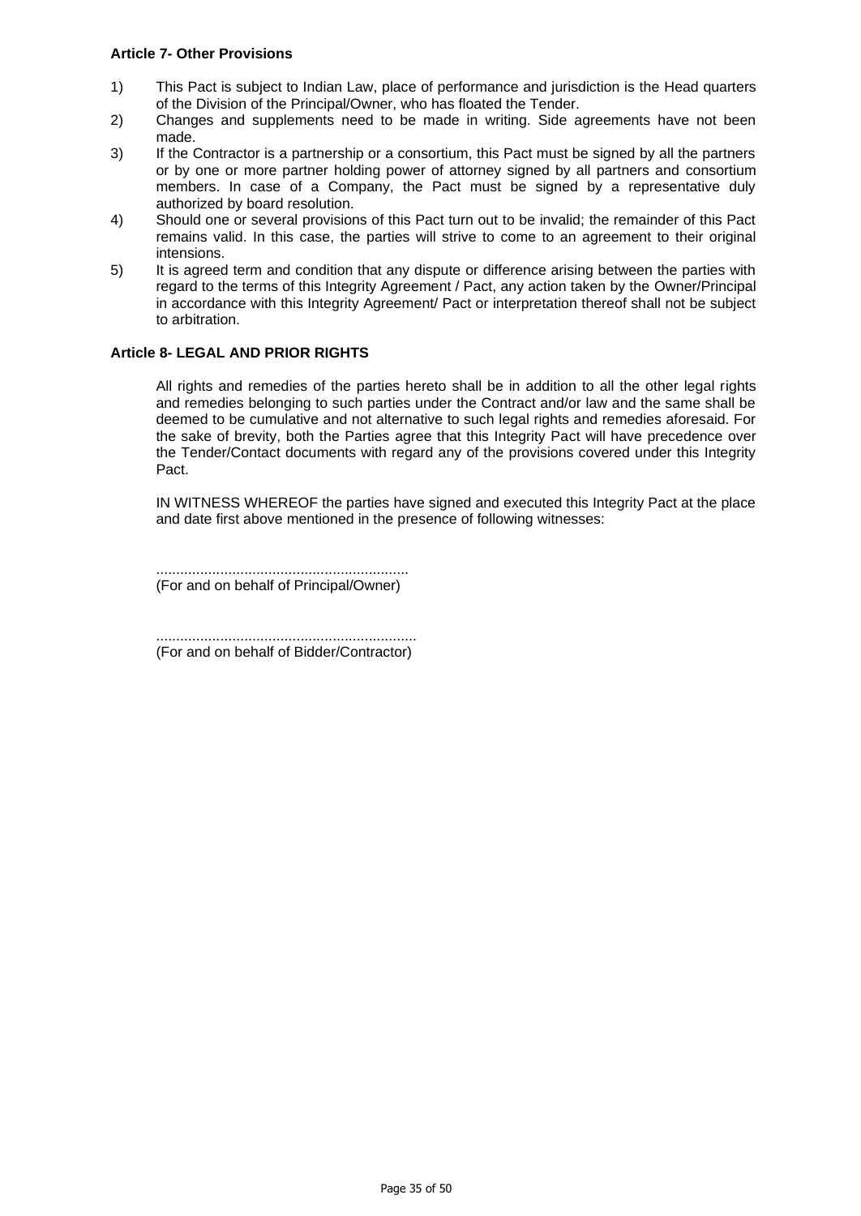**Article 7- Other Provisions**

1) This Pact is subject to Indian Law, place of performance and jurisdiction is the Head quarters of the Division of the Principal/Owner, who has floated the Tender.
2) Changes and supplements need to be made in writing. Side agreements have not been made.
3) If the Contractor is a partnership or a consortium, this Pact must be signed by all the partners or by one or more partner holding power of attorney signed by all partners and consortium members. In case of a Company, the Pact must be signed by a representative duly authorized by board resolution.
4) Should one or several provisions of this Pact turn out to be invalid; the remainder of this Pact remains valid. In this case, the parties will strive to come to an agreement to their original intensions.
5) It is agreed term and condition that any dispute or difference arising between the parties with regard to the terms of this Integrity Agreement / Pact, any action taken by the Owner/Principal in accordance with this Integrity Agreement/ Pact or interpretation thereof shall not be subject to arbitration.

**Article 8- LEGAL AND PRIOR RIGHTS**

All rights and remedies of the parties hereto shall be in addition to all the other legal rights and remedies belonging to such parties under the Contract and/or law and the same shall be deemed to be cumulative and not alternative to such legal rights and remedies aforesaid. For the sake of brevity, both the Parties agree that this Integrity Pact will have precedence over the Tender/Contact documents with regard any of the provisions covered under this Integrity Pact.

IN WITNESS WHEREOF the parties have signed and executed this Integrity Pact at the place and date first above mentioned in the presence of following witnesses:

...............................................................
(For and on behalf of Principal/Owner)

.................................................................
(For and on behalf of Bidder/Contractor)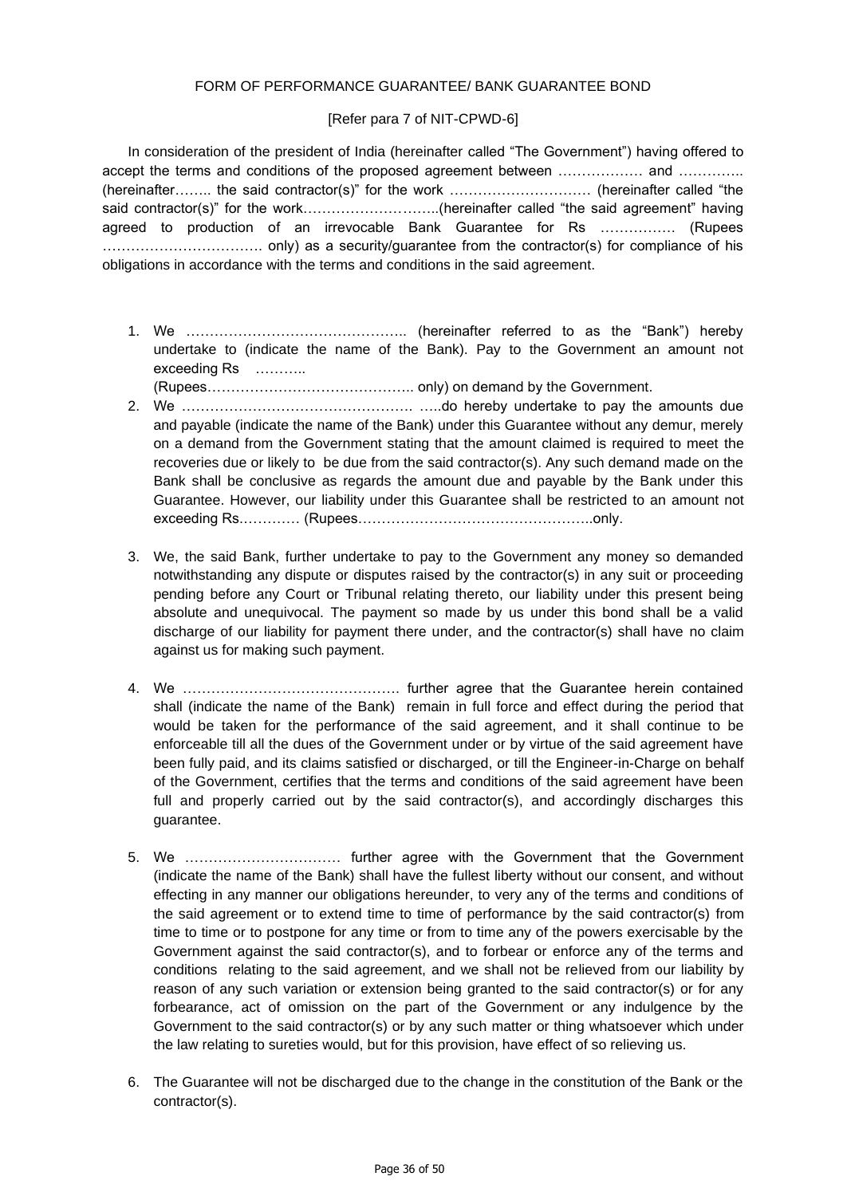FORM OF PERFORMANCE GUARANTEE/ BANK GUARANTEE BOND

[Refer para 7 of NIT-CPWD-6]

In consideration of the president of India (hereinafter called "The Government") having offered to accept the terms and conditions of the proposed agreement between ……………… and ………….. (hereinafter…….. the said contractor(s)" for the work ………………………… (hereinafter called "the said contractor(s)" for the work………………………..(hereinafter called "the said agreement" having agreed to production of an irrevocable Bank Guarantee for Rs ……………. (Rupees ……………………………. only) as a security/guarantee from the contractor(s) for compliance of his obligations in accordance with the terms and conditions in the said agreement.

1. We ……………………………………….. (hereinafter referred to as the "Bank") hereby undertake to (indicate the name of the Bank). Pay to the Government an amount not exceeding Rs ……….. (Rupees…………………………………….. only) on demand by the Government.
2. We …………………………………………. …..do hereby undertake to pay the amounts due and payable (indicate the name of the Bank) under this Guarantee without any demur, merely on a demand from the Government stating that the amount claimed is required to meet the recoveries due or likely to be due from the said contractor(s). Any such demand made on the Bank shall be conclusive as regards the amount due and payable by the Bank under this Guarantee. However, our liability under this Guarantee shall be restricted to an amount not exceeding Rs.………… (Rupees…………………………………………..only.
3. We, the said Bank, further undertake to pay to the Government any money so demanded notwithstanding any dispute or disputes raised by the contractor(s) in any suit or proceeding pending before any Court or Tribunal relating thereto, our liability under this present being absolute and unequivocal. The payment so made by us under this bond shall be a valid discharge of our liability for payment there under, and the contractor(s) shall have no claim against us for making such payment.
4. We ………………………………………. further agree that the Guarantee herein contained shall (indicate the name of the Bank) remain in full force and effect during the period that would be taken for the performance of the said agreement, and it shall continue to be enforceable till all the dues of the Government under or by virtue of the said agreement have been fully paid, and its claims satisfied or discharged, or till the Engineer-in-Charge on behalf of the Government, certifies that the terms and conditions of the said agreement have been full and properly carried out by the said contractor(s), and accordingly discharges this guarantee.
5. We …………………………… further agree with the Government that the Government (indicate the name of the Bank) shall have the fullest liberty without our consent, and without effecting in any manner our obligations hereunder, to very any of the terms and conditions of the said agreement or to extend time to time of performance by the said contractor(s) from time to time or to postpone for any time or from to time any of the powers exercisable by the Government against the said contractor(s), and to forbear or enforce any of the terms and conditions relating to the said agreement, and we shall not be relieved from our liability by reason of any such variation or extension being granted to the said contractor(s) or for any forbearance, act of omission on the part of the Government or any indulgence by the Government to the said contractor(s) or by any such matter or thing whatsoever which under the law relating to sureties would, but for this provision, have effect of so relieving us.
6. The Guarantee will not be discharged due to the change in the constitution of the Bank or the contractor(s).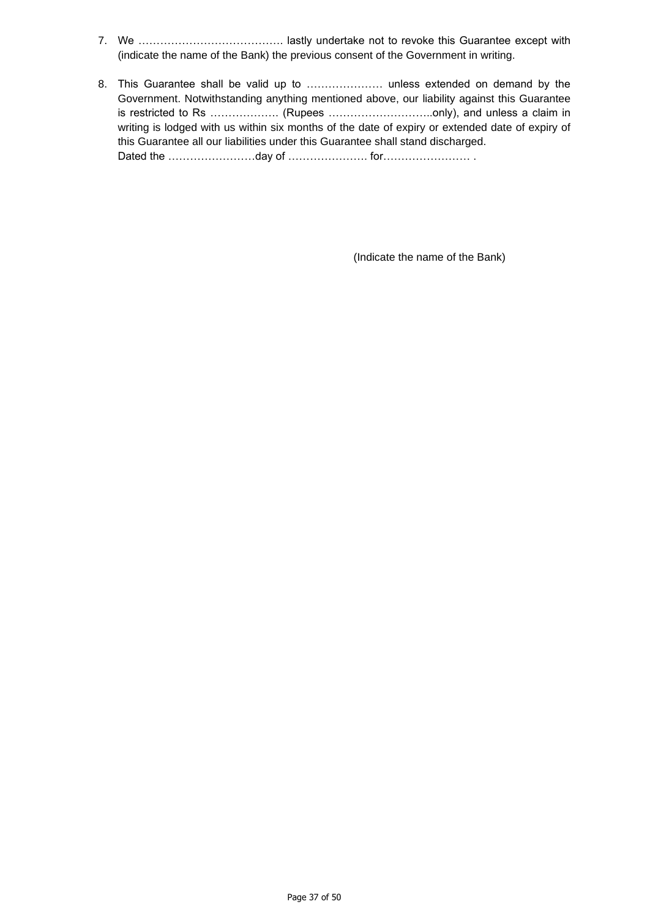7. We …………………………………. lastly undertake not to revoke this Guarantee except with (indicate the name of the Bank) the previous consent of the Government in writing.

8. This Guarantee shall be valid up to ………………… unless extended on demand by the Government. Notwithstanding anything mentioned above, our liability against this Guarantee is restricted to Rs ………………. (Rupees ………………………..only), and unless a claim in writing is lodged with us within six months of the date of expiry or extended date of expiry of this Guarantee all our liabilities under this Guarantee shall stand discharged.
   Dated the ……………………day of …………………. for…………………… .

(Indicate the name of the Bank)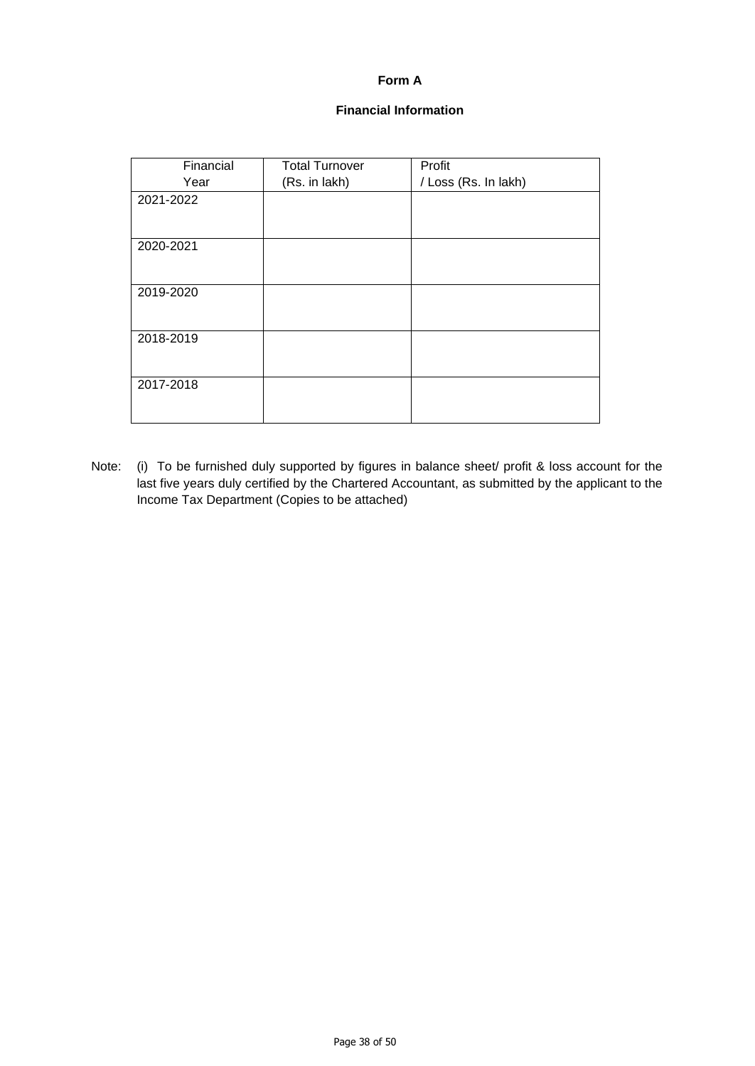**Form A**

**Financial Information**

| Financial Year | Total Turnover (Rs. in lakh) | Profit / Loss (Rs. In lakh) |
|---|---|---|
| 2021-2022 | | |
| 2020-2021 | | |
| 2019-2020 | | |
| 2018-2019 | | |
| 2017-2018 | | |

Note: (i) To be furnished duly supported by figures in balance sheet/ profit & loss account for the last five years duly certified by the Chartered Accountant, as submitted by the applicant to the Income Tax Department (Copies to be attached)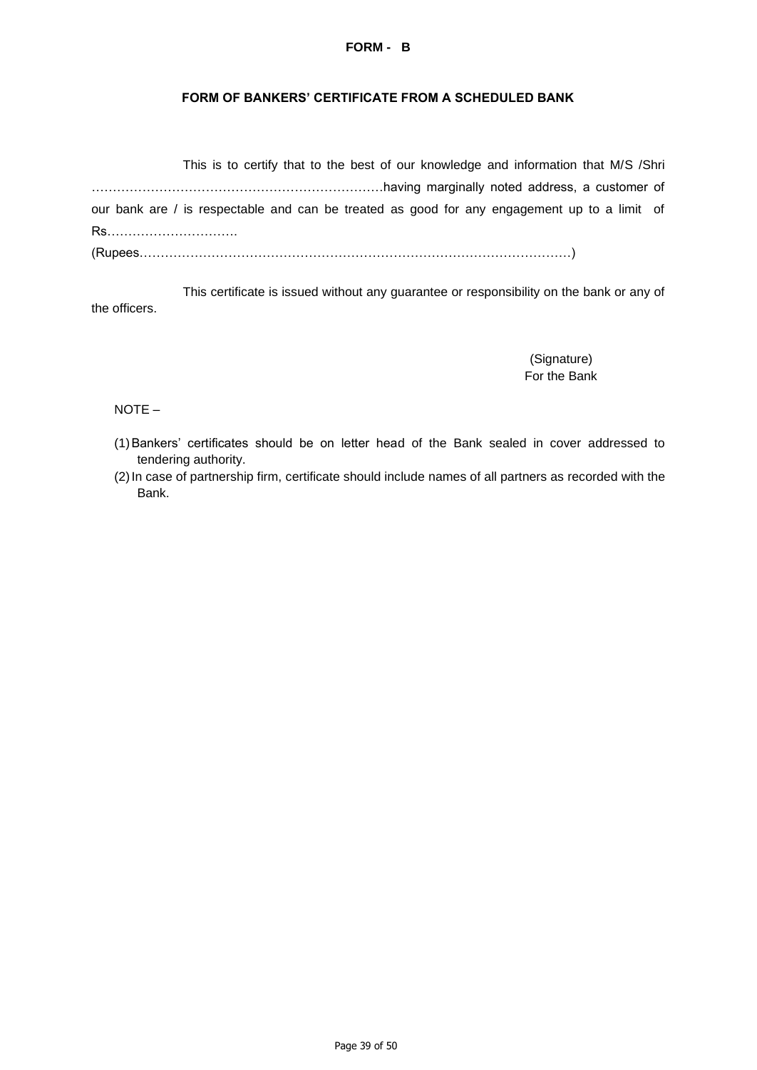**FORM - B**

**FORM OF BANKERS' CERTIFICATE FROM A SCHEDULED BANK**

This is to certify that to the best of our knowledge and information that M/S /Shri ……………………………………………………………having marginally noted address, a customer of our bank are / is respectable and can be treated as good for any engagement up to a limit of Rs………………………….
(Rupees…………………………………………………………………………………………)

This certificate is issued without any guarantee or responsibility on the bank or any of the officers.

(Signature)
For the Bank

NOTE –

(1) Bankers' certificates should be on letter head of the Bank sealed in cover addressed to tendering authority.
(2) In case of partnership firm, certificate should include names of all partners as recorded with the Bank.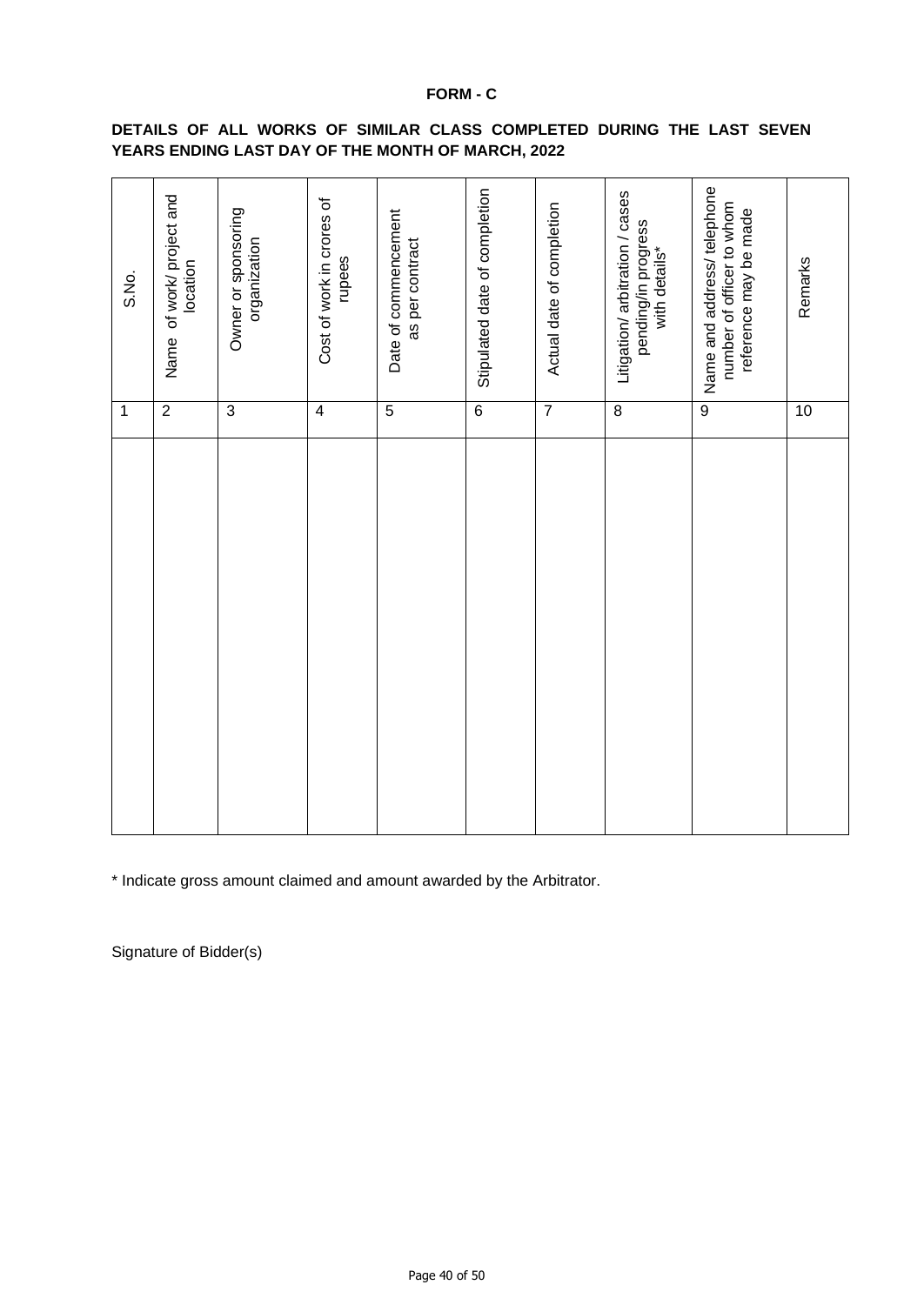**FORM - C**

**DETAILS OF ALL WORKS OF SIMILAR CLASS COMPLETED DURING THE LAST SEVEN YEARS ENDING LAST DAY OF THE MONTH OF MARCH, 2022**

| S.No. | Name of work/ project and location | Owner or sponsoring organization | Cost of work in crores of rupees | Date of commencement as per contract | Stipulated date of completion | Actual date of completion | Litigation/ arbitration / cases pending/in progress with details* | Name and address/ telephone number of officer to whom reference may be made | Remarks |
|---|---|---|---|---|---|---|---|---|---|
| 1 | 2 | 3 | 4 | 5 | 6 | 7 | 8 | 9 | 10 |
| | | | | | | | | | |

\* Indicate gross amount claimed and amount awarded by the Arbitrator.

Signature of Bidder(s)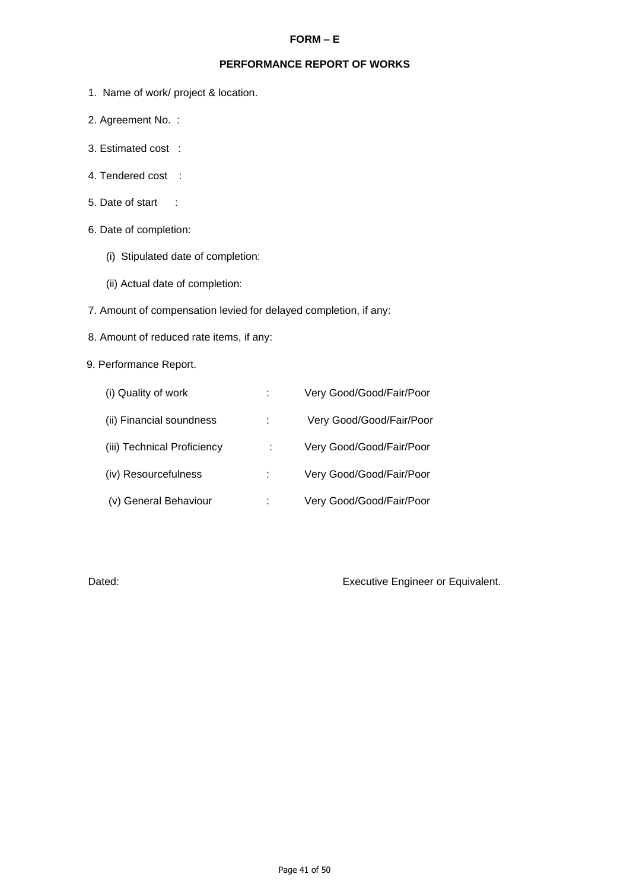# FORM – E

## PERFORMANCE REPORT OF WORKS

1. Name of work/ project & location.
2. Agreement No. :
3. Estimated cost :
4. Tendered cost :
5. Date of start :
6. Date of completion:
   - (i) Stipulated date of completion:
   - (ii) Actual date of completion:
7. Amount of compensation levied for delayed completion, if any:
8. Amount of reduced rate items, if any:
9. Performance Report.

| | | |
|---|---|---|
| (i) Quality of work | : | Very Good/Good/Fair/Poor |
| (ii) Financial soundness | : | Very Good/Good/Fair/Poor |
| (iii) Technical Proficiency | : | Very Good/Good/Fair/Poor |
| (iv) Resourcefulness | : | Very Good/Good/Fair/Poor |
| (v) General Behaviour | : | Very Good/Good/Fair/Poor |

Dated: Executive Engineer or Equivalent.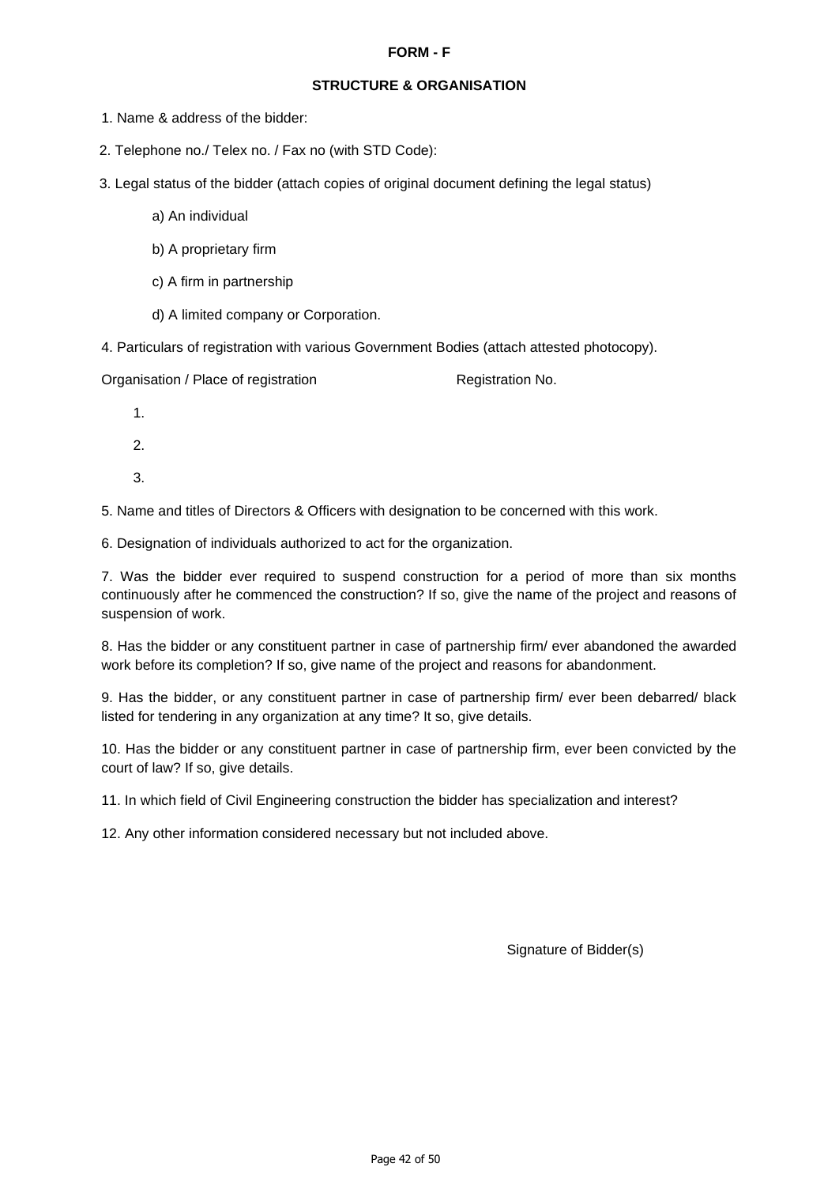**FORM - F**

**STRUCTURE & ORGANISATION**

1. Name & address of the bidder:

2. Telephone no./ Telex no. / Fax no (with STD Code):

3. Legal status of the bidder (attach copies of original document defining the legal status)

   a) An individual

   b) A proprietary firm

   c) A firm in partnership

   d) A limited company or Corporation.

4. Particulars of registration with various Government Bodies (attach attested photocopy).

| Organisation / Place of registration | Registration No. |
|---|---|
| 1. | |
| 2. | |
| 3. | |

5. Name and titles of Directors & Officers with designation to be concerned with this work.

6. Designation of individuals authorized to act for the organization.

7. Was the bidder ever required to suspend construction for a period of more than six months continuously after he commenced the construction? If so, give the name of the project and reasons of suspension of work.

8. Has the bidder or any constituent partner in case of partnership firm/ ever abandoned the awarded work before its completion? If so, give name of the project and reasons for abandonment.

9. Has the bidder, or any constituent partner in case of partnership firm/ ever been debarred/ black listed for tendering in any organization at any time? It so, give details.

10. Has the bidder or any constituent partner in case of partnership firm, ever been convicted by the court of law? If so, give details.

11. In which field of Civil Engineering construction the bidder has specialization and interest?

12. Any other information considered necessary but not included above.

Signature of Bidder(s)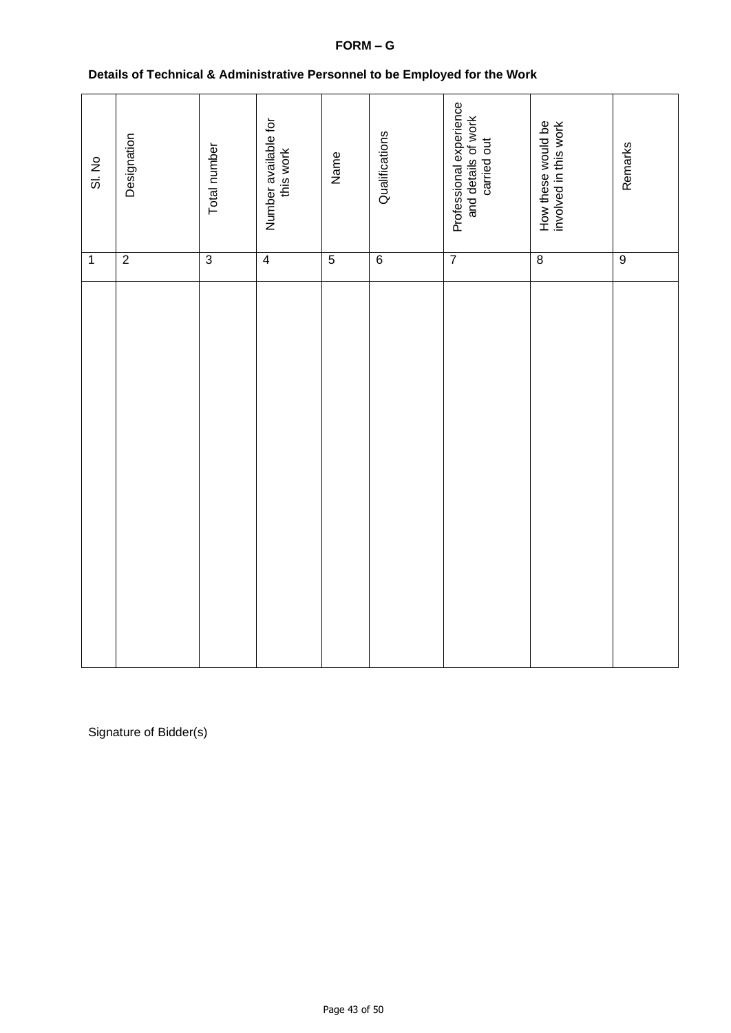**FORM – G**

**Details of Technical & Administrative Personnel to be Employed for the Work**

| Sl. No | Designation | Total number | Number available for this work | Name | Qualifications | Professional experience and details of work carried out | How these would be involved in this work | Remarks |
|---|---|---|---|---|---|---|---|---|
| 1 | 2 | 3 | 4 | 5 | 6 | 7 | 8 | 9 |
| | | | | | | | | |

Signature of Bidder(s)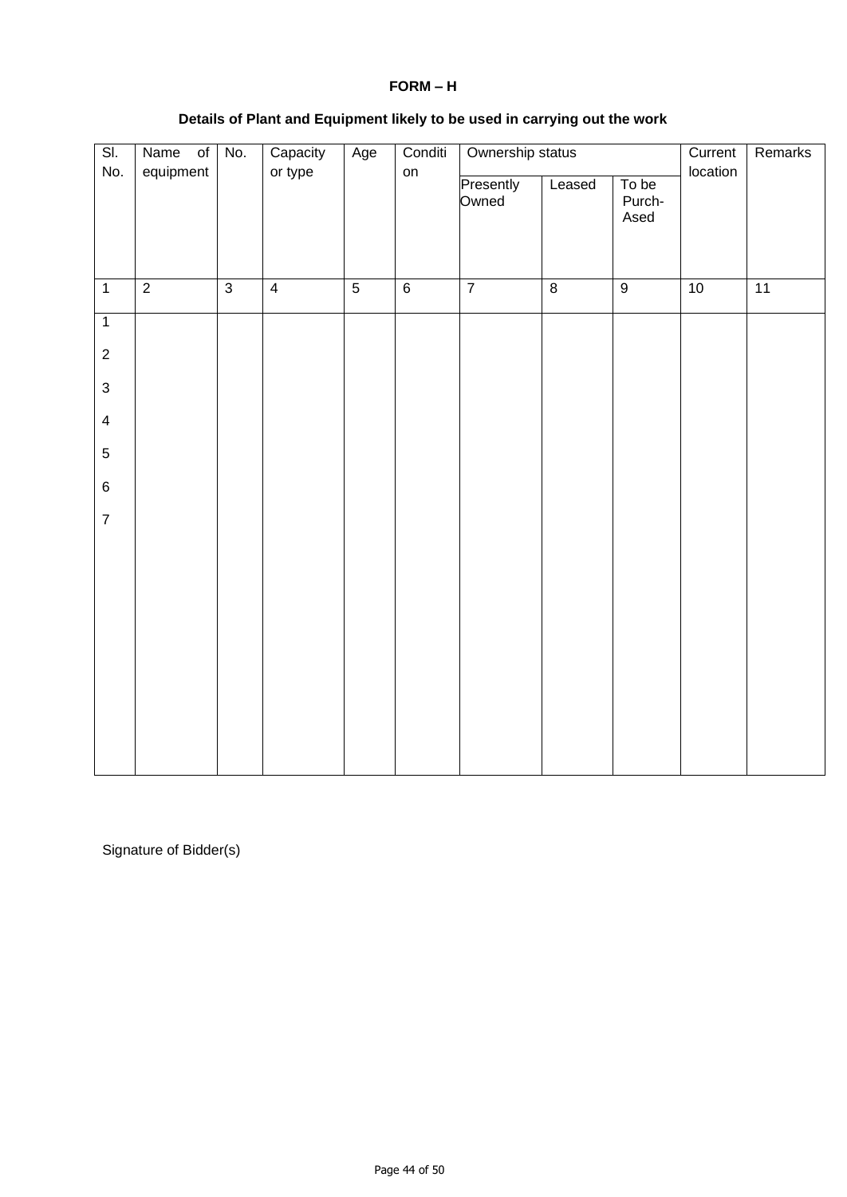**FORM – H**

**Details of Plant and Equipment likely to be used in carrying out the work**

| Sl. No. | Name of equipment | No. | Capacity or type | Age | Condition | Ownership status | | | Current location | Remarks |
|---|---|---|---|---|---|---|---|---|---|---|
| | | | | | | Presently Owned | Leased | To be Purch-Ased | | |
| 1 | 2 | 3 | 4 | 5 | 6 | 7 | 8 | 9 | 10 | 11 |
| 1 | | | | | | | | | | |
| 2 | | | | | | | | | | |
| 3 | | | | | | | | | | |
| 4 | | | | | | | | | | |
| 5 | | | | | | | | | | |
| 6 | | | | | | | | | | |
| 7 | | | | | | | | | | |

Signature of Bidder(s)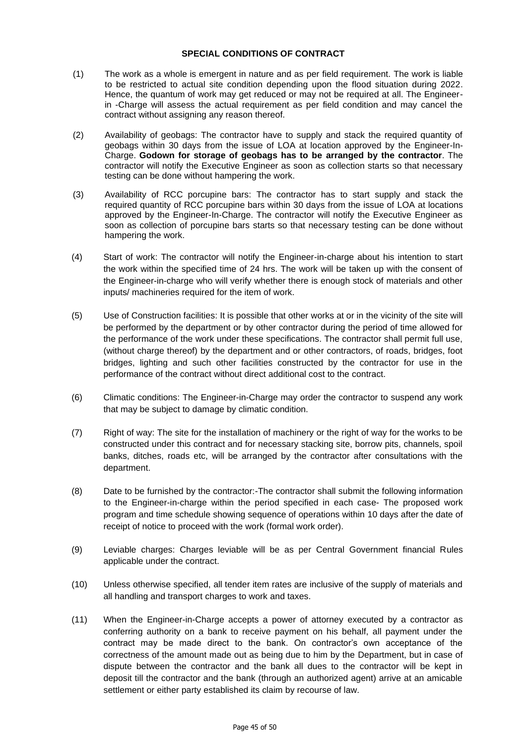## SPECIAL CONDITIONS OF CONTRACT

(1) The work as a whole is emergent in nature and as per field requirement. The work is liable to be restricted to actual site condition depending upon the flood situation during 2022. Hence, the quantum of work may get reduced or may not be required at all. The Engineer-in -Charge will assess the actual requirement as per field condition and may cancel the contract without assigning any reason thereof.

(2) Availability of geobags: The contractor have to supply and stack the required quantity of geobags within 30 days from the issue of LOA at location approved by the Engineer-In-Charge. **Godown for storage of geobags has to be arranged by the contractor**. The contractor will notify the Executive Engineer as soon as collection starts so that necessary testing can be done without hampering the work.

(3) Availability of RCC porcupine bars: The contractor has to start supply and stack the required quantity of RCC porcupine bars within 30 days from the issue of LOA at locations approved by the Engineer-In-Charge. The contractor will notify the Executive Engineer as soon as collection of porcupine bars starts so that necessary testing can be done without hampering the work.

(4) Start of work: The contractor will notify the Engineer-in-charge about his intention to start the work within the specified time of 24 hrs. The work will be taken up with the consent of the Engineer-in-charge who will verify whether there is enough stock of materials and other inputs/ machineries required for the item of work.

(5) Use of Construction facilities: It is possible that other works at or in the vicinity of the site will be performed by the department or by other contractor during the period of time allowed for the performance of the work under these specifications. The contractor shall permit full use, (without charge thereof) by the department and or other contractors, of roads, bridges, foot bridges, lighting and such other facilities constructed by the contractor for use in the performance of the contract without direct additional cost to the contract.

(6) Climatic conditions: The Engineer-in-Charge may order the contractor to suspend any work that may be subject to damage by climatic condition.

(7) Right of way: The site for the installation of machinery or the right of way for the works to be constructed under this contract and for necessary stacking site, borrow pits, channels, spoil banks, ditches, roads etc, will be arranged by the contractor after consultations with the department.

(8) Date to be furnished by the contractor:-The contractor shall submit the following information to the Engineer-in-charge within the period specified in each case- The proposed work program and time schedule showing sequence of operations within 10 days after the date of receipt of notice to proceed with the work (formal work order).

(9) Leviable charges: Charges leviable will be as per Central Government financial Rules applicable under the contract.

(10) Unless otherwise specified, all tender item rates are inclusive of the supply of materials and all handling and transport charges to work and taxes.

(11) When the Engineer-in-Charge accepts a power of attorney executed by a contractor as conferring authority on a bank to receive payment on his behalf, all payment under the contract may be made direct to the bank. On contractor's own acceptance of the correctness of the amount made out as being due to him by the Department, but in case of dispute between the contractor and the bank all dues to the contractor will be kept in deposit till the contractor and the bank (through an authorized agent) arrive at an amicable settlement or either party established its claim by recourse of law.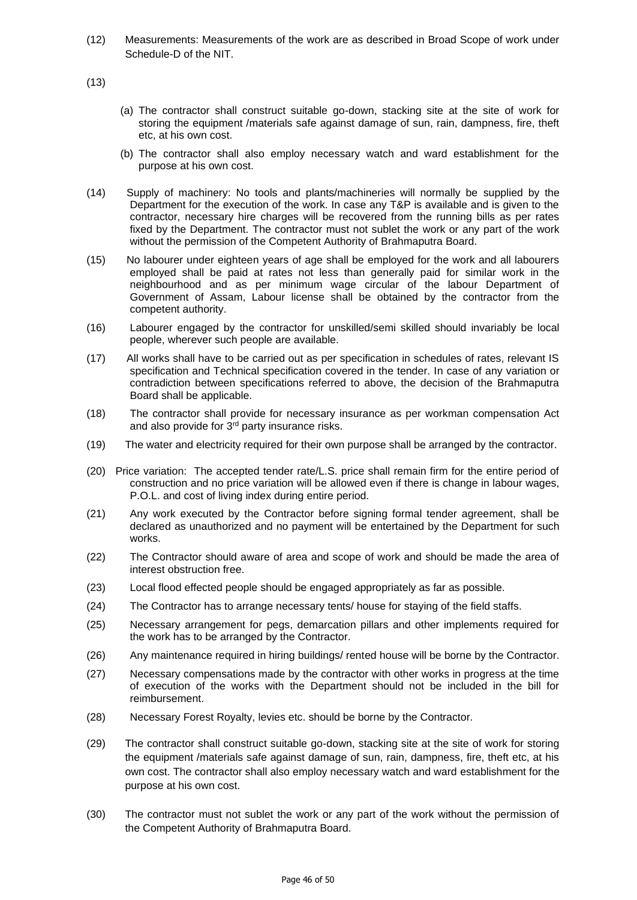(12) Measurements: Measurements of the work are as described in Broad Scope of work under Schedule-D of the NIT.

(13)

(a) The contractor shall construct suitable go-down, stacking site at the site of work for storing the equipment /materials safe against damage of sun, rain, dampness, fire, theft etc, at his own cost.

(b) The contractor shall also employ necessary watch and ward establishment for the purpose at his own cost.

(14) Supply of machinery: No tools and plants/machineries will normally be supplied by the Department for the execution of the work. In case any T&P is available and is given to the contractor, necessary hire charges will be recovered from the running bills as per rates fixed by the Department. The contractor must not sublet the work or any part of the work without the permission of the Competent Authority of Brahmaputra Board.

(15) No labourer under eighteen years of age shall be employed for the work and all labourers employed shall be paid at rates not less than generally paid for similar work in the neighbourhood and as per minimum wage circular of the labour Department of Government of Assam, Labour license shall be obtained by the contractor from the competent authority.

(16) Labourer engaged by the contractor for unskilled/semi skilled should invariably be local people, wherever such people are available.

(17) All works shall have to be carried out as per specification in schedules of rates, relevant IS specification and Technical specification covered in the tender. In case of any variation or contradiction between specifications referred to above, the decision of the Brahmaputra Board shall be applicable.

(18) The contractor shall provide for necessary insurance as per workman compensation Act and also provide for 3rd party insurance risks.

(19) The water and electricity required for their own purpose shall be arranged by the contractor.

(20) Price variation: The accepted tender rate/L.S. price shall remain firm for the entire period of construction and no price variation will be allowed even if there is change in labour wages, P.O.L. and cost of living index during entire period.

(21) Any work executed by the Contractor before signing formal tender agreement, shall be declared as unauthorized and no payment will be entertained by the Department for such works.

(22) The Contractor should aware of area and scope of work and should be made the area of interest obstruction free.

(23) Local flood effected people should be engaged appropriately as far as possible.

(24) The Contractor has to arrange necessary tents/ house for staying of the field staffs.

(25) Necessary arrangement for pegs, demarcation pillars and other implements required for the work has to be arranged by the Contractor.

(26) Any maintenance required in hiring buildings/ rented house will be borne by the Contractor.

(27) Necessary compensations made by the contractor with other works in progress at the time of execution of the works with the Department should not be included in the bill for reimbursement.

(28) Necessary Forest Royalty, levies etc. should be borne by the Contractor.

(29) The contractor shall construct suitable go-down, stacking site at the site of work for storing the equipment /materials safe against damage of sun, rain, dampness, fire, theft etc, at his own cost. The contractor shall also employ necessary watch and ward establishment for the purpose at his own cost.

(30) The contractor must not sublet the work or any part of the work without the permission of the Competent Authority of Brahmaputra Board.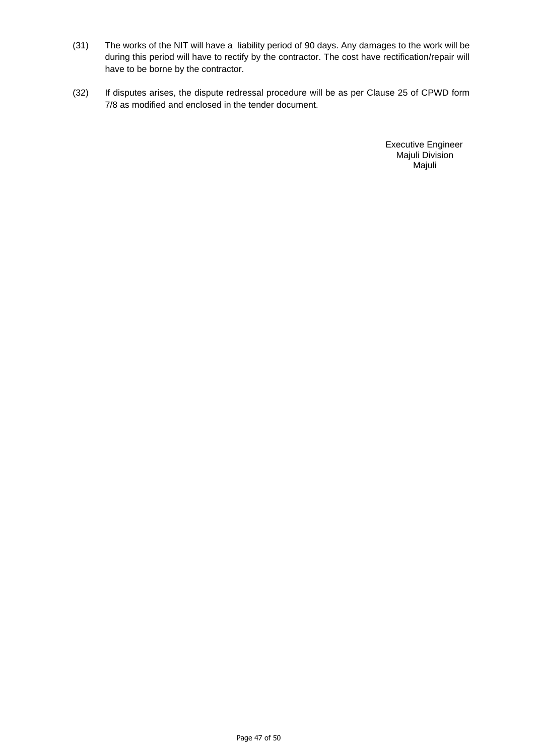(31) The works of the NIT will have a liability period of 90 days. Any damages to the work will be during this period will have to rectify by the contractor. The cost have rectification/repair will have to be borne by the contractor.

(32) If disputes arises, the dispute redressal procedure will be as per Clause 25 of CPWD form 7/8 as modified and enclosed in the tender document.

Executive Engineer
Majuli Division
Majuli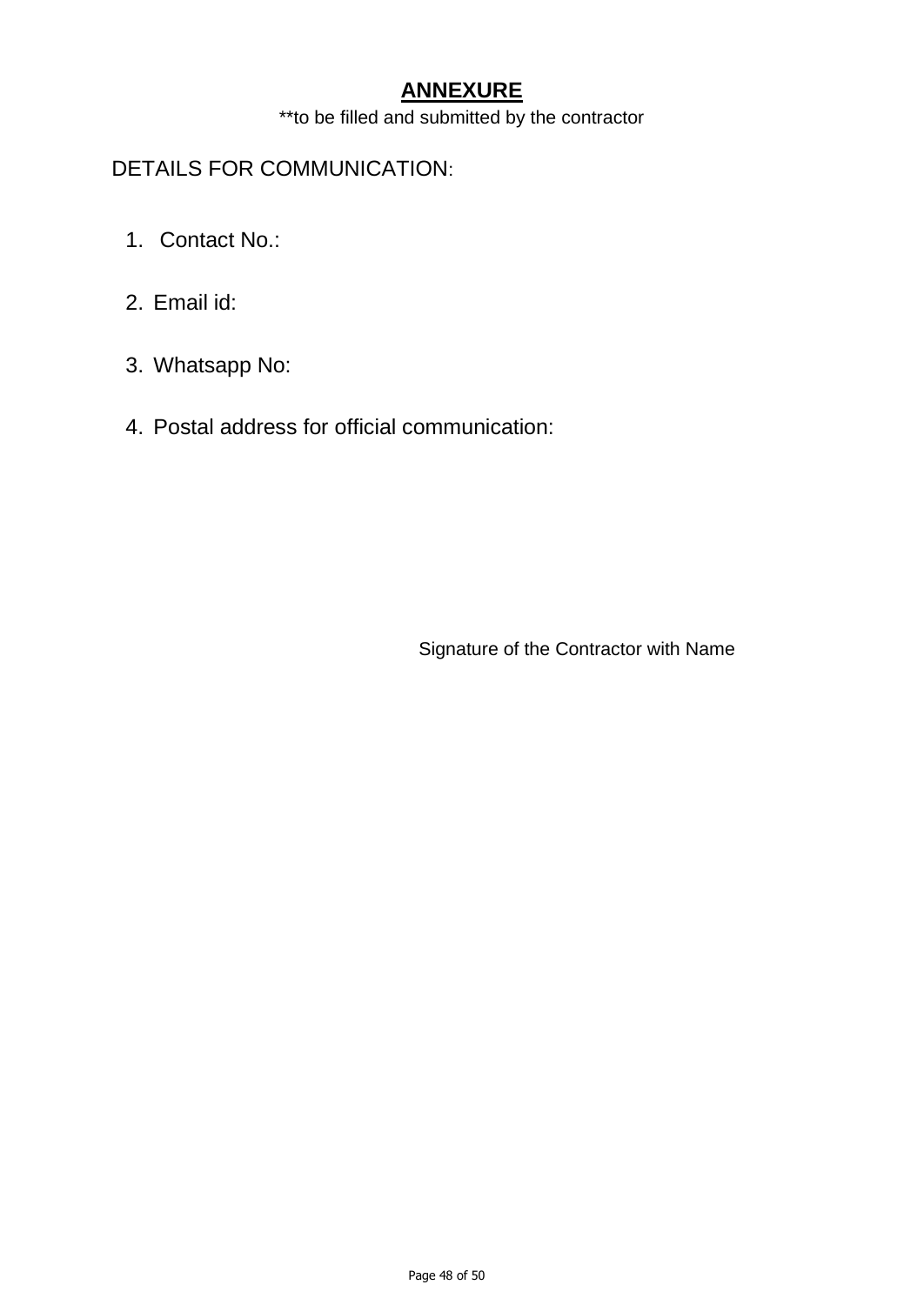# ANNEXURE

**to be filled and submitted by the contractor

DETAILS FOR COMMUNICATION:

1. Contact No.:

2. Email id:

3. Whatsapp No:

4. Postal address for official communication:

Signature of the Contractor with Name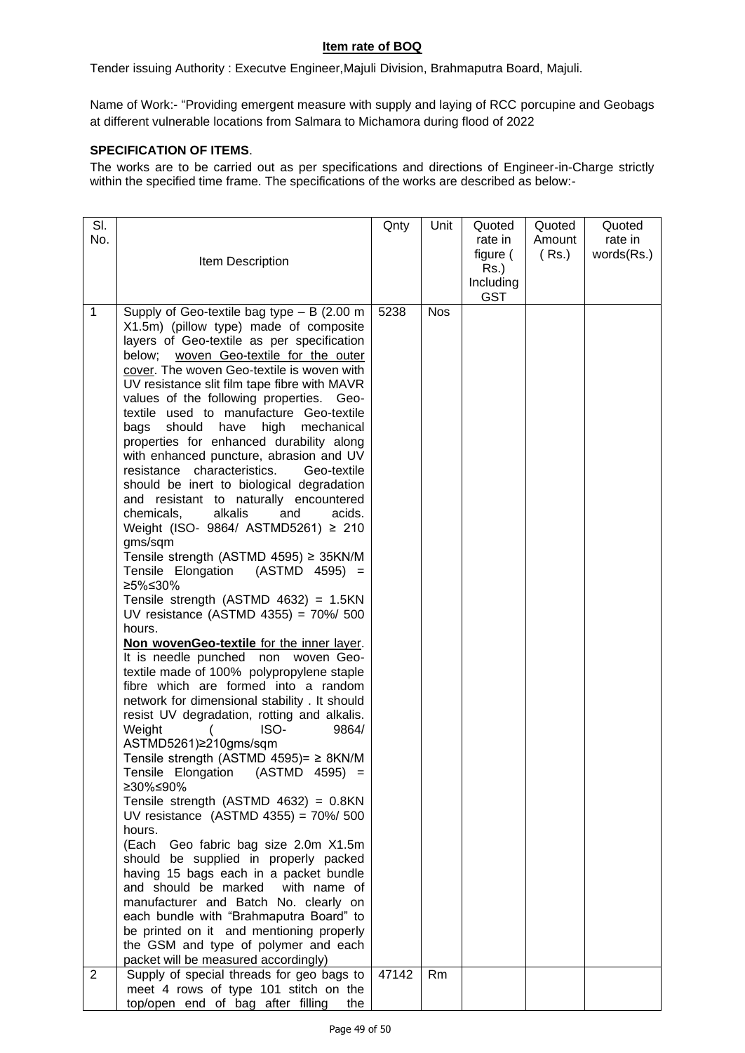**Item rate of BOQ**

Tender issuing Authority : Executve Engineer,Majuli Division, Brahmaputra Board, Majuli.

Name of Work:- "Providing emergent measure with supply and laying of RCC porcupine and Geobags at different vulnerable locations from Salmara to Michamora during flood of 2022

**SPECIFICATION OF ITEMS**.

The works are to be carried out as per specifications and directions of Engineer-in-Charge strictly within the specified time frame. The specifications of the works are described as below:-

| Sl. No. | Item Description | Qnty | Unit | Quoted rate in figure ( Rs.) Including GST | Quoted Amount ( Rs.) | Quoted rate in words(Rs.) |
|---|---|---|---|---|---|---|
| 1 | Supply of Geo-textile bag type – B (2.00 m X1.5m) (pillow type) made of composite layers of Geo-textile as per specification below; woven Geo-textile for the outer cover. The woven Geo-textile is woven with UV resistance slit film tape fibre with MAVR values of the following properties. Geo-textile used to manufacture Geo-textile bags should have high mechanical properties for enhanced durability along with enhanced puncture, abrasion and UV resistance characteristics. Geo-textile should be inert to biological degradation and resistant to naturally encountered chemicals, alkalis and acids. Weight (ISO- 9864/ ASTMD5261) ≥ 210 gms/sqm<br>Tensile strength (ASTMD 4595) ≥ 35KN/M<br>Tensile Elongation (ASTMD 4595) = ≥5%≤30%<br>Tensile strength (ASTMD 4632) = 1.5KN<br>UV resistance (ASTMD 4355) = 70%/ 500 hours.<br>**Non wovenGeo-textile** for the inner layer. It is needle punched non woven Geo-textile made of 100% polypropylene staple fibre which are formed into a random network for dimensional stability . It should resist UV degradation, rotting and alkalis. Weight ( ISO- 9864/ ASTMD5261)≥210gms/sqm<br>Tensile strength (ASTMD 4595)= ≥ 8KN/M<br>Tensile Elongation (ASTMD 4595) = ≥30%≤90%<br>Tensile strength (ASTMD 4632) = 0.8KN<br>UV resistance (ASTMD 4355) = 70%/ 500 hours.<br>(Each Geo fabric bag size 2.0m X1.5m should be supplied in properly packed having 15 bags each in a packet bundle and should be marked with name of manufacturer and Batch No. clearly on each bundle with "Brahmaputra Board" to be printed on it and mentioning properly the GSM and type of polymer and each packet will be measured accordingly) | 5238 | Nos | | | |
| 2 | Supply of special threads for geo bags to meet 4 rows of type 101 stitch on the top/open end of bag after filling the | 47142 | Rm | | | |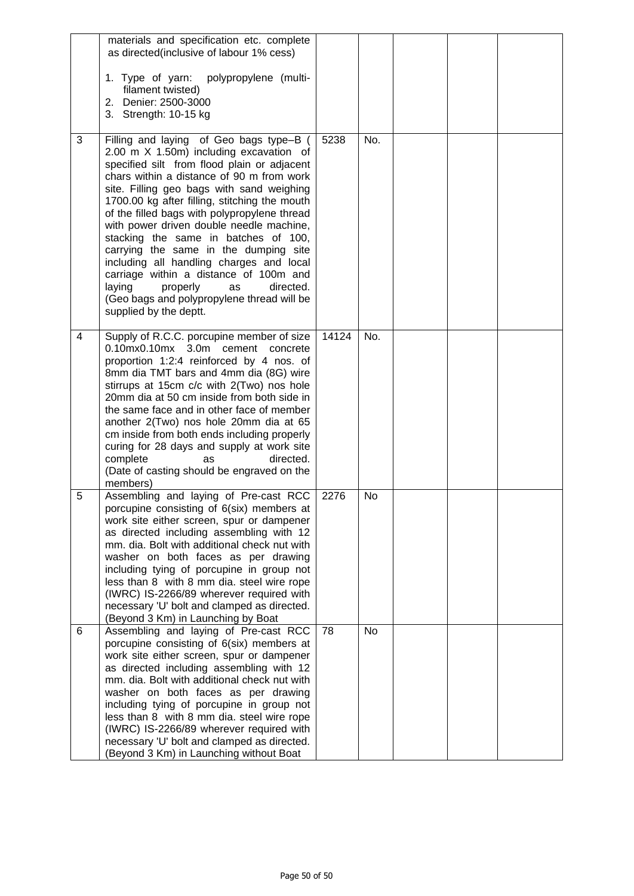| | | | | | | |
|---|---|---|---|---|---|---|
| | materials and specification etc. complete as directed(inclusive of labour 1% cess)<br><br>1. Type of yarn: polypropylene (multi-filament twisted)<br>2. Denier: 2500-3000<br>3. Strength: 10-15 kg | | | | | |
| 3 | Filling and laying of Geo bags type–B ( 2.00 m X 1.50m) including excavation of specified silt from flood plain or adjacent chars within a distance of 90 m from work site. Filling geo bags with sand weighing 1700.00 kg after filling, stitching the mouth of the filled bags with polypropylene thread with power driven double needle machine, stacking the same in batches of 100, carrying the same in the dumping site including all handling charges and local carriage within a distance of 100m and laying properly as directed. (Geo bags and polypropylene thread will be supplied by the deptt. | 5238 | No. | | | |
| 4 | Supply of R.C.C. porcupine member of size 0.10mx0.10mx 3.0m cement concrete proportion 1:2:4 reinforced by 4 nos. of 8mm dia TMT bars and 4mm dia (8G) wire stirrups at 15cm c/c with 2(Two) nos hole 20mm dia at 50 cm inside from both side in the same face and in other face of member another 2(Two) nos hole 20mm dia at 65 cm inside from both ends including properly curing for 28 days and supply at work site complete as directed. (Date of casting should be engraved on the members) | 14124 | No. | | | |
| 5 | Assembling and laying of Pre-cast RCC porcupine consisting of 6(six) members at work site either screen, spur or dampener as directed including assembling with 12 mm. dia. Bolt with additional check nut with washer on both faces as per drawing including tying of porcupine in group not less than 8 with 8 mm dia. steel wire rope (IWRC) IS-2266/89 wherever required with necessary 'U' bolt and clamped as directed. (Beyond 3 Km) in Launching by Boat | 2276 | No | | | |
| 6 | Assembling and laying of Pre-cast RCC porcupine consisting of 6(six) members at work site either screen, spur or dampener as directed including assembling with 12 mm. dia. Bolt with additional check nut with washer on both faces as per drawing including tying of porcupine in group not less than 8 with 8 mm dia. steel wire rope (IWRC) IS-2266/89 wherever required with necessary 'U' bolt and clamped as directed. (Beyond 3 Km) in Launching without Boat | 78 | No | | | |